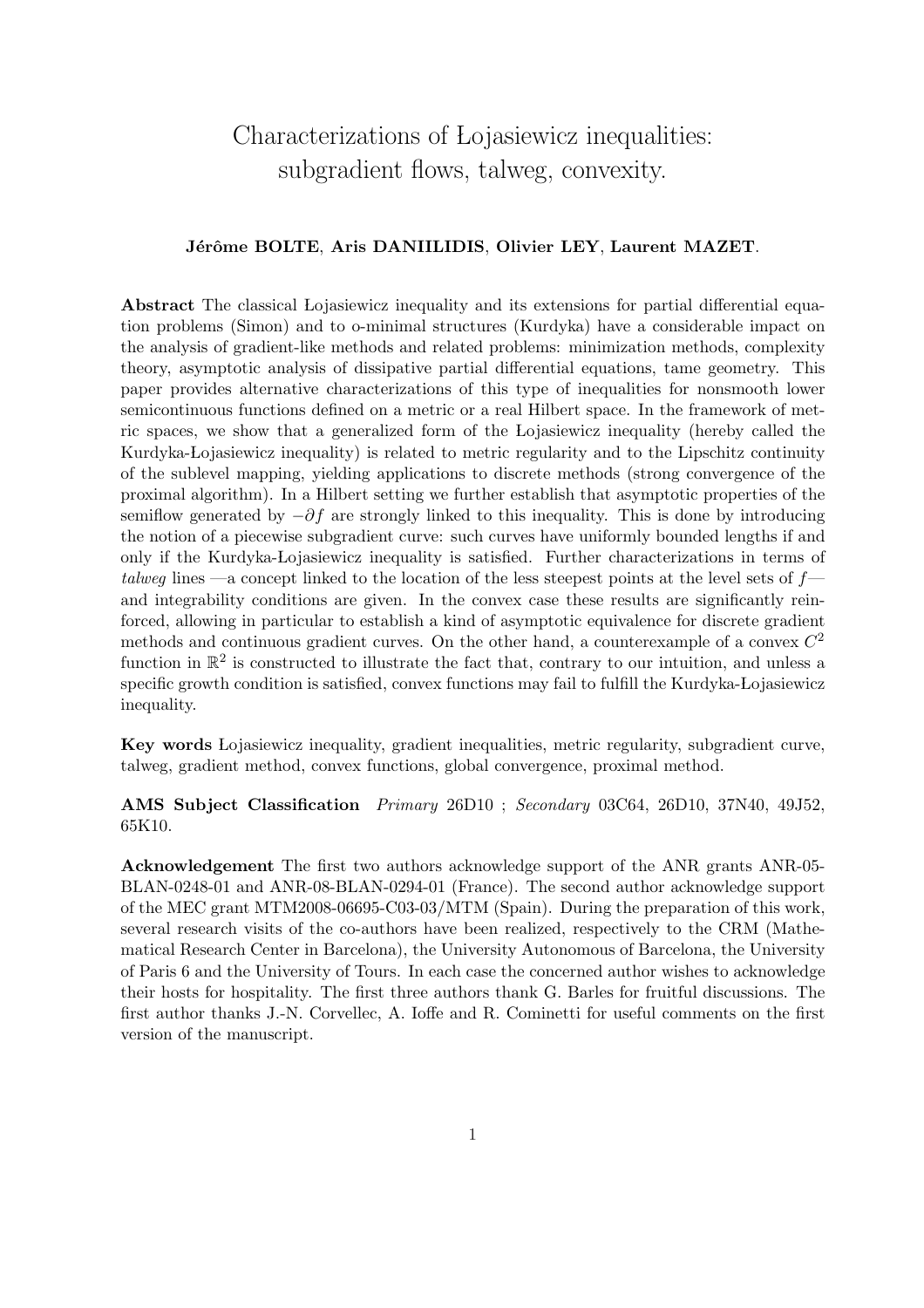# Characterizations of Łojasiewicz inequalities: subgradient flows, talweg, convexity.

**Jérôme BOLTE**, **Aris DANIILIDIS**, **Olivier LEY**, **Laurent MAZET**.

**Abstract** The classical Łojasiewicz inequality and its extensions for partial differential equation problems (Simon) and to o-minimal structures (Kurdyka) have a considerable impact on the analysis of gradient-like methods and related problems: minimization methods, complexity theory, asymptotic analysis of dissipative partial differential equations, tame geometry. This paper provides alternative characterizations of this type of inequalities for nonsmooth lower semicontinuous functions defined on a metric or a real Hilbert space. In the framework of metric spaces, we show that a generalized form of the Łojasiewicz inequality (hereby called the Kurdyka-Łojasiewicz inequality) is related to metric regularity and to the Lipschitz continuity of the sublevel mapping, yielding applications to discrete methods (strong convergence of the proximal algorithm). In a Hilbert setting we further establish that asymptotic properties of the semiflow generated by $-\partial f$ are strongly linked to this inequality. This is done by introducing the notion of a piecewise subgradient curve: such curves have uniformly bounded lengths if and only if the Kurdyka-Łojasiewicz inequality is satisfied. Further characterizations in terms of *talweg* lines —a concept linked to the location of the less steepest points at the level sets of $f$— and integrability conditions are given. In the convex case these results are significantly reinforced, allowing in particular to establish a kind of asymptotic equivalence for discrete gradient methods and continuous gradient curves. On the other hand, a counterexample of a convex $C^2$ function in $\mathbb{R}^2$ is constructed to illustrate the fact that, contrary to our intuition, and unless a specific growth condition is satisfied, convex functions may fail to fulfill the Kurdyka-Łojasiewicz inequality.

**Key words** Łojasiewicz inequality, gradient inequalities, metric regularity, subgradient curve, talweg, gradient method, convex functions, global convergence, proximal method.

**AMS Subject Classification** *Primary* 26D10 ; *Secondary* 03C64, 26D10, 37N40, 49J52, 65K10.

**Acknowledgement** The first two authors acknowledge support of the ANR grants ANR-05-BLAN-0248-01 and ANR-08-BLAN-0294-01 (France). The second author acknowledge support of the MEC grant MTM2008-06695-C03-03/MTM (Spain). During the preparation of this work, several research visits of the co-authors have been realized, respectively to the CRM (Mathematical Research Center in Barcelona), the University Autonomous of Barcelona, the University of Paris 6 and the University of Tours. In each case the concerned author wishes to acknowledge their hosts for hospitality. The first three authors thank G. Barles for fruitful discussions. The first author thanks J.-N. Corvellec, A. Ioffe and R. Cominetti for useful comments on the first version of the manuscript.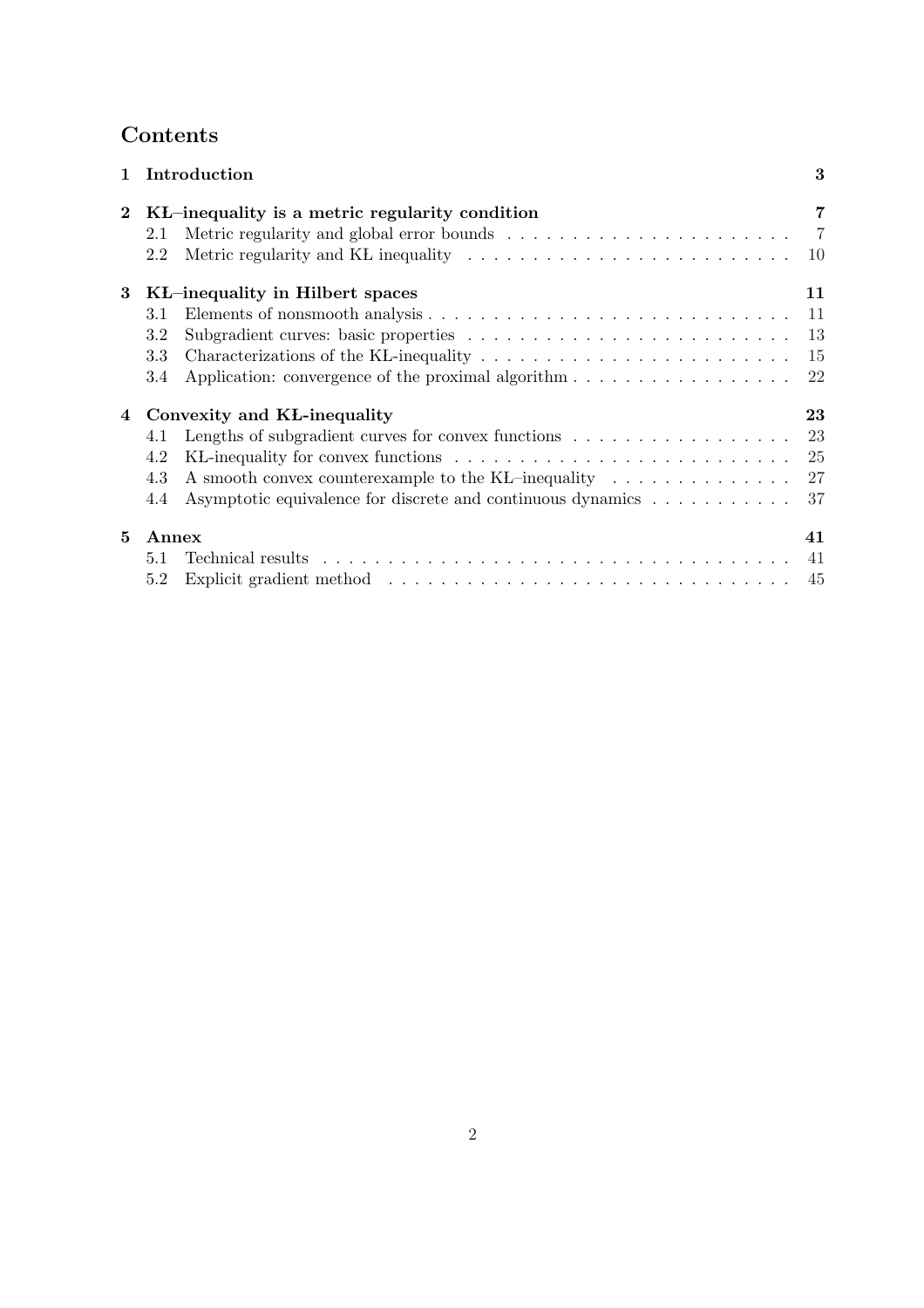# Contents

**1 Introduction** **3**

**2 KŁ–inequality is a metric regularity condition** **7**

- 2.1 Metric regularity and global error bounds . . . 7
- 2.2 Metric regularity and KŁ inequality . . . 10

**3 KŁ–inequality in Hilbert spaces** **11**

- 3.1 Elements of nonsmooth analysis . . . 11
- 3.2 Subgradient curves: basic properties . . . 13
- 3.3 Characterizations of the KL-inequality . . . 15
- 3.4 Application: convergence of the proximal algorithm . . . 22

**4 Convexity and KŁ-inequality** **23**

- 4.1 Lengths of subgradient curves for convex functions . . . 23
- 4.2 KL-inequality for convex functions . . . 25
- 4.3 A smooth convex counterexample to the KŁ–inequality . . . 27
- 4.4 Asymptotic equivalence for discrete and continuous dynamics . . . 37

**5 Annex** **41**

- 5.1 Technical results . . . 41
- 5.2 Explicit gradient method . . . 45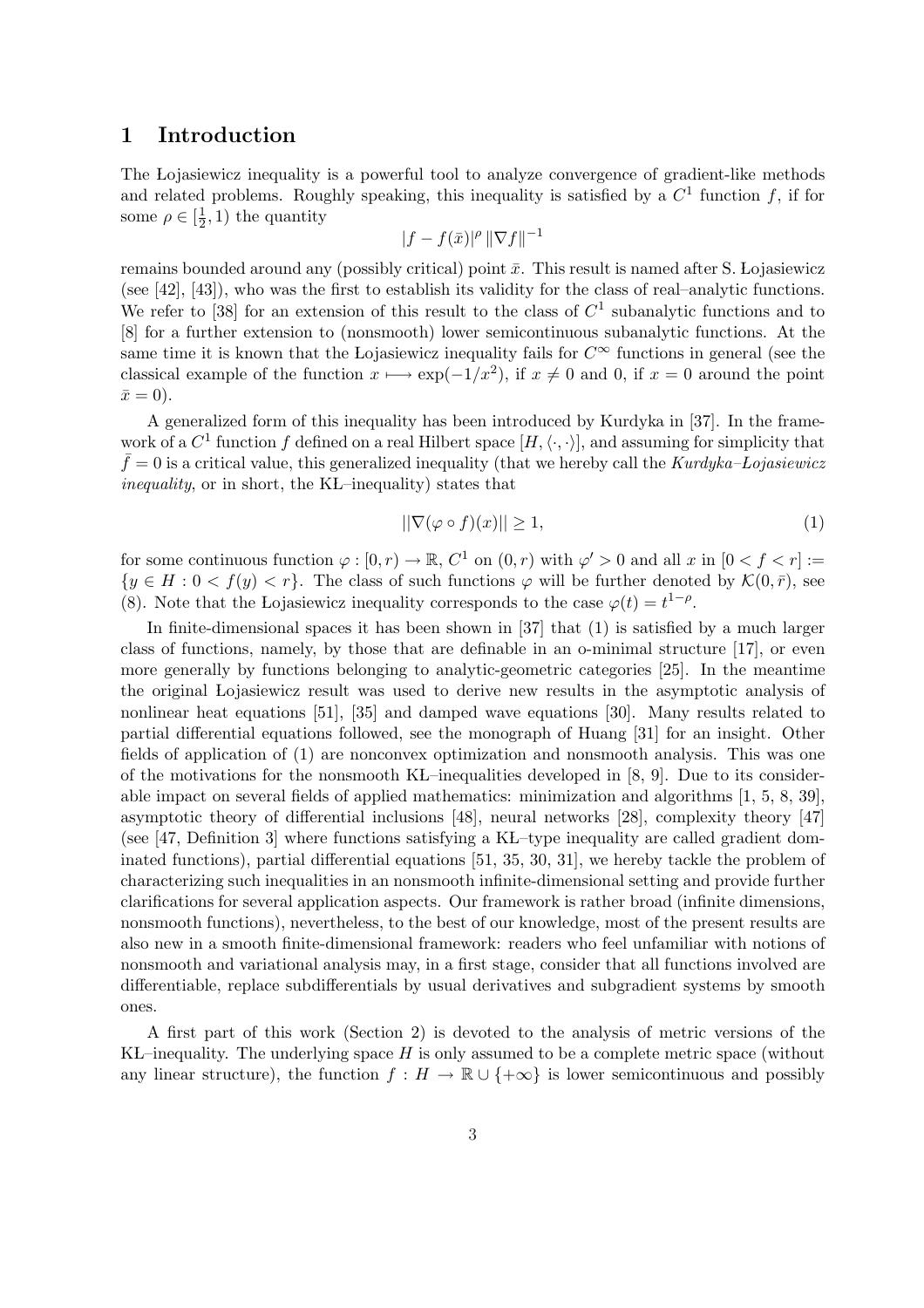## 1 Introduction

The Łojasiewicz inequality is a powerful tool to analyze convergence of gradient-like methods and related problems. Roughly speaking, this inequality is satisfied by a $C^1$ function $f$, if for some $\rho \in [\frac{1}{2}, 1)$ the quantity

$$|f - f(\bar{x})|^{\rho} \, \|\nabla f\|^{-1}$$

remains bounded around any (possibly critical) point $\bar{x}$. This result is named after S. Łojasiewicz (see [42], [43]), who was the first to establish its validity for the class of real–analytic functions. We refer to [38] for an extension of this result to the class of $C^1$ subanalytic functions and to [8] for a further extension to (nonsmooth) lower semicontinuous subanalytic functions. At the same time it is known that the Łojasiewicz inequality fails for $C^{\infty}$ functions in general (see the classical example of the function $x \longmapsto \exp(-1/x^2)$, if $x \neq 0$ and 0, if $x = 0$ around the point $\bar{x} = 0$).

A generalized form of this inequality has been introduced by Kurdyka in [37]. In the framework of a $C^1$ function $f$ defined on a real Hilbert space $[H, \langle \cdot, \cdot \rangle]$, and assuming for simplicity that $\bar{f} = 0$ is a critical value, this generalized inequality (that we hereby call the *Kurdyka–Łojasiewicz inequality*, or in short, the KL–inequality) states that

$$||\nabla(\varphi \circ f)(x)|| \geq 1, \tag{1}$$

for some continuous function $\varphi : [0, r) \to \mathbb{R}$, $C^1$ on $(0, r)$ with $\varphi' > 0$ and all $x$ in $[0 < f < r] := \{y \in H : 0 < f(y) < r\}$. The class of such functions $\varphi$ will be further denoted by $\mathcal{K}(0, \bar{r})$, see (8). Note that the Łojasiewicz inequality corresponds to the case $\varphi(t) = t^{1-\rho}$.

In finite-dimensional spaces it has been shown in [37] that (1) is satisfied by a much larger class of functions, namely, by those that are definable in an o-minimal structure [17], or even more generally by functions belonging to analytic-geometric categories [25]. In the meantime the original Łojasiewicz result was used to derive new results in the asymptotic analysis of nonlinear heat equations [51], [35] and damped wave equations [30]. Many results related to partial differential equations followed, see the monograph of Huang [31] for an insight. Other fields of application of (1) are nonconvex optimization and nonsmooth analysis. This was one of the motivations for the nonsmooth KL–inequalities developed in [8, 9]. Due to its considerable impact on several fields of applied mathematics: minimization and algorithms [1, 5, 8, 39], asymptotic theory of differential inclusions [48], neural networks [28], complexity theory [47] (see [47, Definition 3] where functions satisfying a KL–type inequality are called gradient dominated functions), partial differential equations [51, 35, 30, 31], we hereby tackle the problem of characterizing such inequalities in an nonsmooth infinite-dimensional setting and provide further clarifications for several application aspects. Our framework is rather broad (infinite dimensions, nonsmooth functions), nevertheless, to the best of our knowledge, most of the present results are also new in a smooth finite-dimensional framework: readers who feel unfamiliar with notions of nonsmooth and variational analysis may, in a first stage, consider that all functions involved are differentiable, replace subdifferentials by usual derivatives and subgradient systems by smooth ones.

A first part of this work (Section 2) is devoted to the analysis of metric versions of the KL–inequality. The underlying space $H$ is only assumed to be a complete metric space (without any linear structure), the function $f : H \to \mathbb{R} \cup \{+\infty\}$ is lower semicontinuous and possibly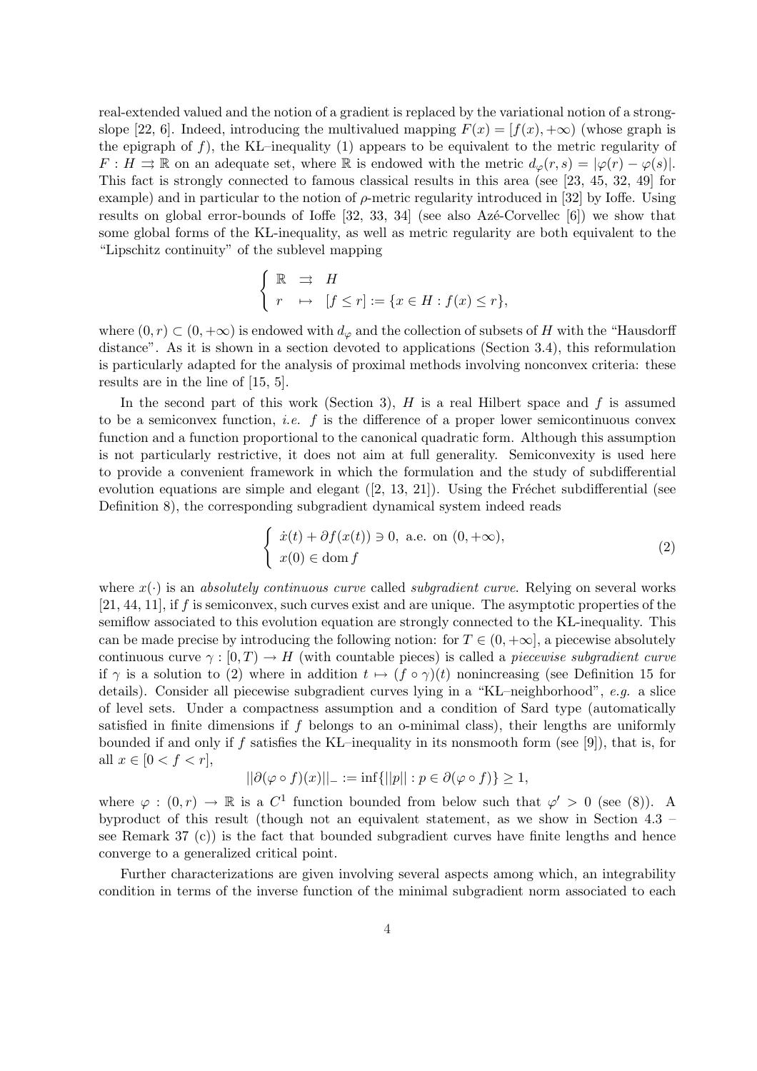real-extended valued and the notion of a gradient is replaced by the variational notion of a strong-slope [22, 6]. Indeed, introducing the multivalued mapping $F(x) = [f(x), +\infty)$ (whose graph is the epigraph of $f$), the KL–inequality (1) appears to be equivalent to the metric regularity of $F : H \rightrightarrows \mathbb{R}$ on an adequate set, where $\mathbb{R}$ is endowed with the metric $d_\varphi(r, s) = |\varphi(r) - \varphi(s)|$. This fact is strongly connected to famous classical results in this area (see [23, 45, 32, 49] for example) and in particular to the notion of $\rho$-metric regularity introduced in [32] by Ioffe. Using results on global error-bounds of Ioffe [32, 33, 34] (see also Azé-Corvellec [6]) we show that some global forms of the KL-inequality, as well as metric regularity are both equivalent to the "Lipschitz continuity" of the sublevel mapping

$$\left\{ \begin{array}{lll} \mathbb{R} & \rightrightarrows & H \\ r & \mapsto & [f \leq r] := \{x \in H : f(x) \leq r\}, \end{array} \right.$$

where $(0, r) \subset (0, +\infty)$ is endowed with $d_\varphi$ and the collection of subsets of $H$ with the "Hausdorff distance". As it is shown in a section devoted to applications (Section 3.4), this reformulation is particularly adapted for the analysis of proximal methods involving nonconvex criteria: these results are in the line of [15, 5].

In the second part of this work (Section 3), $H$ is a real Hilbert space and $f$ is assumed to be a semiconvex function, *i.e.* $f$ is the difference of a proper lower semicontinuous convex function and a function proportional to the canonical quadratic form. Although this assumption is not particularly restrictive, it does not aim at full generality. Semiconvexity is used here to provide a convenient framework in which the formulation and the study of subdifferential evolution equations are simple and elegant ([2, 13, 21]). Using the Fréchet subdifferential (see Definition 8), the corresponding subgradient dynamical system indeed reads

$$\left\{ \begin{array}{l} \dot{x}(t) + \partial f(x(t)) \ni 0, \text{ a.e. on } (0, +\infty), \\ x(0) \in \operatorname{dom} f \end{array} \right. \tag{2}$$

where $x(\cdot)$ is an *absolutely continuous curve* called *subgradient curve*. Relying on several works [21, 44, 11], if $f$ is semiconvex, such curves exist and are unique. The asymptotic properties of the semiflow associated to this evolution equation are strongly connected to the KL-inequality. This can be made precise by introducing the following notion: for $T \in (0, +\infty]$, a piecewise absolutely continuous curve $\gamma : [0, T) \to H$ (with countable pieces) is called a *piecewise subgradient curve* if $\gamma$ is a solution to (2) where in addition $t \mapsto (f \circ \gamma)(t)$ nonincreasing (see Definition 15 for details). Consider all piecewise subgradient curves lying in a "KL–neighborhood", *e.g.* a slice of level sets. Under a compactness assumption and a condition of Sard type (automatically satisfied in finite dimensions if $f$ belongs to an o-minimal class), their lengths are uniformly bounded if and only if $f$ satisfies the KL–inequality in its nonsmooth form (see [9]), that is, for all $x \in [0 < f < r]$,

$$||\partial(\varphi \circ f)(x)||_- := \inf\{||p|| : p \in \partial(\varphi \circ f)\} \geq 1,$$

where $\varphi : (0, r) \to \mathbb{R}$ is a $C^1$ function bounded from below such that $\varphi' > 0$ (see (8)). A byproduct of this result (though not an equivalent statement, as we show in Section 4.3 – see Remark 37 (c)) is the fact that bounded subgradient curves have finite lengths and hence converge to a generalized critical point.

Further characterizations are given involving several aspects among which, an integrability condition in terms of the inverse function of the minimal subgradient norm associated to each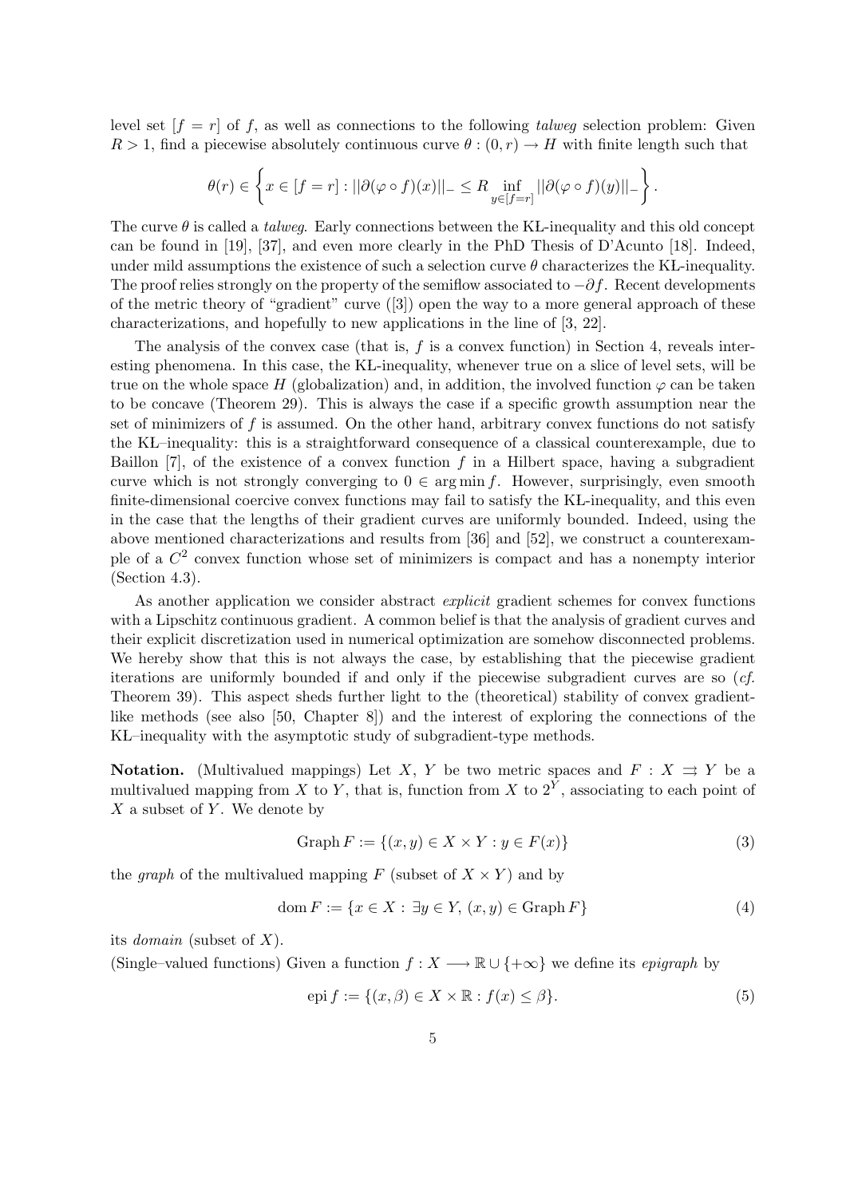level set $[f = r]$ of $f$, as well as connections to the following *talweg* selection problem: Given $R > 1$, find a piecewise absolutely continuous curve $\theta : (0, r) \to H$ with finite length such that

$$\theta(r) \in \left\{ x \in [f = r] : ||\partial(\varphi \circ f)(x)||_- \leq R \inf_{y \in [f=r]} ||\partial(\varphi \circ f)(y)||_- \right\}.$$

The curve $\theta$ is called a *talweg*. Early connections between the KL-inequality and this old concept can be found in [19], [37], and even more clearly in the PhD Thesis of D'Acunto [18]. Indeed, under mild assumptions the existence of such a selection curve $\theta$ characterizes the KL-inequality. The proof relies strongly on the property of the semiflow associated to $-\partial f$. Recent developments of the metric theory of "gradient" curve ([3]) open the way to a more general approach of these characterizations, and hopefully to new applications in the line of [3, 22].

The analysis of the convex case (that is, $f$ is a convex function) in Section 4, reveals interesting phenomena. In this case, the KL-inequality, whenever true on a slice of level sets, will be true on the whole space $H$ (globalization) and, in addition, the involved function $\varphi$ can be taken to be concave (Theorem 29). This is always the case if a specific growth assumption near the set of minimizers of $f$ is assumed. On the other hand, arbitrary convex functions do not satisfy the KL–inequality: this is a straightforward consequence of a classical counterexample, due to Baillon [7], of the existence of a convex function $f$ in a Hilbert space, having a subgradient curve which is not strongly converging to $0 \in \arg\min f$. However, surprisingly, even smooth finite-dimensional coercive convex functions may fail to satisfy the KL-inequality, and this even in the case that the lengths of their gradient curves are uniformly bounded. Indeed, using the above mentioned characterizations and results from [36] and [52], we construct a counterexample of a $C^2$ convex function whose set of minimizers is compact and has a nonempty interior (Section 4.3).

As another application we consider abstract *explicit* gradient schemes for convex functions with a Lipschitz continuous gradient. A common belief is that the analysis of gradient curves and their explicit discretization used in numerical optimization are somehow disconnected problems. We hereby show that this is not always the case, by establishing that the piecewise gradient iterations are uniformly bounded if and only if the piecewise subgradient curves are so (*cf.* Theorem 39). This aspect sheds further light to the (theoretical) stability of convex gradient-like methods (see also [50, Chapter 8]) and the interest of exploring the connections of the KL–inequality with the asymptotic study of subgradient-type methods.

**Notation.** (Multivalued mappings) Let $X$, $Y$ be two metric spaces and $F : X \rightrightarrows Y$ be a multivalued mapping from $X$ to $Y$, that is, function from $X$ to $2^Y$, associating to each point of $X$ a subset of $Y$. We denote by

$$\operatorname{Graph} F := \{(x, y) \in X \times Y : y \in F(x)\} \tag{3}$$

the *graph* of the multivalued mapping $F$ (subset of $X \times Y$) and by

$$\operatorname{dom} F := \{x \in X : \exists y \in Y, (x, y) \in \operatorname{Graph} F\} \tag{4}$$

its *domain* (subset of $X$).
(Single–valued functions) Given a function $f : X \longrightarrow \mathbb{R} \cup \{+\infty\}$ we define its *epigraph* by

$$\operatorname{epi} f := \{(x, \beta) \in X \times \mathbb{R} : f(x) \leq \beta\}. \tag{5}$$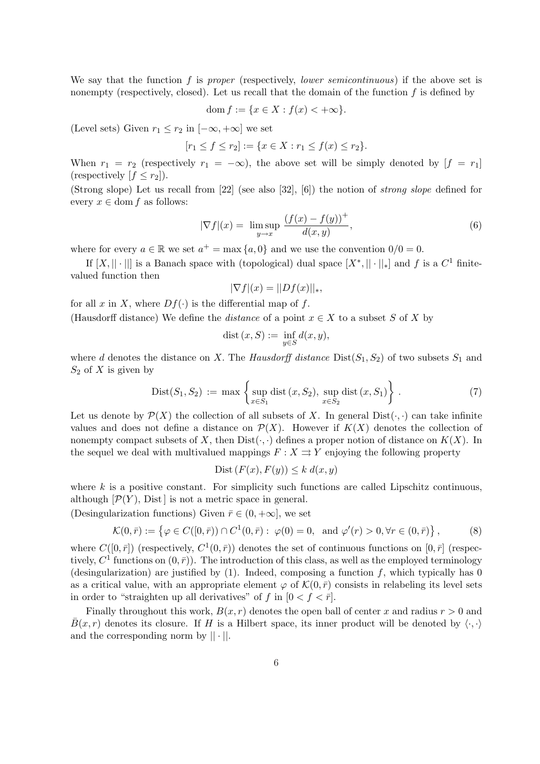We say that the function $f$ is *proper* (respectively, *lower semicontinuous*) if the above set is nonempty (respectively, closed). Let us recall that the domain of the function $f$ is defined by

$$\operatorname{dom} f := \{x \in X : f(x) < +\infty\}.$$

(Level sets) Given $r_1 \leq r_2$ in $[-\infty, +\infty]$ we set

$$[r_1 \leq f \leq r_2] := \{x \in X : r_1 \leq f(x) \leq r_2\}.$$

When $r_1 = r_2$ (respectively $r_1 = -\infty$), the above set will be simply denoted by $[f = r_1]$ (respectively $[f \leq r_2]$).

(Strong slope) Let us recall from [22] (see also [32], [6]) the notion of *strong slope* defined for every $x \in \operatorname{dom} f$ as follows:

$$|\nabla f|(x) = \limsup_{y \to x} \frac{(f(x) - f(y))^+}{d(x, y)}, \tag{6}$$

where for every $a \in \mathbb{R}$ we set $a^+ = \max\{a, 0\}$ and we use the convention $0/0 = 0$.

If $[X, ||\cdot||]$ is a Banach space with (topological) dual space $[X^*, ||\cdot||_*]$ and $f$ is a $C^1$ finite-valued function then

$$|\nabla f|(x) = ||Df(x)||_*,$$

for all $x$ in $X$, where $Df(\cdot)$ is the differential map of $f$.

(Hausdorff distance) We define the *distance* of a point $x \in X$ to a subset $S$ of $X$ by

$$\operatorname{dist}(x, S) := \inf_{y \in S} d(x, y),$$

where $d$ denotes the distance on $X$. The *Hausdorff distance* $\operatorname{Dist}(S_1, S_2)$ of two subsets $S_1$ and $S_2$ of $X$ is given by

$$\operatorname{Dist}(S_1, S_2) := \max\left\{\sup_{x \in S_1} \operatorname{dist}(x, S_2),\ \sup_{x \in S_2} \operatorname{dist}(x, S_1)\right\}. \tag{7}$$

Let us denote by $\mathcal{P}(X)$ the collection of all subsets of $X$. In general $\operatorname{Dist}(\cdot,\cdot)$ can take infinite values and does not define a distance on $\mathcal{P}(X)$. However if $K(X)$ denotes the collection of nonempty compact subsets of $X$, then $\operatorname{Dist}(\cdot,\cdot)$ defines a proper notion of distance on $K(X)$. In the sequel we deal with multivalued mappings $F : X \rightrightarrows Y$ enjoying the following property

$$\operatorname{Dist}(F(x), F(y)) \leq k\, d(x, y)$$

where $k$ is a positive constant. For simplicity such functions are called Lipschitz continuous, although $[\mathcal{P}(Y), \operatorname{Dist}]$ is not a metric space in general.

(Desingularization functions) Given $\bar{r} \in (0, +\infty]$, we set

$$\mathcal{K}(0, \bar{r}) := \left\{\varphi \in C([0, \bar{r})) \cap C^1(0, \bar{r}) : \varphi(0) = 0, \text{ and } \varphi'(r) > 0, \forall r \in (0, \bar{r})\right\}, \tag{8}$$

where $C([0, \bar{r}])$ (respectively, $C^1(0, \bar{r})$) denotes the set of continuous functions on $[0, \bar{r}]$ (respectively, $C^1$ functions on $(0, \bar{r})$). The introduction of this class, as well as the employed terminology (desingularization) are justified by (1). Indeed, composing a function $f$, which typically has 0 as a critical value, with an appropriate element $\varphi$ of $\mathcal{K}(0, \bar{r})$ consists in relabeling its level sets in order to "straighten up all derivatives" of $f$ in $[0 < f < \bar{r}]$.

Finally throughout this work, $B(x, r)$ denotes the open ball of center $x$ and radius $r > 0$ and $\bar{B}(x, r)$ denotes its closure. If $H$ is a Hilbert space, its inner product will be denoted by $\langle \cdot, \cdot \rangle$ and the corresponding norm by $||\cdot||$.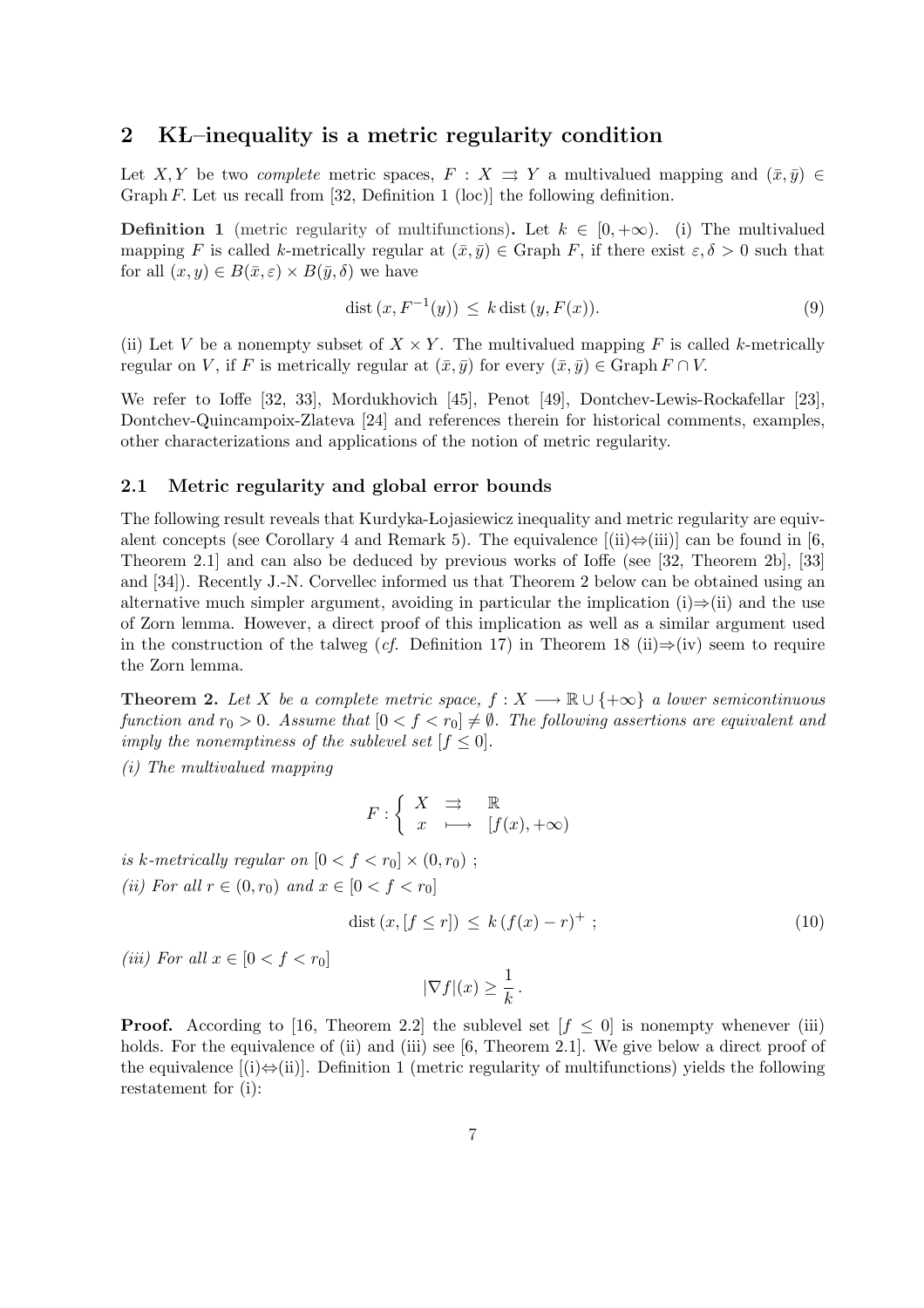## 2 KŁ–inequality is a metric regularity condition

Let $X, Y$ be two *complete* metric spaces, $F : X \rightrightarrows Y$ a multivalued mapping and $(\bar{x}, \bar{y}) \in \operatorname{Graph} F$. Let us recall from [32, Definition 1 (loc)] the following definition.

**Definition 1** (metric regularity of multifunctions). Let $k \in [0, +\infty)$. (i) The multivalued mapping $F$ is called $k$-metrically regular at $(\bar{x}, \bar{y}) \in \operatorname{Graph} F$, if there exist $\varepsilon, \delta > 0$ such that for all $(x, y) \in B(\bar{x}, \varepsilon) \times B(\bar{y}, \delta)$ we have

$$\operatorname{dist}(x, F^{-1}(y)) \leq k \operatorname{dist}(y, F(x)). \tag{9}$$

(ii) Let $V$ be a nonempty subset of $X \times Y$. The multivalued mapping $F$ is called $k$-metrically regular on $V$, if $F$ is metrically regular at $(\bar{x}, \bar{y})$ for every $(\bar{x}, \bar{y}) \in \operatorname{Graph} F \cap V$.

We refer to Ioffe [32, 33], Mordukhovich [45], Penot [49], Dontchev-Lewis-Rockafellar [23], Dontchev-Quincampoix-Zlateva [24] and references therein for historical comments, examples, other characterizations and applications of the notion of metric regularity.

### 2.1 Metric regularity and global error bounds

The following result reveals that Kurdyka-Łojasiewicz inequality and metric regularity are equivalent concepts (see Corollary 4 and Remark 5). The equivalence [(ii)⇔(iii)] can be found in [6, Theorem 2.1] and can also be deduced by previous works of Ioffe (see [32, Theorem 2b], [33] and [34]). Recently J.-N. Corvellec informed us that Theorem 2 below can be obtained using an alternative much simpler argument, avoiding in particular the implication (i)⇒(ii) and the use of Zorn lemma. However, a direct proof of this implication as well as a similar argument used in the construction of the talweg (*cf.* Definition 17) in Theorem 18 (ii)⇒(iv) seem to require the Zorn lemma.

**Theorem 2.** *Let $X$ be a complete metric space, $f : X \longrightarrow \mathbb{R} \cup \{+\infty\}$ a lower semicontinuous function and $r_0 > 0$. Assume that $[0 < f < r_0] \neq \emptyset$. The following assertions are equivalent and imply the nonemptiness of the sublevel set $[f \leq 0]$.*

*(i) The multivalued mapping*

$$F : \begin{cases} X & \rightrightarrows & \mathbb{R} \\ x & \longmapsto & [f(x), +\infty) \end{cases}$$

*is $k$-metrically regular on $[0 < f < r_0] \times (0, r_0)$ ;*

*(ii) For all $r \in (0, r_0)$ and $x \in [0 < f < r_0]$*

$$\operatorname{dist}(x, [f \leq r]) \leq k\,(f(x) - r)^+ \; ; \tag{10}$$

*(iii) For all $x \in [0 < f < r_0]$*

$$|\nabla f|(x) \geq \frac{1}{k}.$$

**Proof.** According to [16, Theorem 2.2] the sublevel set $[f \leq 0]$ is nonempty whenever (iii) holds. For the equivalence of (ii) and (iii) see [6, Theorem 2.1]. We give below a direct proof of the equivalence [(i)⇔(ii)]. Definition 1 (metric regularity of multifunctions) yields the following restatement for (i):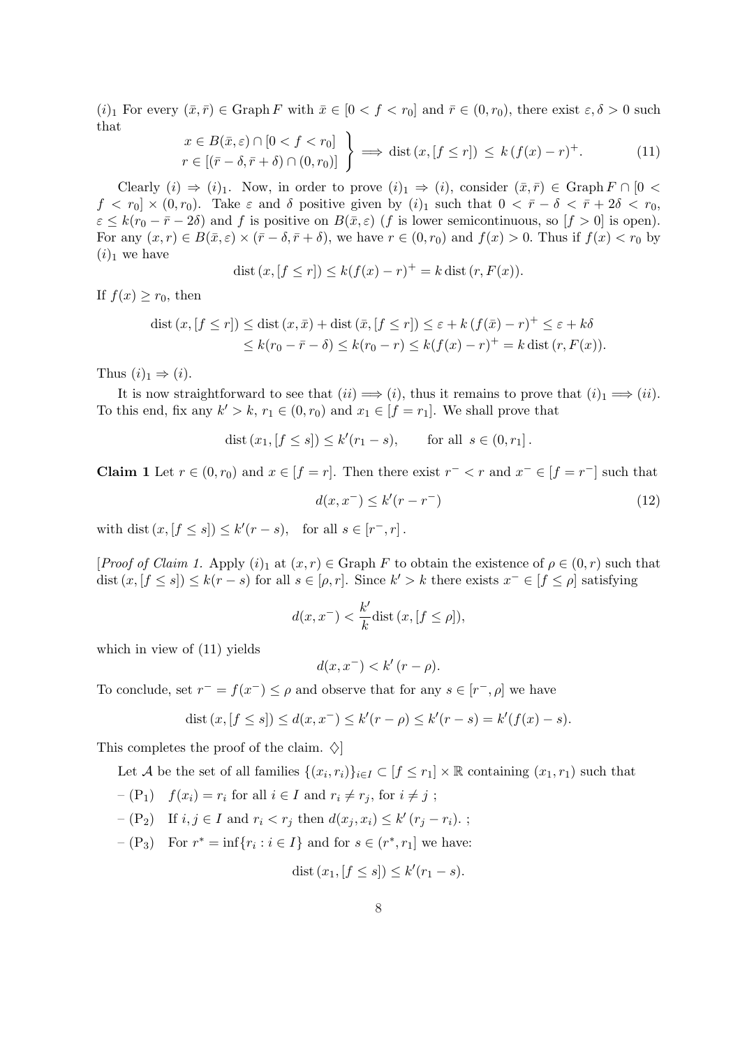$(i)_1$ For every $(\bar{x}, \bar{r}) \in \operatorname{Graph} F$ with $\bar{x} \in [0 < f < r_0]$ and $\bar{r} \in (0, r_0)$, there exist $\varepsilon, \delta > 0$ such that

$$\left.\begin{array}{l} x \in B(\bar{x}, \varepsilon) \cap [0 < f < r_0] \\ r \in [(\bar{r} - \delta, \bar{r} + \delta) \cap (0, r_0)] \end{array}\right\} \Longrightarrow \operatorname{dist}(x, [f \leq r]) \leq k\,(f(x) - r)^+. \tag{11}$$

Clearly $(i) \Rightarrow (i)_1$. Now, in order to prove $(i)_1 \Rightarrow (i)$, consider $(\bar{x}, \bar{r}) \in \operatorname{Graph} F \cap [0 < f < r_0] \times (0, r_0)$. Take $\varepsilon$ and $\delta$ positive given by $(i)_1$ such that $0 < \bar{r} - \delta < \bar{r} + 2\delta < r_0$, $\varepsilon \leq k(r_0 - \bar{r} - 2\delta)$ and $f$ is positive on $B(\bar{x}, \varepsilon)$ ($f$ is lower semicontinuous, so $[f > 0]$ is open). For any $(x, r) \in B(\bar{x}, \varepsilon) \times (\bar{r} - \delta, \bar{r} + \delta)$, we have $r \in (0, r_0)$ and $f(x) > 0$. Thus if $f(x) < r_0$ by $(i)_1$ we have

$$\operatorname{dist}(x, [f \leq r]) \leq k(f(x) - r)^+ = k \operatorname{dist}(r, F(x)).$$

If $f(x) \geq r_0$, then

$$\begin{aligned} \operatorname{dist}(x, [f \leq r]) &\leq \operatorname{dist}(x, \bar{x}) + \operatorname{dist}(\bar{x}, [f \leq r]) \leq \varepsilon + k\,(f(\bar{x}) - r)^+ \leq \varepsilon + k\delta \\ &\leq k(r_0 - \bar{r} - \delta) \leq k(r_0 - r) \leq k(f(x) - r)^+ = k \operatorname{dist}(r, F(x)). \end{aligned}$$

Thus $(i)_1 \Rightarrow (i)$.

It is now straightforward to see that $(ii) \Longrightarrow (i)$, thus it remains to prove that $(i)_1 \Longrightarrow (ii)$. To this end, fix any $k' > k$, $r_1 \in (0, r_0)$ and $x_1 \in [f = r_1]$. We shall prove that

$$\operatorname{dist}(x_1, [f \leq s]) \leq k'(r_1 - s), \qquad \text{for all } s \in (0, r_1].$$

**Claim 1** Let $r \in (0, r_0)$ and $x \in [f = r]$. Then there exist $r^- < r$ and $x^- \in [f = r^-]$ such that

$$d(x, x^-) \leq k'(r - r^-) \tag{12}$$

with $\operatorname{dist}(x, [f \leq s]) \leq k'(r - s)$, for all $s \in [r^-, r]$.

[*Proof of Claim 1.* Apply $(i)_1$ at $(x, r) \in \operatorname{Graph} F$ to obtain the existence of $\rho \in (0, r)$ such that $\operatorname{dist}(x, [f \leq s]) \leq k(r - s)$ for all $s \in [\rho, r]$. Since $k' > k$ there exists $x^- \in [f \leq \rho]$ satisfying

$$d(x, x^-) < \frac{k'}{k} \operatorname{dist}(x, [f \leq \rho]),$$

which in view of (11) yields

$$d(x, x^-) < k'\,(r - \rho).$$

To conclude, set $r^- = f(x^-) \leq \rho$ and observe that for any $s \in [r^-, \rho]$ we have

$$\operatorname{dist}(x, [f \leq s]) \leq d(x, x^-) \leq k'(r - \rho) \leq k'(r - s) = k'(f(x) - s).$$

This completes the proof of the claim. $\diamondsuit$]

Let $\mathcal{A}$ be the set of all families $\{(x_i, r_i)\}_{i \in I} \subset [f \leq r_1] \times \mathbb{R}$ containing $(x_1, r_1)$ such that

– ($P_1$) $\quad f(x_i) = r_i$ for all $i \in I$ and $r_i \neq r_j$, for $i \neq j$ ;

– ($P_2$) $\quad$ If $i, j \in I$ and $r_i < r_j$ then $d(x_j, x_i) \leq k'\,(r_j - r_i)$. ;

– ($P_3$) $\quad$ For $r^* = \inf\{r_i : i \in I\}$ and for $s \in (r^*, r_1]$ we have:

$$\operatorname{dist}(x_1, [f \leq s]) \leq k'(r_1 - s).$$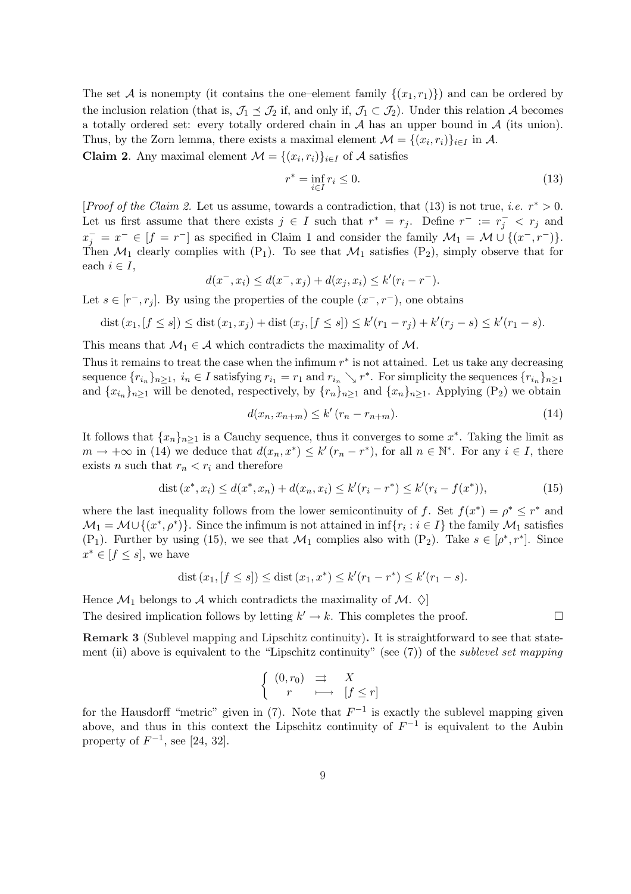The set $\mathcal{A}$ is nonempty (it contains the one–element family $\{(x_1, r_1)\}$) and can be ordered by the inclusion relation (that is, $\mathcal{J}_1 \preceq \mathcal{J}_2$ if, and only if, $\mathcal{J}_1 \subset \mathcal{J}_2$). Under this relation $\mathcal{A}$ becomes a totally ordered set: every totally ordered chain in $\mathcal{A}$ has an upper bound in $\mathcal{A}$ (its union). Thus, by the Zorn lemma, there exists a maximal element $\mathcal{M} = \{(x_i, r_i)\}_{i \in I}$ in $\mathcal{A}$.

**Claim 2**. Any maximal element $\mathcal{M} = \{(x_i, r_i)\}_{i \in I}$ of $\mathcal{A}$ satisfies

$$r^* = \inf_{i \in I} r_i \leq 0. \tag{13}$$

[*Proof of the Claim 2.* Let us assume, towards a contradiction, that (13) is not true, *i.e.* $r^* > 0$. Let us first assume that there exists $j \in I$ such that $r^* = r_j$. Define $r^- := r_j^- < r_j$ and $x_j^- = x^- \in [f = r^-]$ as specified in Claim 1 and consider the family $\mathcal{M}_1 = \mathcal{M} \cup \{(x^-, r^-)\}$. Then $\mathcal{M}_1$ clearly complies with $(\mathrm{P}_1)$. To see that $\mathcal{M}_1$ satisfies $(\mathrm{P}_2)$, simply observe that for each $i \in I$,

$$d(x^-, x_i) \leq d(x^-, x_j) + d(x_j, x_i) \leq k'(r_i - r^-).$$

Let $s \in [r^-, r_j]$. By using the properties of the couple $(x^-, r^-)$, one obtains

$$\operatorname{dist}(x_1, [f \leq s]) \leq \operatorname{dist}(x_1, x_j) + \operatorname{dist}(x_j, [f \leq s]) \leq k'(r_1 - r_j) + k'(r_j - s) \leq k'(r_1 - s).$$

This means that $\mathcal{M}_1 \in \mathcal{A}$ which contradicts the maximality of $\mathcal{M}$.

Thus it remains to treat the case when the infimum $r^*$ is not attained. Let us take any decreasing sequence $\{r_{i_n}\}_{n \geq 1}$, $i_n \in I$ satisfying $r_{i_1} = r_1$ and $r_{i_n} \searrow r^*$. For simplicity the sequences $\{r_{i_n}\}_{n \geq 1}$ and $\{x_{i_n}\}_{n \geq 1}$ will be denoted, respectively, by $\{r_n\}_{n \geq 1}$ and $\{x_n\}_{n \geq 1}$. Applying $(\mathrm{P}_2)$ we obtain

$$d(x_n, x_{n+m}) \leq k'(r_n - r_{n+m}). \tag{14}$$

It follows that $\{x_n\}_{n \geq 1}$ is a Cauchy sequence, thus it converges to some $x^*$. Taking the limit as $m \to +\infty$ in (14) we deduce that $d(x_n, x^*) \leq k'(r_n - r^*)$, for all $n \in \mathbb{N}^*$. For any $i \in I$, there exists $n$ such that $r_n < r_i$ and therefore

$$\operatorname{dist}(x^*, x_i) \leq d(x^*, x_n) + d(x_n, x_i) \leq k'(r_i - r^*) \leq k'(r_i - f(x^*)), \tag{15}$$

where the last inequality follows from the lower semicontinuity of $f$. Set $f(x^*) = \rho^* \leq r^*$ and $\mathcal{M}_1 = \mathcal{M} \cup \{(x^*, \rho^*)\}$. Since the infimum is not attained in $\inf\{r_i : i \in I\}$ the family $\mathcal{M}_1$ satisfies $(\mathrm{P}_1)$. Further by using (15), we see that $\mathcal{M}_1$ complies also with $(\mathrm{P}_2)$. Take $s \in [\rho^*, r^*]$. Since $x^* \in [f \leq s]$, we have

$$\operatorname{dist}(x_1, [f \leq s]) \leq \operatorname{dist}(x_1, x^*) \leq k'(r_1 - r^*) \leq k'(r_1 - s).$$

Hence $\mathcal{M}_1$ belongs to $\mathcal{A}$ which contradicts the maximality of $\mathcal{M}$. $\diamondsuit$]

The desired implication follows by letting $k' \to k$. This completes the proof. $\square$

**Remark 3** (Sublevel mapping and Lipschitz continuity)**.** It is straightforward to see that statement (ii) above is equivalent to the "Lipschitz continuity" (see (7)) of the *sublevel set mapping*

$$\begin{cases} (0, r_0) & \rightrightarrows & X \\ r & \longmapsto & [f \leq r] \end{cases}$$

for the Hausdorff "metric" given in (7). Note that $F^{-1}$ is exactly the sublevel mapping given above, and thus in this context the Lipschitz continuity of $F^{-1}$ is equivalent to the Aubin property of $F^{-1}$, see [24, 32].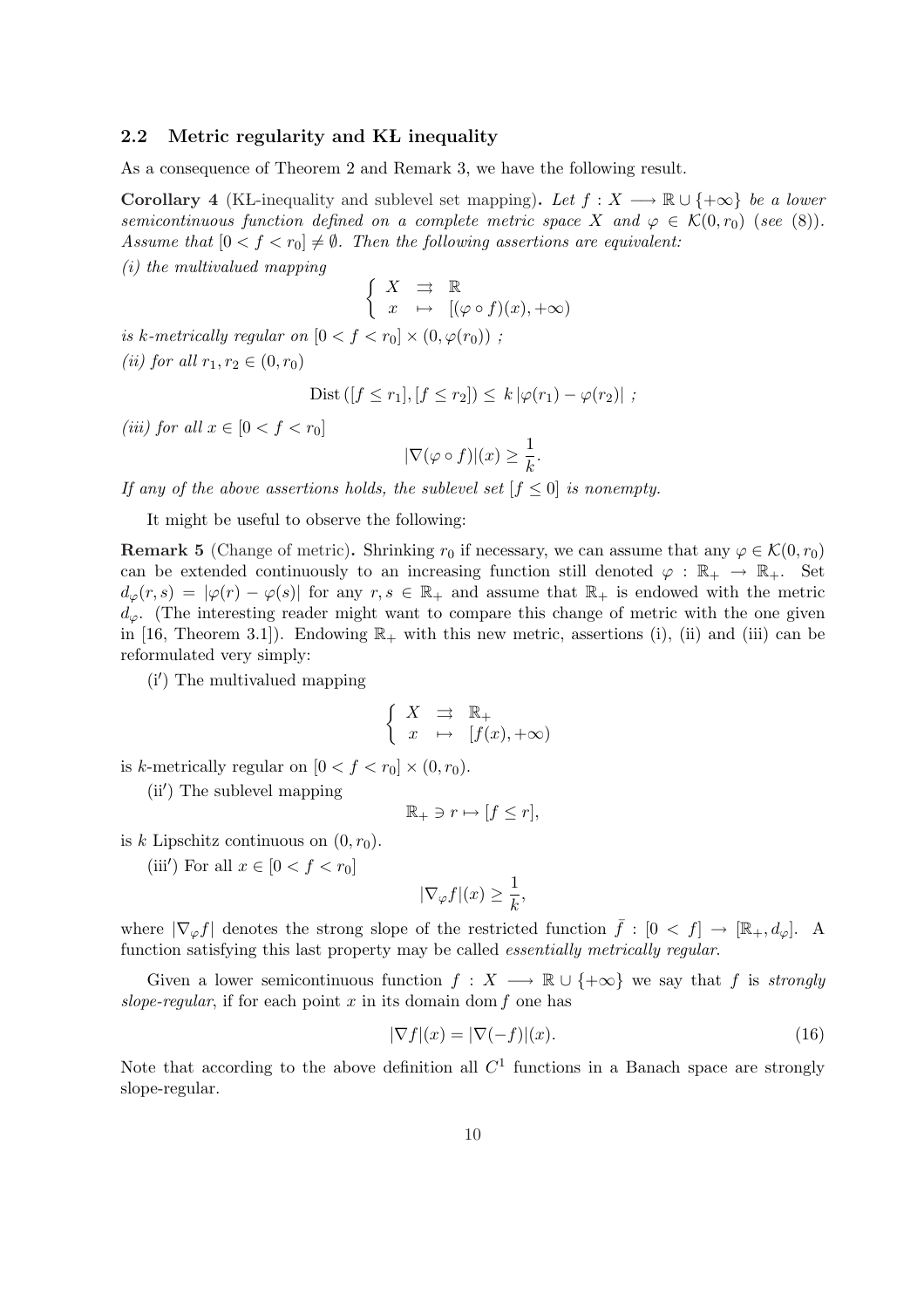### 2.2 Metric regularity and KŁ inequality

As a consequence of Theorem 2 and Remark 3, we have the following result.

**Corollary 4** (KL-inequality and sublevel set mapping)**.** *Let $f : X \longrightarrow \mathbb{R} \cup \{+\infty\}$ be a lower semicontinuous function defined on a complete metric space $X$ and $\varphi \in \mathcal{K}(0, r_0)$ (see (8)). Assume that $[0 < f < r_0] \neq \emptyset$. Then the following assertions are equivalent:*

*(i) the multivalued mapping*

$$\begin{cases} X & \rightrightarrows & \mathbb{R} \\ x & \mapsto & [(\varphi \circ f)(x), +\infty) \end{cases}$$

*is k-metrically regular on $[0 < f < r_0] \times (0, \varphi(r_0))$ ;*

*(ii) for all $r_1, r_2 \in (0, r_0)$*

$$\mathrm{Dist}\,([f \leq r_1], [f \leq r_2]) \leq \, k\, |\varphi(r_1) - \varphi(r_2)| \ ;$$

*(iii) for all $x \in [0 < f < r_0]$*

$$|\nabla(\varphi \circ f)|(x) \geq \frac{1}{k}.$$

*If any of the above assertions holds, the sublevel set $[f \leq 0]$ is nonempty.*

It might be useful to observe the following:

**Remark 5** (Change of metric)**.** Shrinking $r_0$ if necessary, we can assume that any $\varphi \in \mathcal{K}(0, r_0)$ can be extended continuously to an increasing function still denoted $\varphi : \mathbb{R}_+ \to \mathbb{R}_+$. Set $d_\varphi(r, s) = |\varphi(r) - \varphi(s)|$ for any $r, s \in \mathbb{R}_+$ and assume that $\mathbb{R}_+$ is endowed with the metric $d_\varphi$. (The interesting reader might want to compare this change of metric with the one given in [16, Theorem 3.1]). Endowing $\mathbb{R}_+$ with this new metric, assertions (i), (ii) and (iii) can be reformulated very simply:

(i′) The multivalued mapping

$$\begin{cases} X & \rightrightarrows & \mathbb{R}_+ \\ x & \mapsto & [f(x), +\infty) \end{cases}$$

is $k$-metrically regular on $[0 < f < r_0] \times (0, r_0)$.

(ii′) The sublevel mapping

$$\mathbb{R}_+ \ni r \mapsto [f \leq r],$$

is $k$ Lipschitz continuous on $(0, r_0)$.

(iii′) For all $x \in [0 < f < r_0]$

$$|\nabla_\varphi f|(x) \geq \frac{1}{k},$$

where $|\nabla_\varphi f|$ denotes the strong slope of the restricted function $\bar{f} : [0 < f] \to [\mathbb{R}_+, d_\varphi]$. A function satisfying this last property may be called *essentially metrically regular*.

Given a lower semicontinuous function $f : X \longrightarrow \mathbb{R} \cup \{+\infty\}$ we say that $f$ is *strongly slope-regular*, if for each point $x$ in its domain $\mathrm{dom}\, f$ one has

$$|\nabla f|(x) = |\nabla(-f)|(x). \tag{16}$$

Note that according to the above definition all $C^1$ functions in a Banach space are strongly slope-regular.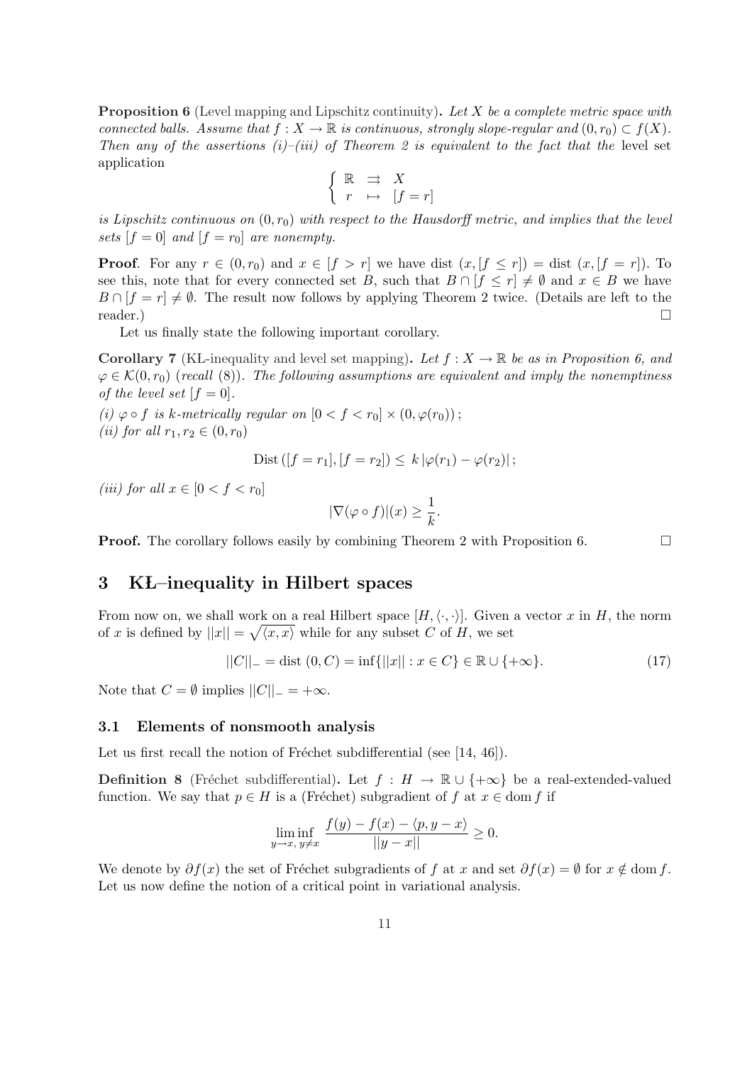**Proposition 6** (Level mapping and Lipschitz continuity)**.** *Let $X$ be a complete metric space with connected balls. Assume that $f : X \to \mathbb{R}$ is continuous, strongly slope-regular and $(0, r_0) \subset f(X)$. Then any of the assertions (i)–(iii) of Theorem 2 is equivalent to the fact that the* level set application

$$\begin{cases} \mathbb{R} & \rightrightarrows & X \\ r & \mapsto & [f = r] \end{cases}$$

*is Lipschitz continuous on $(0, r_0)$ with respect to the Hausdorff metric, and implies that the level sets $[f = 0]$ and $[f = r_0]$ are nonempty.*

**Proof**. For any $r \in (0, r_0)$ and $x \in [f > r]$ we have $\text{dist}\,(x, [f \le r]) = \text{dist}\,(x, [f = r])$. To see this, note that for every connected set $B$, such that $B \cap [f \le r] \ne \emptyset$ and $x \in B$ we have $B \cap [f = r] \ne \emptyset$. The result now follows by applying Theorem 2 twice. (Details are left to the reader.) $\square$

Let us finally state the following important corollary.

**Corollary 7** (KL-inequality and level set mapping)**.** *Let $f : X \to \mathbb{R}$ be as in Proposition 6, and $\varphi \in \mathcal{K}(0, r_0)$ (recall (8)). The following assumptions are equivalent and imply the nonemptiness of the level set $[f = 0]$.*

*(i) $\varphi \circ f$ is $k$-metrically regular on $[0 < f < r_0] \times (0, \varphi(r_0))$;*
*(ii) for all $r_1, r_2 \in (0, r_0)$*

$$\text{Dist}\,([f = r_1], [f = r_2]) \le k\, |\varphi(r_1) - \varphi(r_2)|\,;$$

*(iii) for all $x \in [0 < f < r_0]$*

$$|\nabla(\varphi \circ f)|(x) \ge \frac{1}{k}.$$

**Proof.** The corollary follows easily by combining Theorem 2 with Proposition 6. $\square$

# 3 KŁ–inequality in Hilbert spaces

From now on, we shall work on a real Hilbert space $[H, \langle \cdot, \cdot \rangle]$. Given a vector $x$ in $H$, the norm of $x$ is defined by $||x|| = \sqrt{\langle x, x \rangle}$ while for any subset $C$ of $H$, we set

$$||C||_- = \text{dist}\,(0, C) = \inf\{||x|| : x \in C\} \in \mathbb{R} \cup \{+\infty\}. \tag{17}$$

Note that $C = \emptyset$ implies $||C||_- = +\infty$.

## 3.1 Elements of nonsmooth analysis

Let us first recall the notion of Fréchet subdifferential (see [14, 46]).

**Definition 8** (Fréchet subdifferential)**.** Let $f : H \to \mathbb{R} \cup \{+\infty\}$ be a real-extended-valued function. We say that $p \in H$ is a (Fréchet) subgradient of $f$ at $x \in \text{dom}\, f$ if

$$\liminf_{y \to x,\, y \ne x} \frac{f(y) - f(x) - \langle p, y - x \rangle}{||y - x||} \ge 0.$$

We denote by $\partial f(x)$ the set of Fréchet subgradients of $f$ at $x$ and set $\partial f(x) = \emptyset$ for $x \notin \text{dom}\, f$. Let us now define the notion of a critical point in variational analysis.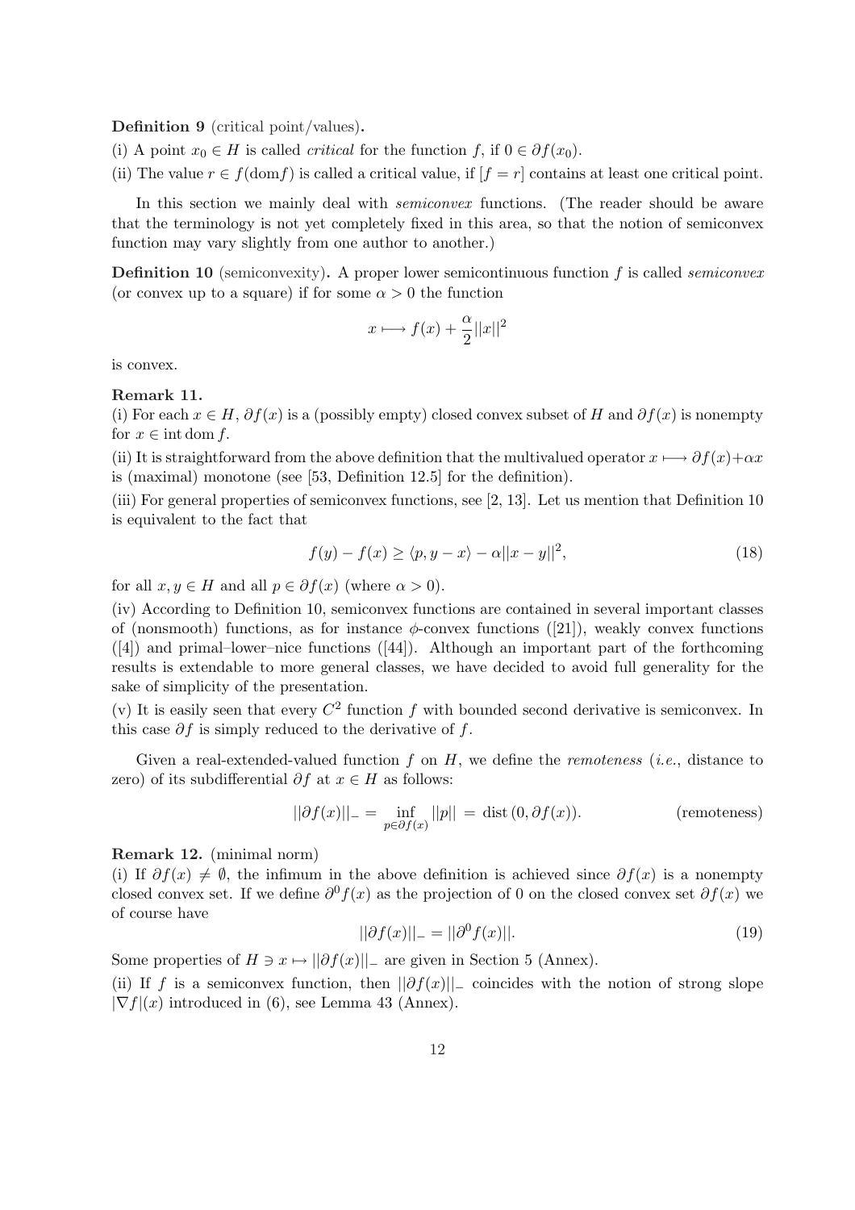**Definition 9** (critical point/values)**.**

(i) A point $x_0 \in H$ is called *critical* for the function $f$, if $0 \in \partial f(x_0)$.

(ii) The value $r \in f(\mathrm{dom} f)$ is called a critical value, if $[f = r]$ contains at least one critical point.

In this section we mainly deal with *semiconvex* functions. (The reader should be aware that the terminology is not yet completely fixed in this area, so that the notion of semiconvex function may vary slightly from one author to another.)

**Definition 10** (semiconvexity)**.** A proper lower semicontinuous function $f$ is called *semiconvex* (or convex up to a square) if for some $\alpha > 0$ the function

$$x \longmapsto f(x) + \frac{\alpha}{2}||x||^2$$

is convex.

**Remark 11.**

(i) For each $x \in H$, $\partial f(x)$ is a (possibly empty) closed convex subset of $H$ and $\partial f(x)$ is nonempty for $x \in \mathrm{int}\,\mathrm{dom}\, f$.

(ii) It is straightforward from the above definition that the multivalued operator $x \longmapsto \partial f(x) + \alpha x$ is (maximal) monotone (see [53, Definition 12.5] for the definition).

(iii) For general properties of semiconvex functions, see [2, 13]. Let us mention that Definition 10 is equivalent to the fact that

$$f(y) - f(x) \geq \langle p, y - x \rangle - \alpha ||x - y||^2, \tag{18}$$

for all $x, y \in H$ and all $p \in \partial f(x)$ (where $\alpha > 0$).

(iv) According to Definition 10, semiconvex functions are contained in several important classes of (nonsmooth) functions, as for instance $\phi$-convex functions ([21]), weakly convex functions ([4]) and primal–lower–nice functions ([44]). Although an important part of the forthcoming results is extendable to more general classes, we have decided to avoid full generality for the sake of simplicity of the presentation.

(v) It is easily seen that every $C^2$ function $f$ with bounded second derivative is semiconvex. In this case $\partial f$ is simply reduced to the derivative of $f$.

Given a real-extended-valued function $f$ on $H$, we define the *remoteness* (*i.e.*, distance to zero) of its subdifferential $\partial f$ at $x \in H$ as follows:

$$||\partial f(x)||_- = \inf_{p \in \partial f(x)} ||p|| = \mathrm{dist}\,(0, \partial f(x)). \qquad \text{(remoteness)}$$

**Remark 12.** (minimal norm)

(i) If $\partial f(x) \neq \emptyset$, the infimum in the above definition is achieved since $\partial f(x)$ is a nonempty closed convex set. If we define $\partial^0 f(x)$ as the projection of 0 on the closed convex set $\partial f(x)$ we of course have

$$||\partial f(x)||_- = ||\partial^0 f(x)||. \tag{19}$$

Some properties of $H \ni x \mapsto ||\partial f(x)||_-$ are given in Section 5 (Annex).

(ii) If $f$ is a semiconvex function, then $||\partial f(x)||_-$ coincides with the notion of strong slope $|\nabla f|(x)$ introduced in (6), see Lemma 43 (Annex).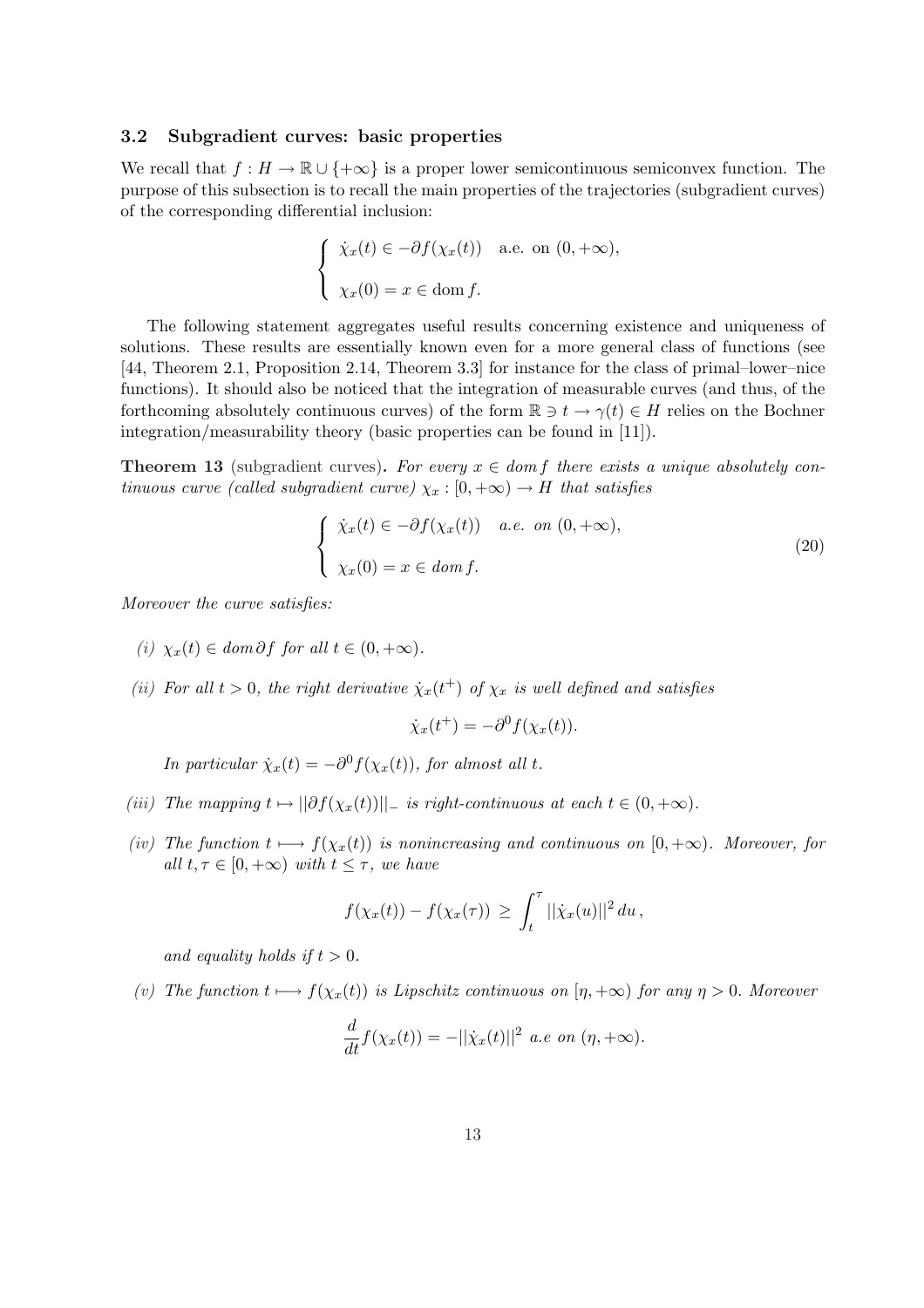### 3.2 Subgradient curves: basic properties

We recall that $f : H \to \mathbb{R} \cup \{+\infty\}$ is a proper lower semicontinuous semiconvex function. The purpose of this subsection is to recall the main properties of the trajectories (subgradient curves) of the corresponding differential inclusion:

$$
\begin{cases}
\dot{\chi}_x(t) \in -\partial f(\chi_x(t)) \quad \text{a.e. on } (0, +\infty), \\[2mm]
\chi_x(0) = x \in \operatorname{dom} f.
\end{cases}
$$

The following statement aggregates useful results concerning existence and uniqueness of solutions. These results are essentially known even for a more general class of functions (see [44, Theorem 2.1, Proposition 2.14, Theorem 3.3] for instance for the class of primal–lower–nice functions). It should also be noticed that the integration of measurable curves (and thus, of the forthcoming absolutely continuous curves) of the form $\mathbb{R} \ni t \to \gamma(t) \in H$ relies on the Bochner integration/measurability theory (basic properties can be found in [11]).

**Theorem 13** (subgradient curves)**.** *For every $x \in \operatorname{dom} f$ there exists a unique absolutely continuous curve (called subgradient curve) $\chi_x : [0, +\infty) \to H$ that satisfies*

$$
\begin{cases}
\dot{\chi}_x(t) \in -\partial f(\chi_x(t)) \quad \text{a.e. on } (0, +\infty), \\[2mm]
\chi_x(0) = x \in \operatorname{dom} f.
\end{cases}
\tag{20}
$$

*Moreover the curve satisfies:*

*(i) $\chi_x(t) \in \operatorname{dom} \partial f$ for all $t \in (0, +\infty)$.*

*(ii) For all $t > 0$, the right derivative $\dot{\chi}_x(t^+)$ of $\chi_x$ is well defined and satisfies*

$$
\dot{\chi}_x(t^+) = -\partial^0 f(\chi_x(t)).
$$

*In particular $\dot{\chi}_x(t) = -\partial^0 f(\chi_x(t))$, for almost all $t$.*

*(iii) The mapping $t \mapsto ||\partial f(\chi_x(t))||_-$ is right-continuous at each $t \in (0, +\infty)$.*

*(iv) The function $t \longmapsto f(\chi_x(t))$ is nonincreasing and continuous on $[0, +\infty)$. Moreover, for all $t, \tau \in [0, +\infty)$ with $t \leq \tau$, we have*

$$
f(\chi_x(t)) - f(\chi_x(\tau)) \geq \int_t^\tau ||\dot{\chi}_x(u)||^2 \, du \,,
$$

*and equality holds if $t > 0$.*

*(v) The function $t \longmapsto f(\chi_x(t))$ is Lipschitz continuous on $[\eta, +\infty)$ for any $\eta > 0$. Moreover*

$$
\frac{d}{dt} f(\chi_x(t)) = -||\dot{\chi}_x(t)||^2 \text{ a.e on } (\eta, +\infty).
$$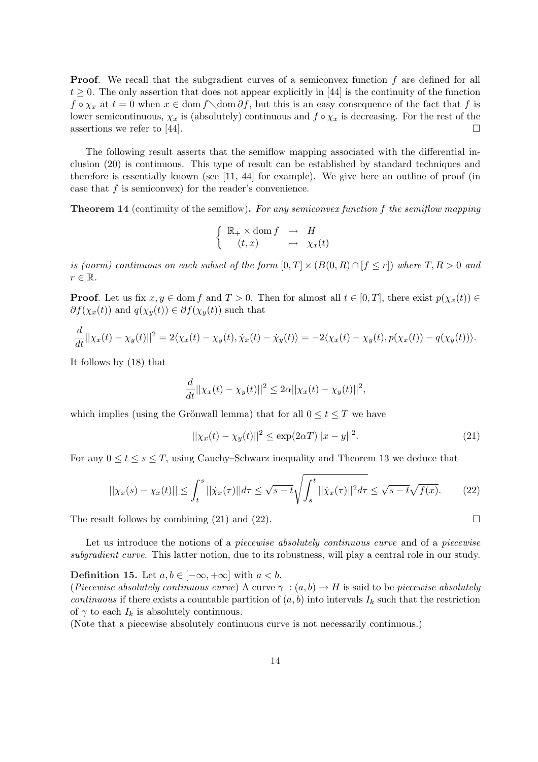**Proof**. We recall that the subgradient curves of a semiconvex function $f$ are defined for all $t \geq 0$. The only assertion that does not appear explicitly in [44] is the continuity of the function $f \circ \chi_x$ at $t = 0$ when $x \in \operatorname{dom} f \setminus \operatorname{dom} \partial f$, but this is an easy consequence of the fact that $f$ is lower semicontinuous, $\chi_x$ is (absolutely) continuous and $f \circ \chi_x$ is decreasing. For the rest of the assertions we refer to [44]. $\square$

The following result asserts that the semiflow mapping associated with the differential inclusion (20) is continuous. This type of result can be established by standard techniques and therefore is essentially known (see [11, 44] for example). We give here an outline of proof (in case that $f$ is semiconvex) for the reader's convenience.

**Theorem 14** (continuity of the semiflow). *For any semiconvex function $f$ the semiflow mapping*

$$\left\{ \begin{array}{ccc} \mathbb{R}_+ \times \operatorname{dom} f & \to & H \\ (t, x) & \mapsto & \chi_x(t) \end{array} \right.$$

*is (norm) continuous on each subset of the form $[0, T] \times (B(0, R) \cap [f \leq r])$ where $T, R > 0$ and $r \in \mathbb{R}$.*

**Proof**. Let us fix $x, y \in \operatorname{dom} f$ and $T > 0$. Then for almost all $t \in [0, T]$, there exist $p(\chi_x(t)) \in \partial f(\chi_x(t))$ and $q(\chi_y(t)) \in \partial f(\chi_y(t))$ such that

$$\frac{d}{dt} ||\chi_x(t) - \chi_y(t)||^2 = 2\langle \chi_x(t) - \chi_y(t), \dot{\chi}_x(t) - \dot{\chi}_y(t) \rangle = -2\langle \chi_x(t) - \chi_y(t), p(\chi_x(t)) - q(\chi_y(t)) \rangle.$$

It follows by (18) that

$$\frac{d}{dt} ||\chi_x(t) - \chi_y(t)||^2 \leq 2\alpha ||\chi_x(t) - \chi_y(t)||^2,$$

which implies (using the Grönwall lemma) that for all $0 \leq t \leq T$ we have

$$||\chi_x(t) - \chi_y(t)||^2 \leq \exp(2\alpha T) ||x - y||^2. \tag{21}$$

For any $0 \leq t \leq s \leq T$, using Cauchy–Schwarz inequality and Theorem 13 we deduce that

$$||\chi_x(s) - \chi_x(t)|| \leq \int_t^s ||\dot{\chi}_x(\tau)|| d\tau \leq \sqrt{s - t} \sqrt{\int_s^t ||\dot{\chi}_x(\tau)||^2 d\tau} \leq \sqrt{s - t} \sqrt{f(x)}. \tag{22}$$

The result follows by combining (21) and (22). $\square$

Let us introduce the notions of a *piecewise absolutely continuous curve* and of a *piecewise subgradient curve*. This latter notion, due to its robustness, will play a central role in our study.

**Definition 15.** Let $a, b \in [-\infty, +\infty]$ with $a < b$.
(*Piecewise absolutely continuous curve*) A curve $\gamma : (a, b) \to H$ is said to be *piecewise absolutely continuous* if there exists a countable partition of $(a, b)$ into intervals $I_k$ such that the restriction of $\gamma$ to each $I_k$ is absolutely continuous.
(Note that a piecewise absolutely continuous curve is not necessarily continuous.)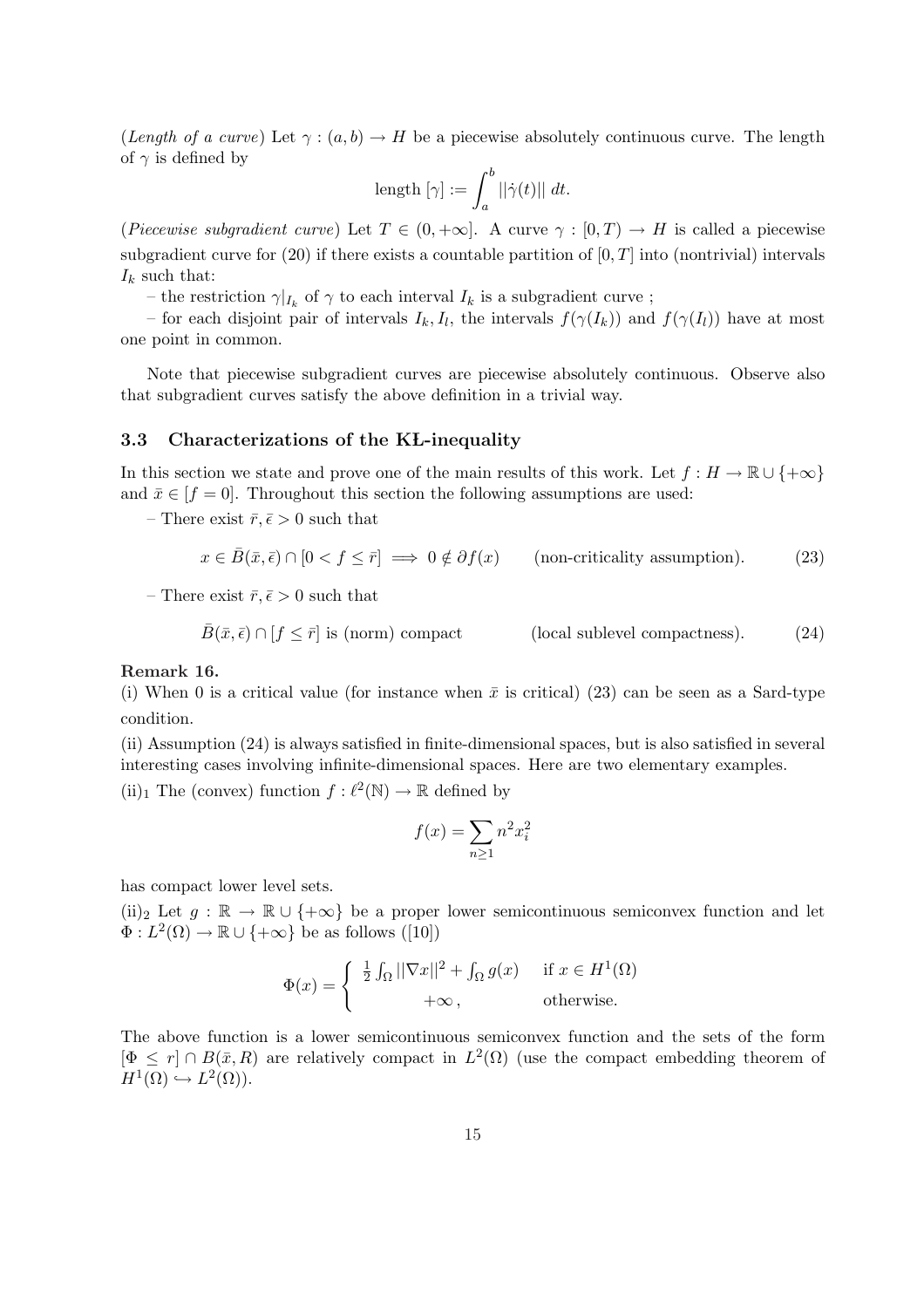(*Length of a curve*) Let $\gamma : (a, b) \to H$ be a piecewise absolutely continuous curve. The length of $\gamma$ is defined by

$$\text{length}\,[\gamma] := \int_a^b ||\dot{\gamma}(t)||\, dt.$$

(*Piecewise subgradient curve*) Let $T \in (0, +\infty]$. A curve $\gamma : [0, T) \to H$ is called a piecewise subgradient curve for (20) if there exists a countable partition of $[0, T]$ into (nontrivial) intervals $I_k$ such that:

– the restriction $\gamma|_{I_k}$ of $\gamma$ to each interval $I_k$ is a subgradient curve ;

– for each disjoint pair of intervals $I_k, I_l$, the intervals $f(\gamma(I_k))$ and $f(\gamma(I_l))$ have at most one point in common.

Note that piecewise subgradient curves are piecewise absolutely continuous. Observe also that subgradient curves satisfy the above definition in a trivial way.

### 3.3 Characterizations of the KŁ-inequality

In this section we state and prove one of the main results of this work. Let $f : H \to \mathbb{R} \cup \{+\infty\}$ and $\bar{x} \in [f = 0]$. Throughout this section the following assumptions are used:

– There exist $\bar{r}, \bar{\epsilon} > 0$ such that

$$x \in \bar{B}(\bar{x}, \bar{\epsilon}) \cap [0 < f \le \bar{r}] \implies 0 \notin \partial f(x) \qquad \text{(non-criticality assumption).} \tag{23}$$

– There exist $\bar{r}, \bar{\epsilon} > 0$ such that

$$\bar{B}(\bar{x}, \bar{\epsilon}) \cap [f \le \bar{r}] \text{ is (norm) compact} \qquad \text{(local sublevel compactness).} \tag{24}$$

**Remark 16.**

(i) When 0 is a critical value (for instance when $\bar{x}$ is critical) (23) can be seen as a Sard-type condition.

(ii) Assumption (24) is always satisfied in finite-dimensional spaces, but is also satisfied in several interesting cases involving infinite-dimensional spaces. Here are two elementary examples.

(ii)$_1$ The (convex) function $f : \ell^2(\mathbb{N}) \to \mathbb{R}$ defined by

$$f(x) = \sum_{n \ge 1} n^2 x_i^2$$

has compact lower level sets.

(ii)$_2$ Let $g : \mathbb{R} \to \mathbb{R} \cup \{+\infty\}$ be a proper lower semicontinuous semiconvex function and let $\Phi : L^2(\Omega) \to \mathbb{R} \cup \{+\infty\}$ be as follows ([10])

$$\Phi(x) = \begin{cases} \frac{1}{2}\int_\Omega ||\nabla x||^2 + \int_\Omega g(x) & \text{if } x \in H^1(\Omega) \\ \quad +\infty\,, & \text{otherwise.} \end{cases}$$

The above function is a lower semicontinuous semiconvex function and the sets of the form $[\Phi \le r] \cap B(\bar{x}, R)$ are relatively compact in $L^2(\Omega)$ (use the compact embedding theorem of $H^1(\Omega) \hookrightarrow L^2(\Omega)$).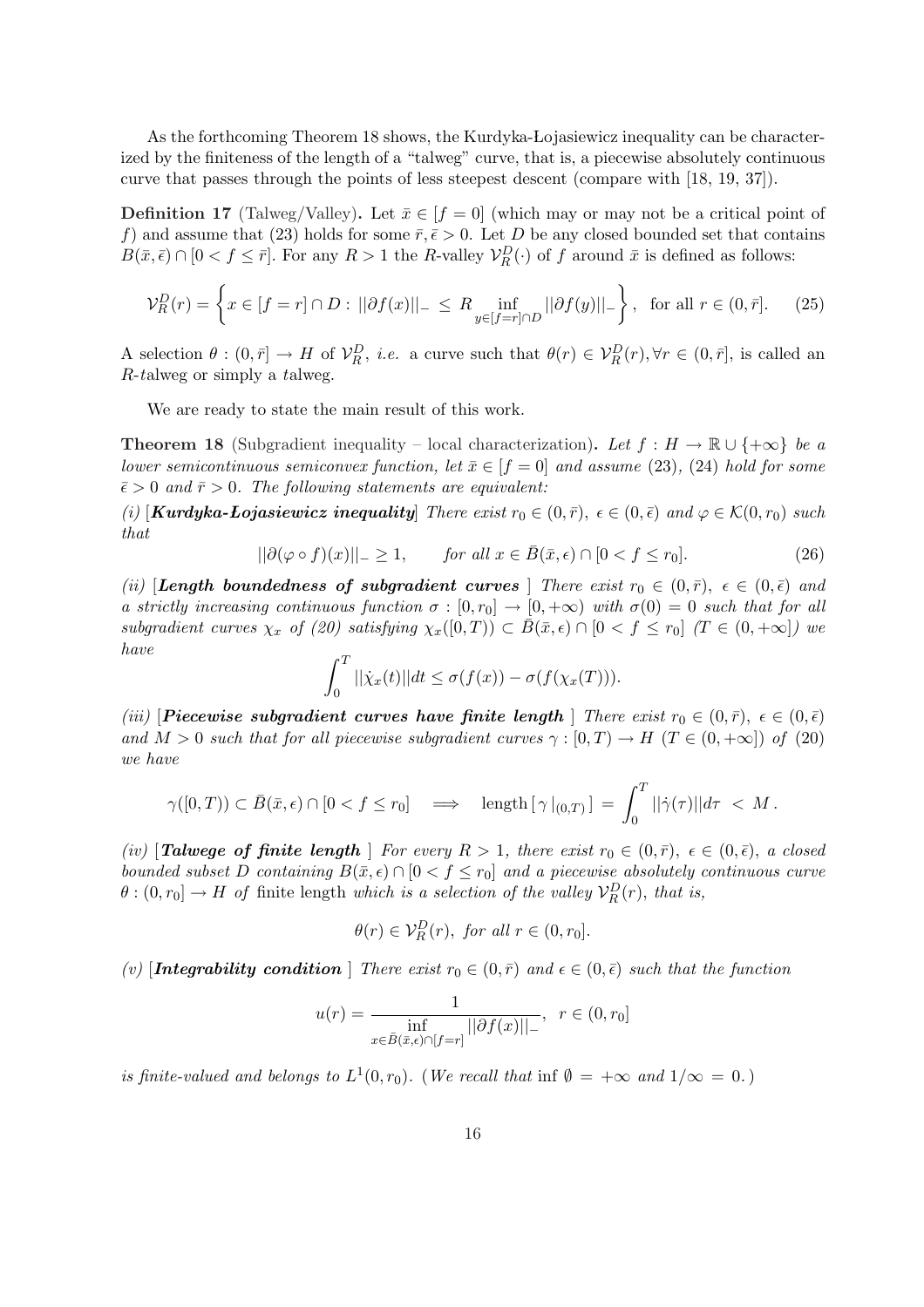As the forthcoming Theorem 18 shows, the Kurdyka-Łojasiewicz inequality can be characterized by the finiteness of the length of a "talweg" curve, that is, a piecewise absolutely continuous curve that passes through the points of less steepest descent (compare with [18, 19, 37]).

**Definition 17** (Talweg/Valley). Let $\bar{x} \in [f = 0]$ (which may or may not be a critical point of $f$) and assume that (23) holds for some $\bar{r}, \bar{\epsilon} > 0$. Let $D$ be any closed bounded set that contains $B(\bar{x}, \bar{\epsilon}) \cap [0 < f \leq \bar{r}]$. For any $R > 1$ the $R$-valley $\mathcal{V}_R^D(\cdot)$ of $f$ around $\bar{x}$ is defined as follows:

$$\mathcal{V}_R^D(r) = \left\{ x \in [f = r] \cap D : ||\partial f(x)||_- \leq R \inf_{y \in [f=r] \cap D} ||\partial f(y)||_- \right\}, \quad \text{for all } r \in (0, \bar{r}]. \tag{25}$$

A selection $\theta : (0, \bar{r}] \to H$ of $\mathcal{V}_R^D$, *i.e.* a curve such that $\theta(r) \in \mathcal{V}_R^D(r), \forall r \in (0, \bar{r}]$, is called an $R$-*t*alweg or simply a *t*alweg.

We are ready to state the main result of this work.

**Theorem 18** (Subgradient inequality – local characterization). *Let $f : H \to \mathbb{R} \cup \{+\infty\}$ be a lower semicontinuous semiconvex function, let $\bar{x} \in [f = 0]$ and assume (23), (24) hold for some $\bar{\epsilon} > 0$ and $\bar{r} > 0$. The following statements are equivalent:*

*(i)* [***Kurdyka-Łojasiewicz inequality***] *There exist $r_0 \in (0, \bar{r})$, $\epsilon \in (0, \bar{\epsilon})$ and $\varphi \in \mathcal{K}(0, r_0)$ such that*

$$||\partial(\varphi \circ f)(x)||_- \geq 1, \qquad \text{for all } x \in \bar{B}(\bar{x}, \epsilon) \cap [0 < f \leq r_0]. \tag{26}$$

*(ii)* [***Length boundedness of subgradient curves***] *There exist $r_0 \in (0, \bar{r})$, $\epsilon \in (0, \bar{\epsilon})$ and a strictly increasing continuous function $\sigma : [0, r_0] \to [0, +\infty)$ with $\sigma(0) = 0$ such that for all subgradient curves $\chi_x$ of (20) satisfying $\chi_x([0, T)) \subset \bar{B}(\bar{x}, \epsilon) \cap [0 < f \leq r_0]$ ($T \in (0, +\infty]$) we have*

$$\int_0^T ||\dot{\chi}_x(t)|| dt \leq \sigma(f(x)) - \sigma(f(\chi_x(T))).$$

*(iii)* [***Piecewise subgradient curves have finite length***] *There exist $r_0 \in (0, \bar{r})$, $\epsilon \in (0, \bar{\epsilon})$ and $M > 0$ such that for all piecewise subgradient curves $\gamma : [0, T) \to H$ ($T \in (0, +\infty]$) of (20) we have*

$$\gamma([0, T)) \subset \bar{B}(\bar{x}, \epsilon) \cap [0 < f \leq r_0] \quad \Longrightarrow \quad \text{length}\,[\,\gamma\,|_{(0,T)}\,] \,=\, \int_0^T ||\dot{\gamma}(\tau)|| d\tau \,<\, M\,.$$

*(iv)* [***Talwege of finite length***] *For every $R > 1$, there exist $r_0 \in (0, \bar{r})$, $\epsilon \in (0, \bar{\epsilon})$, a closed bounded subset $D$ containing $B(\bar{x}, \epsilon) \cap [0 < f \leq r_0]$ and a piecewise absolutely continuous curve $\theta : (0, r_0] \to H$ of* finite length *which is a selection of the valley $\mathcal{V}_R^D(r)$, that is,*

$$\theta(r) \in \mathcal{V}_R^D(r), \text{ for all } r \in (0, r_0].$$

*(v)* [***Integrability condition***] *There exist $r_0 \in (0, \bar{r})$ and $\epsilon \in (0, \bar{\epsilon})$ such that the function*

$$u(r) = \frac{1}{\inf\limits_{x \in \bar{B}(\bar{x}, \epsilon) \cap [f=r]} ||\partial f(x)||_-}, \quad r \in (0, r_0]$$

*is finite-valued and belongs to $L^1(0, r_0)$.* (*We recall that* $\inf \emptyset = +\infty$ *and* $1/\infty = 0$.)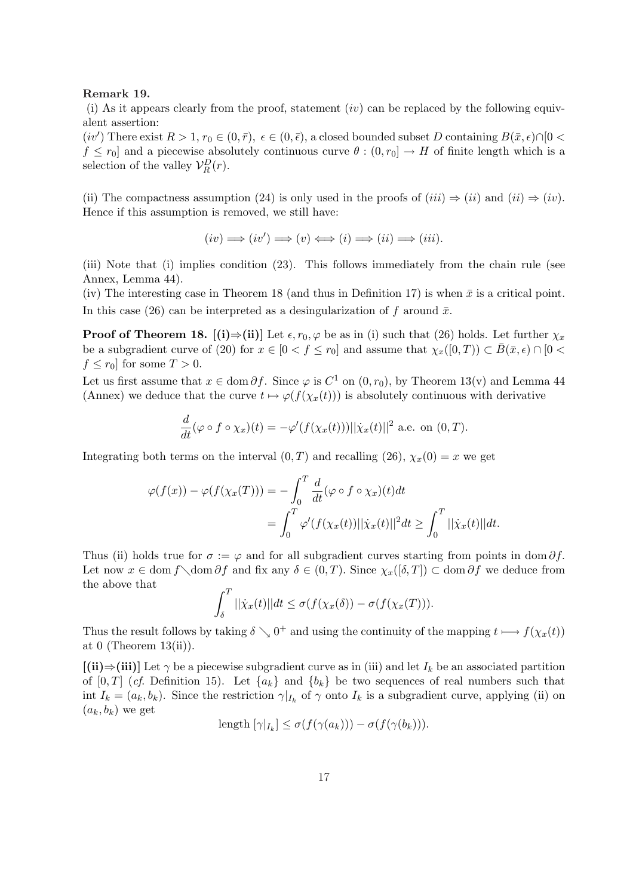**Remark 19.**

(i) As it appears clearly from the proof, statement $(iv)$ can be replaced by the following equivalent assertion:

$(iv')$ There exist $R > 1$, $r_0 \in (0, \bar{r})$, $\epsilon \in (0, \bar{\epsilon})$, a closed bounded subset $D$ containing $B(\bar{x}, \epsilon) \cap [0 < f \leq r_0]$ and a piecewise absolutely continuous curve $\theta : (0, r_0] \to H$ of finite length which is a selection of the valley $\mathcal{V}_R^D(r)$.

(ii) The compactness assumption (24) is only used in the proofs of $(iii) \Rightarrow (ii)$ and $(ii) \Rightarrow (iv)$. Hence if this assumption is removed, we still have:

$$(iv) \Longrightarrow (iv') \Longrightarrow (v) \Longleftrightarrow (i) \Longrightarrow (ii) \Longrightarrow (iii).$$

(iii) Note that (i) implies condition (23). This follows immediately from the chain rule (see Annex, Lemma 44).

(iv) The interesting case in Theorem 18 (and thus in Definition 17) is when $\bar{x}$ is a critical point. In this case (26) can be interpreted as a desingularization of $f$ around $\bar{x}$.

**Proof of Theorem 18. [(i)⇒(ii)]** Let $\epsilon, r_0, \varphi$ be as in (i) such that (26) holds. Let further $\chi_x$ be a subgradient curve of (20) for $x \in [0 < f \leq r_0]$ and assume that $\chi_x([0, T)) \subset \bar{B}(\bar{x}, \epsilon) \cap [0 < f \leq r_0]$ for some $T > 0$.

Let us first assume that $x \in \operatorname{dom} \partial f$. Since $\varphi$ is $C^1$ on $(0, r_0)$, by Theorem 13(v) and Lemma 44 (Annex) we deduce that the curve $t \mapsto \varphi(f(\chi_x(t)))$ is absolutely continuous with derivative

$$\frac{d}{dt}(\varphi \circ f \circ \chi_x)(t) = -\varphi'(f(\chi_x(t)))||\dot{\chi}_x(t)||^2 \text{ a.e. on } (0, T).$$

Integrating both terms on the interval $(0, T)$ and recalling (26), $\chi_x(0) = x$ we get

$$\begin{aligned}\varphi(f(x)) - \varphi(f(\chi_x(T))) &= -\int_0^T \frac{d}{dt}(\varphi \circ f \circ \chi_x)(t)dt \\ &= \int_0^T \varphi'(f(\chi_x(t))||\dot{\chi}_x(t)||^2 dt \geq \int_0^T ||\dot{\chi}_x(t)||dt.\end{aligned}$$

Thus (ii) holds true for $\sigma := \varphi$ and for all subgradient curves starting from points in $\operatorname{dom} \partial f$. Let now $x \in \operatorname{dom} f \setminus \operatorname{dom} \partial f$ and fix any $\delta \in (0, T)$. Since $\chi_x([\delta, T]) \subset \operatorname{dom} \partial f$ we deduce from the above that

$$\int_\delta^T ||\dot{\chi}_x(t)||dt \leq \sigma(f(\chi_x(\delta)) - \sigma(f(\chi_x(T))).$$

Thus the result follows by taking $\delta \searrow 0^+$ and using the continuity of the mapping $t \longmapsto f(\chi_x(t))$ at 0 (Theorem 13(ii)).

**[(ii)⇒(iii)]** Let $\gamma$ be a piecewise subgradient curve as in (iii) and let $I_k$ be an associated partition of $[0, T]$ (*cf.* Definition 15). Let $\{a_k\}$ and $\{b_k\}$ be two sequences of real numbers such that $\operatorname{int} I_k = (a_k, b_k)$. Since the restriction $\gamma|_{I_k}$ of $\gamma$ onto $I_k$ is a subgradient curve, applying (ii) on $(a_k, b_k)$ we get

$$\text{length } [\gamma|_{I_k}] \leq \sigma(f(\gamma(a_k))) - \sigma(f(\gamma(b_k))).$$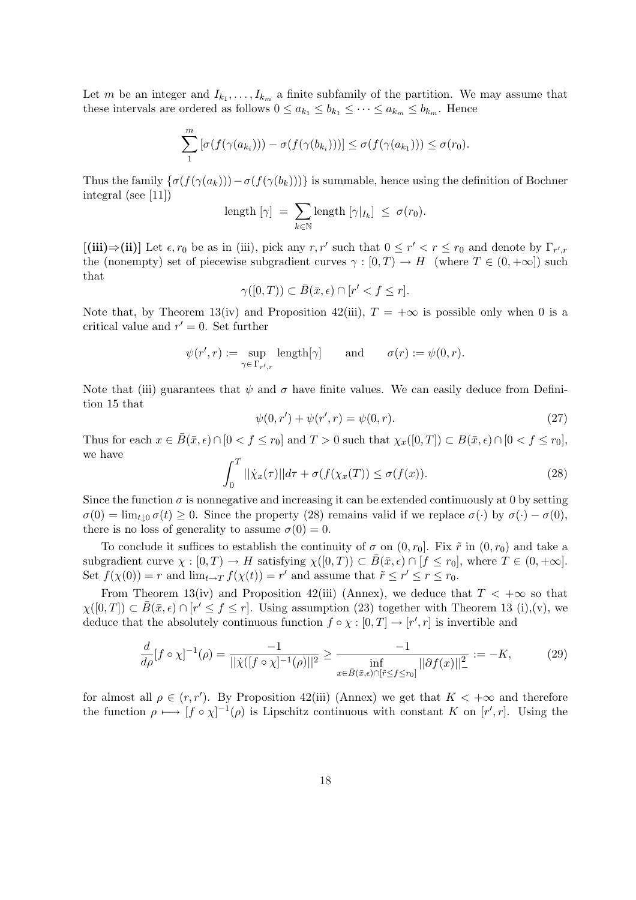Let $m$ be an integer and $I_{k_1}, \ldots, I_{k_m}$ a finite subfamily of the partition. We may assume that these intervals are ordered as follows $0 \le a_{k_1} \le b_{k_1} \le \cdots \le a_{k_m} \le b_{k_m}$. Hence

$$\sum_1^m [\sigma(f(\gamma(a_{k_i}))) - \sigma(f(\gamma(b_{k_i})))] \le \sigma(f(\gamma(a_{k_1}))) \le \sigma(r_0).$$

Thus the family $\{\sigma(f(\gamma(a_k))) - \sigma(f(\gamma(b_k)))\}$ is summable, hence using the definition of Bochner integral (see [11])

$$\text{length } [\gamma] \ = \ \sum_{k \in \mathbb{N}} \text{length } [\gamma|_{I_k}] \ \le \ \sigma(r_0).$$

**[(iii)⇒(ii)]** Let $\epsilon, r_0$ be as in (iii), pick any $r, r'$ such that $0 \le r' < r \le r_0$ and denote by $\Gamma_{r',r}$ the (nonempty) set of piecewise subgradient curves $\gamma : [0, T) \to H$ (where $T \in (0, +\infty]$) such that

$$\gamma([0, T)) \subset \bar{B}(\bar{x}, \epsilon) \cap [r' < f \le r].$$

Note that, by Theorem 13(iv) and Proposition 42(iii), $T = +\infty$ is possible only when 0 is a critical value and $r' = 0$. Set further

$$\psi(r', r) := \sup_{\gamma \in \Gamma_{r',r}} \text{length}[\gamma] \qquad \text{and} \qquad \sigma(r) := \psi(0, r).$$

Note that (iii) guarantees that $\psi$ and $\sigma$ have finite values. We can easily deduce from Definition 15 that

$$\psi(0, r') + \psi(r', r) = \psi(0, r). \tag{27}$$

Thus for each $x \in \bar{B}(\bar{x}, \epsilon) \cap [0 < f \le r_0]$ and $T > 0$ such that $\chi_x([0, T]) \subset B(\bar{x}, \epsilon) \cap [0 < f \le r_0]$, we have

$$\int_0^T ||\dot{\chi}_x(\tau)|| d\tau + \sigma(f(\chi_x(T)) \le \sigma(f(x)). \tag{28}$$

Since the function $\sigma$ is nonnegative and increasing it can be extended continuously at 0 by setting $\sigma(0) = \lim_{t \downarrow 0} \sigma(t) \ge 0$. Since the property (28) remains valid if we replace $\sigma(\cdot)$ by $\sigma(\cdot) - \sigma(0)$, there is no loss of generality to assume $\sigma(0) = 0$.

To conclude it suffices to establish the continuity of $\sigma$ on $(0, r_0]$. Fix $\tilde{r}$ in $(0, r_0)$ and take a subgradient curve $\chi : [0, T) \to H$ satisfying $\chi([0, T)) \subset \bar{B}(\bar{x}, \epsilon) \cap [f \le r_0]$, where $T \in (0, +\infty]$. Set $f(\chi(0)) = r$ and $\lim_{t \to T} f(\chi(t)) = r'$ and assume that $\tilde{r} \le r' \le r \le r_0$.

From Theorem 13(iv) and Proposition 42(iii) (Annex), we deduce that $T < +\infty$ so that $\chi([0, T]) \subset \bar{B}(\bar{x}, \epsilon) \cap [r' \le f \le r]$. Using assumption (23) together with Theorem 13 (i),(v), we deduce that the absolutely continuous function $f \circ \chi : [0, T] \to [r', r]$ is invertible and

$$\frac{d}{d\rho}[f \circ \chi]^{-1}(\rho) = \frac{-1}{||\dot{\chi}([f \circ \chi]^{-1}(\rho)||^2} \ge \frac{-1}{\inf\limits_{x \in \bar{B}(\bar{x}, \epsilon) \cap [\tilde{r} \le f \le r_0]} ||\partial f(x)||_-^2} := -K, \tag{29}$$

for almost all $\rho \in (r, r')$. By Proposition 42(iii) (Annex) we get that $K < +\infty$ and therefore the function $\rho \longmapsto [f \circ \chi]^{-1}(\rho)$ is Lipschitz continuous with constant $K$ on $[r', r]$. Using the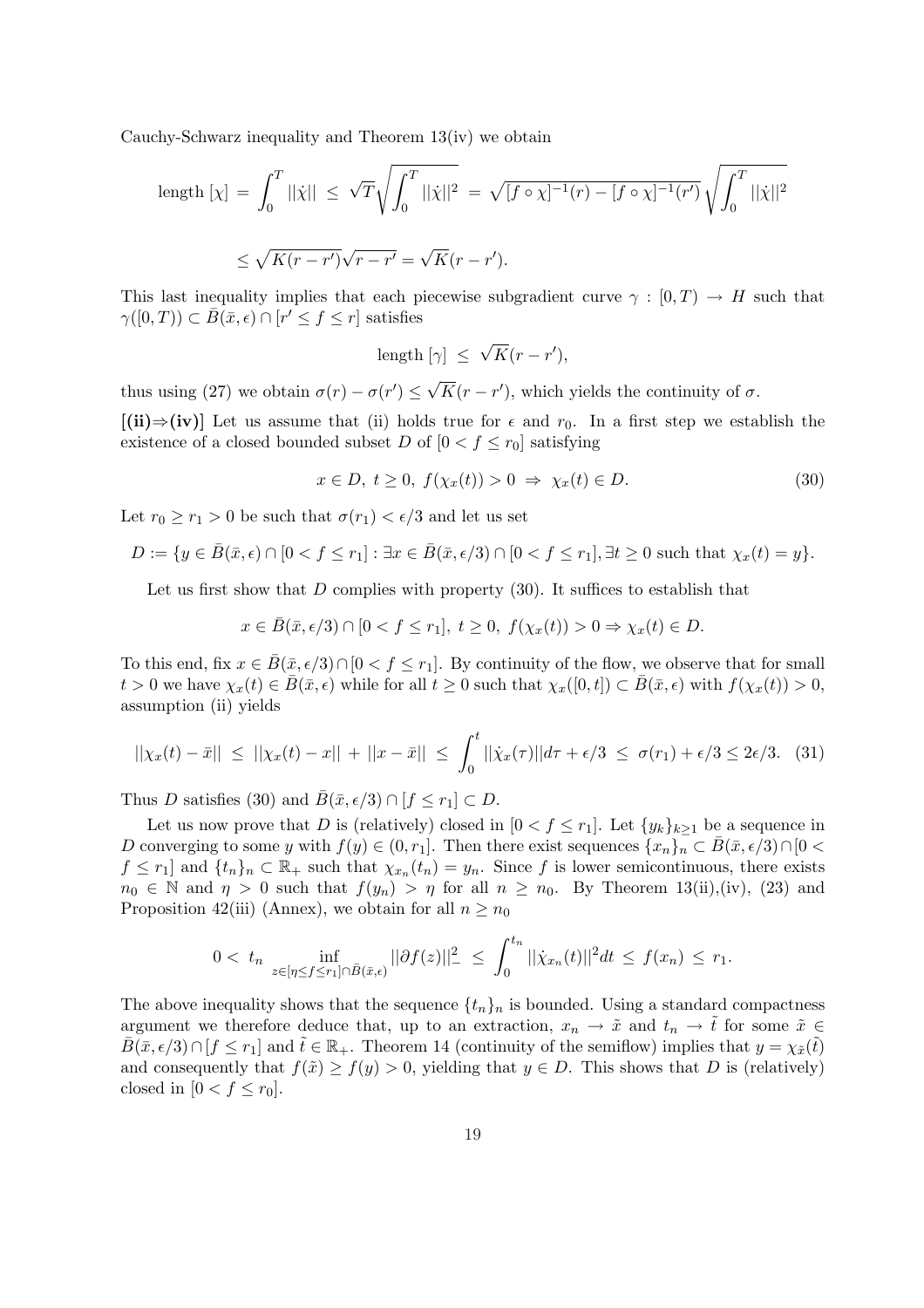Cauchy-Schwarz inequality and Theorem 13(iv) we obtain

$$\text{length}\,[\chi] \;=\; \int_0^T ||\dot{\chi}|| \;\leq\; \sqrt{T}\sqrt{\int_0^T ||\dot{\chi}||^2} \;=\; \sqrt{[f\circ\chi]^{-1}(r) - [f\circ\chi]^{-1}(r')}\,\sqrt{\int_0^T ||\dot{\chi}||^2}$$

$$\leq \sqrt{K(r-r')}\sqrt{r-r'} = \sqrt{K}(r-r').$$

This last inequality implies that each piecewise subgradient curve $\gamma : [0,T) \to H$ such that $\gamma([0,T)) \subset \bar{B}(\bar{x},\epsilon) \cap [r' \leq f \leq r]$ satisfies

$$\text{length}\,[\gamma] \;\leq\; \sqrt{K}(r-r'),$$

thus using (27) we obtain $\sigma(r) - \sigma(r') \leq \sqrt{K}(r-r')$, which yields the continuity of $\sigma$.

**[(ii)⇒(iv)]** Let us assume that (ii) holds true for $\epsilon$ and $r_0$. In a first step we establish the existence of a closed bounded subset $D$ of $[0 < f \leq r_0]$ satisfying

$$x \in D,\; t \geq 0,\; f(\chi_x(t)) > 0 \;\Rightarrow\; \chi_x(t) \in D. \tag{30}$$

Let $r_0 \geq r_1 > 0$ be such that $\sigma(r_1) < \epsilon/3$ and let us set

$$D := \{y \in \bar{B}(\bar{x},\epsilon) \cap [0 < f \leq r_1] : \exists x \in \bar{B}(\bar{x},\epsilon/3) \cap [0 < f \leq r_1], \exists t \geq 0 \text{ such that } \chi_x(t) = y\}.$$

Let us first show that $D$ complies with property (30). It suffices to establish that

$$x \in \bar{B}(\bar{x},\epsilon/3) \cap [0 < f \leq r_1],\; t \geq 0,\; f(\chi_x(t)) > 0 \Rightarrow \chi_x(t) \in D.$$

To this end, fix $x \in \bar{B}(\bar{x},\epsilon/3) \cap [0 < f \leq r_1]$. By continuity of the flow, we observe that for small $t > 0$ we have $\chi_x(t) \in \bar{B}(\bar{x},\epsilon)$ while for all $t \geq 0$ such that $\chi_x([0,t]) \subset \bar{B}(\bar{x},\epsilon)$ with $f(\chi_x(t)) > 0$, assumption (ii) yields

$$||\chi_x(t) - \bar{x}|| \;\leq\; ||\chi_x(t) - x|| \,+\, ||x - \bar{x}|| \;\leq\; \int_0^t ||\dot{\chi}_x(\tau)||d\tau + \epsilon/3 \;\leq\; \sigma(r_1) + \epsilon/3 \leq 2\epsilon/3. \tag{31}$$

Thus $D$ satisfies (30) and $\bar{B}(\bar{x},\epsilon/3) \cap [f \leq r_1] \subset D$.

Let us now prove that $D$ is (relatively) closed in $[0 < f \leq r_1]$. Let $\{y_k\}_{k\geq 1}$ be a sequence in $D$ converging to some $y$ with $f(y) \in (0, r_1]$. Then there exist sequences $\{x_n\}_n \subset \bar{B}(\bar{x},\epsilon/3) \cap [0 < f \leq r_1]$ and $\{t_n\}_n \subset \mathbb{R}_+$ such that $\chi_{x_n}(t_n) = y_n$. Since $f$ is lower semicontinuous, there exists $n_0 \in \mathbb{N}$ and $\eta > 0$ such that $f(y_n) > \eta$ for all $n \geq n_0$. By Theorem 13(ii),(iv), (23) and Proposition 42(iii) (Annex), we obtain for all $n \geq n_0$

$$0 <\; t_n \inf_{z \in [\eta \leq f \leq r_1] \cap \bar{B}(\bar{x},\epsilon)} ||\partial f(z)||_-^2 \;\leq\; \int_0^{t_n} ||\dot{\chi}_{x_n}(t)||^2 dt \;\leq\; f(x_n) \;\leq\; r_1.$$

The above inequality shows that the sequence $\{t_n\}_n$ is bounded. Using a standard compactness argument we therefore deduce that, up to an extraction, $x_n \to \tilde{x}$ and $t_n \to \tilde{t}$ for some $\tilde{x} \in \bar{B}(\bar{x},\epsilon/3) \cap [f \leq r_1]$ and $\tilde{t} \in \mathbb{R}_+$. Theorem 14 (continuity of the semiflow) implies that $y = \chi_{\tilde{x}}(\tilde{t})$ and consequently that $f(\tilde{x}) \geq f(y) > 0$, yielding that $y \in D$. This shows that $D$ is (relatively) closed in $[0 < f \leq r_0]$.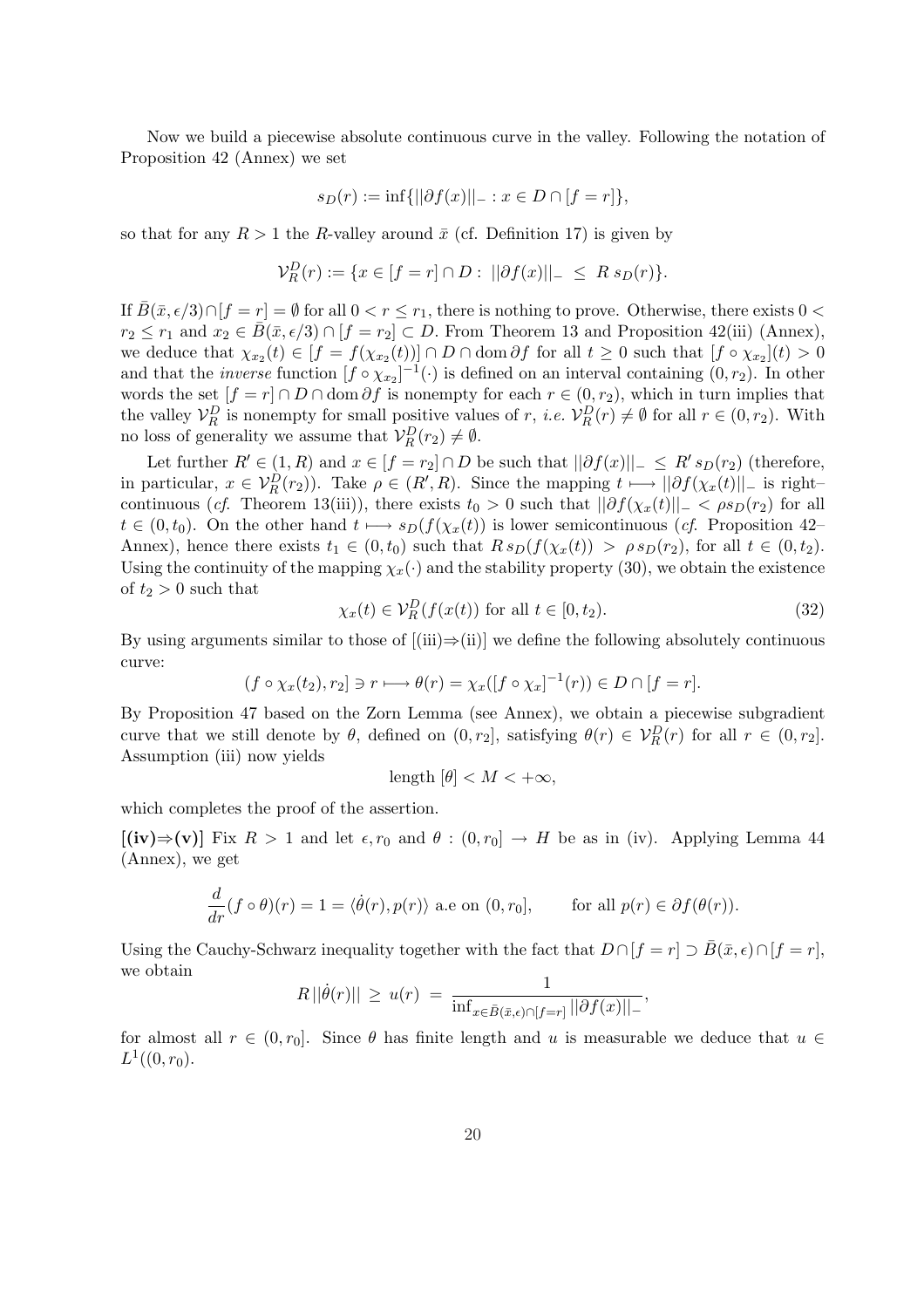Now we build a piecewise absolute continuous curve in the valley. Following the notation of Proposition 42 (Annex) we set

$$s_D(r) := \inf\{||\partial f(x)||_- : x \in D \cap [f = r]\},$$

so that for any $R > 1$ the $R$-valley around $\bar{x}$ (cf. Definition 17) is given by

$$\mathcal{V}_R^D(r) := \{x \in [f = r] \cap D : \; ||\partial f(x)||_- \; \leq \; R \, s_D(r)\}.$$

If $\bar{B}(\bar{x}, \epsilon/3) \cap [f = r] = \emptyset$ for all $0 < r \leq r_1$, there is nothing to prove. Otherwise, there exists $0 < r_2 \leq r_1$ and $x_2 \in \bar{B}(\bar{x}, \epsilon/3) \cap [f = r_2] \subset D$. From Theorem 13 and Proposition 42(iii) (Annex), we deduce that $\chi_{x_2}(t) \in [f = f(\chi_{x_2}(t))] \cap D \cap \operatorname{dom} \partial f$ for all $t \geq 0$ such that $[f \circ \chi_{x_2}](t) > 0$ and that the *inverse* function $[f \circ \chi_{x_2}]^{-1}(\cdot)$ is defined on an interval containing $(0, r_2)$. In other words the set $[f = r] \cap D \cap \operatorname{dom} \partial f$ is nonempty for each $r \in (0, r_2)$, which in turn implies that the valley $\mathcal{V}_R^D$ is nonempty for small positive values of $r$, *i.e.* $\mathcal{V}_R^D(r) \neq \emptyset$ for all $r \in (0, r_2)$. With no loss of generality we assume that $\mathcal{V}_R^D(r_2) \neq \emptyset$.

Let further $R' \in (1, R)$ and $x \in [f = r_2] \cap D$ be such that $||\partial f(x)||_- \leq R' \, s_D(r_2)$ (therefore, in particular, $x \in \mathcal{V}_R^D(r_2)$). Take $\rho \in (R', R)$. Since the mapping $t \longmapsto ||\partial f(\chi_x(t)||_-$ is right–continuous (*cf.* Theorem 13(iii)), there exists $t_0 > 0$ such that $||\partial f(\chi_x(t)||_- < \rho s_D(r_2)$ for all $t \in (0, t_0)$. On the other hand $t \longmapsto s_D(f(\chi_x(t))$ is lower semicontinuous (*cf.* Proposition 42–Annex), hence there exists $t_1 \in (0, t_0)$ such that $R \, s_D(f(\chi_x(t)) \; > \; \rho \, s_D(r_2)$, for all $t \in (0, t_2)$. Using the continuity of the mapping $\chi_x(\cdot)$ and the stability property (30), we obtain the existence of $t_2 > 0$ such that

$$\chi_x(t) \in \mathcal{V}_R^D(f(x(t)) \text{ for all } t \in [0, t_2). \tag{32}$$

By using arguments similar to those of [(iii)⇒(ii)] we define the following absolutely continuous curve:

$$(f \circ \chi_x(t_2), r_2] \ni r \longmapsto \theta(r) = \chi_x([f \circ \chi_x]^{-1}(r)) \in D \cap [f = r].$$

By Proposition 47 based on the Zorn Lemma (see Annex), we obtain a piecewise subgradient curve that we still denote by $\theta$, defined on $(0, r_2]$, satisfying $\theta(r) \in \mathcal{V}_R^D(r)$ for all $r \in (0, r_2]$. Assumption (iii) now yields

$$\text{length } [\theta] < M < +\infty,$$

which completes the proof of the assertion.

**[(iv)⇒(v)]** Fix $R > 1$ and let $\epsilon, r_0$ and $\theta : (0, r_0] \to H$ be as in (iv). Applying Lemma 44 (Annex), we get

$$\frac{d}{dr}(f \circ \theta)(r) = 1 = \langle \dot{\theta}(r), p(r) \rangle \text{ a.e on } (0, r_0], \qquad \text{for all } p(r) \in \partial f(\theta(r)).$$

Using the Cauchy-Schwarz inequality together with the fact that $D \cap [f = r] \supset \bar{B}(\bar{x}, \epsilon) \cap [f = r]$, we obtain

$$R \, ||\dot{\theta}(r)|| \; \geq \; u(r) \; = \; \frac{1}{\inf_{x \in \bar{B}(\bar{x}, \epsilon) \cap [f = r]} ||\partial f(x)||_-},$$

for almost all $r \in (0, r_0]$. Since $\theta$ has finite length and $u$ is measurable we deduce that $u \in L^1((0, r_0)$.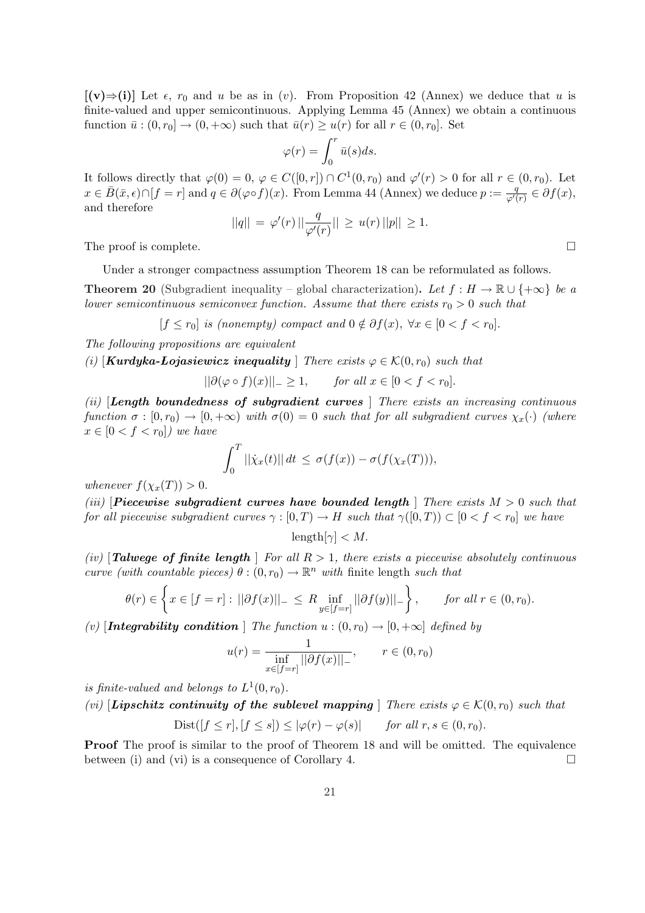**[(v)⇒(i)]** Let $\epsilon$, $r_0$ and $u$ be as in $(v)$. From Proposition 42 (Annex) we deduce that $u$ is finite-valued and upper semicontinuous. Applying Lemma 45 (Annex) we obtain a continuous function $\bar{u} : (0, r_0] \to (0, +\infty)$ such that $\bar{u}(r) \geq u(r)$ for all $r \in (0, r_0]$. Set

$$\varphi(r) = \int_0^r \bar{u}(s)ds.$$

It follows directly that $\varphi(0) = 0$, $\varphi \in C([0, r]) \cap C^1(0, r_0)$ and $\varphi'(r) > 0$ for all $r \in (0, r_0)$. Let $x \in \bar{B}(\bar{x}, \epsilon) \cap [f = r]$ and $q \in \partial(\varphi \circ f)(x)$. From Lemma 44 (Annex) we deduce $p := \frac{q}{\varphi'(r)} \in \partial f(x)$, and therefore

$$||q|| \,=\, \varphi'(r)\, ||\frac{q}{\varphi'(r)}|| \,\geq\, u(r)\, ||p|| \geq 1.$$

The proof is complete. $\square$

Under a stronger compactness assumption Theorem 18 can be reformulated as follows.

**Theorem 20** (Subgradient inequality – global characterization)**.** *Let $f : H \to \mathbb{R} \cup \{+\infty\}$ be a lower semicontinuous semiconvex function. Assume that there exists $r_0 > 0$ such that*

$$[f \leq r_0] \text{ is (nonempty) compact and } 0 \notin \partial f(x),\ \forall x \in [0 < f < r_0].$$

*The following propositions are equivalent*

*(i)* [***Kurdyka-Łojasiewicz inequality*** ] *There exists $\varphi \in \mathcal{K}(0, r_0)$ such that*

$$||\partial(\varphi \circ f)(x)||_- \geq 1, \qquad \text{for all } x \in [0 < f < r_0].$$

*(ii)* [***Length boundedness of subgradient curves*** ] *There exists an increasing continuous function $\sigma : [0, r_0) \to [0, +\infty)$ with $\sigma(0) = 0$ such that for all subgradient curves $\chi_x(\cdot)$ (where $x \in [0 < f < r_0]$) we have*

$$\int_0^T ||\dot{\chi}_x(t)||\, dt \,\leq\, \sigma(f(x)) - \sigma(f(\chi_x(T))),$$

*whenever $f(\chi_x(T)) > 0$.*

*(iii)* [***Piecewise subgradient curves have bounded length*** ] *There exists $M > 0$ such that for all piecewise subgradient curves $\gamma : [0, T) \to H$ such that $\gamma([0, T)) \subset [0 < f < r_0]$ we have*

$$\text{length}[\gamma] < M.$$

*(iv)* [***Talwege of finite length*** ] *For all $R > 1$, there exists a piecewise absolutely continuous curve (with countable pieces) $\theta : (0, r_0) \to \mathbb{R}^n$ with* finite length *such that*

$$\theta(r) \in \left\{ x \in [f = r] :\, ||\partial f(x)||_- \,\leq\, R \inf_{y \in [f=r]} ||\partial f(y)||_- \right\}, \qquad \text{for all } r \in (0, r_0).$$

*(v)* [***Integrability condition*** ] *The function $u : (0, r_0) \to [0, +\infty]$ defined by*

$$u(r) = \frac{1}{\inf\limits_{x \in [f=r]} ||\partial f(x)||_-}, \qquad r \in (0, r_0)$$

*is finite-valued and belongs to $L^1(0, r_0)$.*

*(vi)* [***Lipschitz continuity of the sublevel mapping*** ] *There exists $\varphi \in \mathcal{K}(0, r_0)$ such that*

$$\text{Dist}([f \leq r], [f \leq s]) \leq |\varphi(r) - \varphi(s)| \qquad \text{for all } r, s \in (0, r_0).$$

**Proof** The proof is similar to the proof of Theorem 18 and will be omitted. The equivalence between (i) and (vi) is a consequence of Corollary 4. $\square$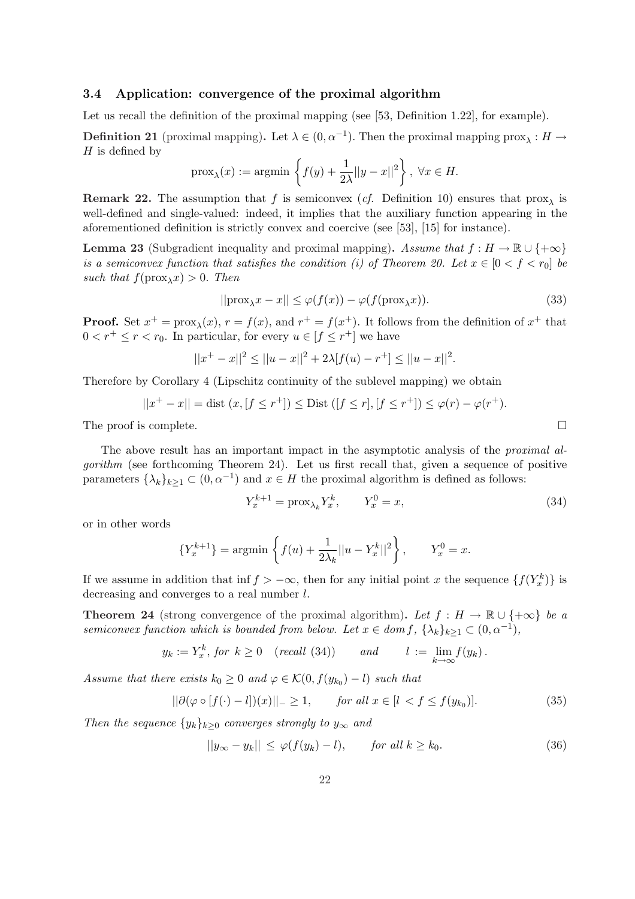### 3.4 Application: convergence of the proximal algorithm

Let us recall the definition of the proximal mapping (see [53, Definition 1.22], for example).

**Definition 21** (proximal mapping)**.** Let $\lambda \in (0, \alpha^{-1})$. Then the proximal mapping $\text{prox}_\lambda : H \to H$ is defined by

$$\text{prox}_\lambda(x) := \text{argmin} \left\{ f(y) + \frac{1}{2\lambda}||y - x||^2 \right\}, \ \forall x \in H.$$

**Remark 22.** The assumption that $f$ is semiconvex (*cf.* Definition 10) ensures that $\text{prox}_\lambda$ is well-defined and single-valued: indeed, it implies that the auxiliary function appearing in the aforementioned definition is strictly convex and coercive (see [53], [15] for instance).

**Lemma 23** (Subgradient inequality and proximal mapping)**.** *Assume that $f : H \to \mathbb{R} \cup \{+\infty\}$ is a semiconvex function that satisfies the condition (i) of Theorem 20. Let $x \in [0 < f < r_0]$ be such that $f(\text{prox}_\lambda x) > 0$. Then*

$$||\text{prox}_\lambda x - x|| \le \varphi(f(x)) - \varphi(f(\text{prox}_\lambda x)). \tag{33}$$

**Proof.** Set $x^+ = \text{prox}_\lambda(x)$, $r = f(x)$, and $r^+ = f(x^+)$. It follows from the definition of $x^+$ that $0 < r^+ \le r < r_0$. In particular, for every $u \in [f \le r^+]$ we have

$$||x^+ - x||^2 \le ||u - x||^2 + 2\lambda[f(u) - r^+] \le ||u - x||^2.$$

Therefore by Corollary 4 (Lipschitz continuity of the sublevel mapping) we obtain

$$||x^+ - x|| = \text{dist}\ (x, [f \le r^+]) \le \text{Dist}\ ([f \le r], [f \le r^+]) \le \varphi(r) - \varphi(r^+).$$

The proof is complete. $\square$

The above result has an important impact in the asymptotic analysis of the *proximal algorithm* (see forthcoming Theorem 24). Let us first recall that, given a sequence of positive parameters $\{\lambda_k\}_{k \ge 1} \subset (0, \alpha^{-1})$ and $x \in H$ the proximal algorithm is defined as follows:

$$Y_x^{k+1} = \text{prox}_{\lambda_k} Y_x^k, \qquad Y_x^0 = x, \tag{34}$$

or in other words

$$\{Y_x^{k+1}\} = \text{argmin} \left\{ f(u) + \frac{1}{2\lambda_k}||u - Y_x^k||^2 \right\}, \qquad Y_x^0 = x.$$

If we assume in addition that $\inf f > -\infty$, then for any initial point $x$ the sequence $\{f(Y_x^k)\}$ is decreasing and converges to a real number $l$.

**Theorem 24** (strong convergence of the proximal algorithm)**.** *Let $f : H \to \mathbb{R} \cup \{+\infty\}$ be a semiconvex function which is bounded from below. Let $x \in dom\, f$, $\{\lambda_k\}_{k \ge 1} \subset (0, \alpha^{-1})$,*

$$y_k := Y_x^k, \text{ for } k \ge 0 \quad (\text{recall (34)}) \qquad \text{and} \qquad l := \lim_{k \to \infty} f(y_k)\,.$$

*Assume that there exists $k_0 \ge 0$ and $\varphi \in \mathcal{K}(0, f(y_{k_0}) - l)$ such that*

$$||\partial(\varphi \circ [f(\cdot) - l])(x)||_- \ge 1, \qquad \text{for all } x \in [l < f \le f(y_{k_0})]. \tag{35}$$

*Then the sequence $\{y_k\}_{k \ge 0}$ converges strongly to $y_\infty$ and*

$$||y_\infty - y_k|| \le \varphi(f(y_k) - l), \qquad \text{for all } k \ge k_0. \tag{36}$$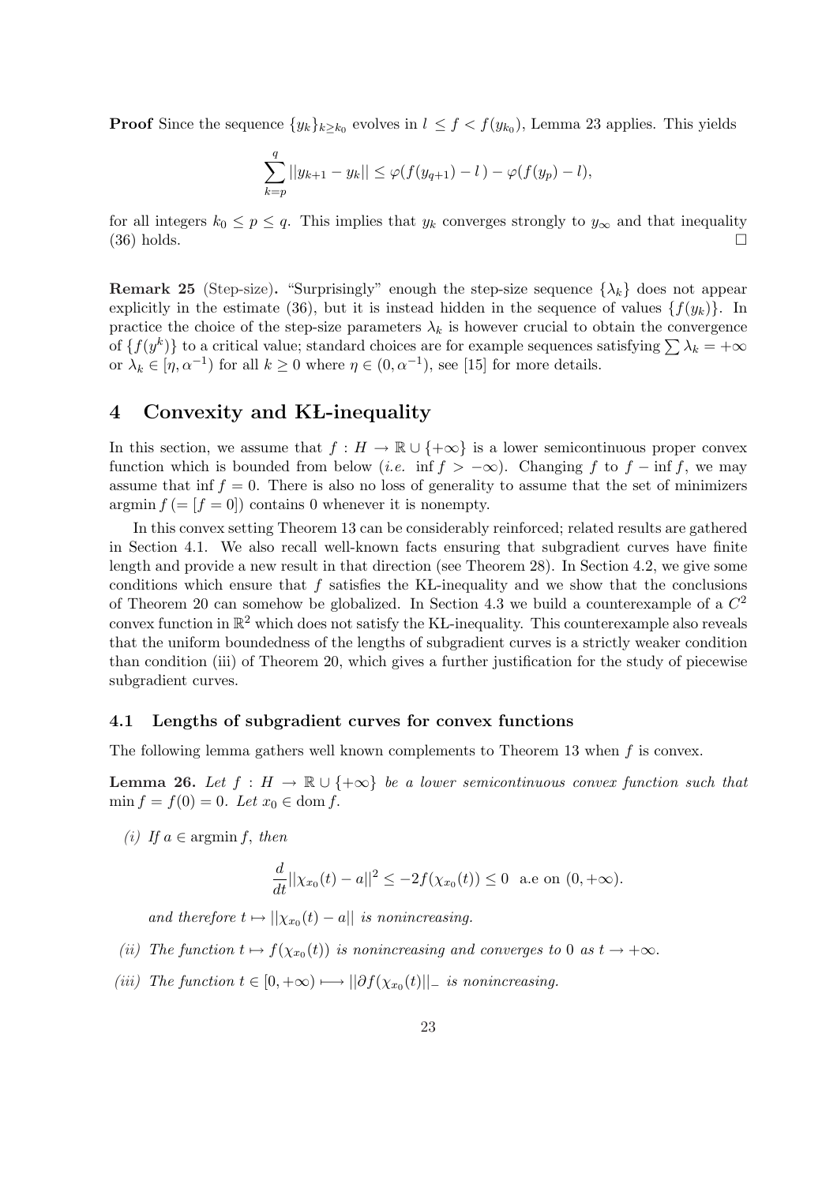**Proof** Since the sequence $\{y_k\}_{k\geq k_0}$ evolves in $l \leq f < f(y_{k_0})$, Lemma 23 applies. This yields

$$\sum_{k=p}^{q} ||y_{k+1} - y_k|| \leq \varphi(f(y_{q+1}) - l\,) - \varphi(f(y_p) - l),$$

for all integers $k_0 \leq p \leq q$. This implies that $y_k$ converges strongly to $y_\infty$ and that inequality (36) holds. □

**Remark 25** (Step-size). "Surprisingly" enough the step-size sequence $\{\lambda_k\}$ does not appear explicitly in the estimate (36), but it is instead hidden in the sequence of values $\{f(y_k)\}$. In practice the choice of the step-size parameters $\lambda_k$ is however crucial to obtain the convergence of $\{f(y^k)\}$ to a critical value; standard choices are for example sequences satisfying $\sum \lambda_k = +\infty$ or $\lambda_k \in [\eta, \alpha^{-1})$ for all $k \geq 0$ where $\eta \in (0, \alpha^{-1})$, see [15] for more details.

# 4 Convexity and KŁ-inequality

In this section, we assume that $f : H \to \mathbb{R} \cup \{+\infty\}$ is a lower semicontinuous proper convex function which is bounded from below (*i.e.* $\inf f > -\infty$). Changing $f$ to $f - \inf f$, we may assume that $\inf f = 0$. There is also no loss of generality to assume that the set of minimizers $\operatorname{argmin} f\,(= [f = 0])$ contains 0 whenever it is nonempty.

In this convex setting Theorem 13 can be considerably reinforced; related results are gathered in Section 4.1. We also recall well-known facts ensuring that subgradient curves have finite length and provide a new result in that direction (see Theorem 28). In Section 4.2, we give some conditions which ensure that $f$ satisfies the KŁ-inequality and we show that the conclusions of Theorem 20 can somehow be globalized. In Section 4.3 we build a counterexample of a $C^2$ convex function in $\mathbb{R}^2$ which does not satisfy the KŁ-inequality. This counterexample also reveals that the uniform boundedness of the lengths of subgradient curves is a strictly weaker condition than condition (iii) of Theorem 20, which gives a further justification for the study of piecewise subgradient curves.

## 4.1 Lengths of subgradient curves for convex functions

The following lemma gathers well known complements to Theorem 13 when $f$ is convex.

**Lemma 26.** *Let $f : H \to \mathbb{R} \cup \{+\infty\}$ be a lower semicontinuous convex function such that $\min f = f(0) = 0$. Let $x_0 \in \operatorname{dom} f$.*

*(i) If $a \in \operatorname{argmin} f$, then*

$$\frac{d}{dt}||\chi_{x_0}(t) - a||^2 \leq -2f(\chi_{x_0}(t)) \leq 0 \quad \text{a.e on } (0, +\infty).$$

*and therefore $t \mapsto ||\chi_{x_0}(t) - a||$ is nonincreasing.*

*(ii) The function $t \mapsto f(\chi_{x_0}(t))$ is nonincreasing and converges to 0 as $t \to +\infty$.*

*(iii) The function $t \in [0, +\infty) \longmapsto ||\partial f(\chi_{x_0}(t)||_-$ is nonincreasing.*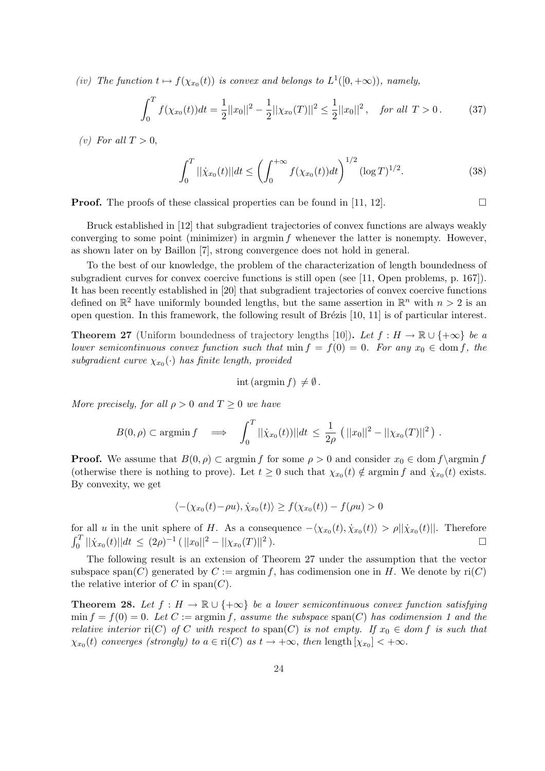*(iv) The function $t \mapsto f(\chi_{x_0}(t))$ is convex and belongs to $L^1([0,+\infty))$, namely,*

$$\int_0^T f(\chi_{x_0}(t))dt = \frac{1}{2}||x_0||^2 - \frac{1}{2}||\chi_{x_0}(T)||^2 \leq \frac{1}{2}||x_0||^2 , \quad \textit{for all } T > 0 . \tag{37}$$

*(v) For all $T > 0$,*

$$\int_0^T ||\dot{\chi}_{x_0}(t)||dt \leq \left( \int_0^{+\infty} f(\chi_{x_0}(t))dt \right)^{1/2} (\log T)^{1/2}. \tag{38}$$

**Proof.** The proofs of these classical properties can be found in [11, 12]. $\square$

Bruck established in [12] that subgradient trajectories of convex functions are always weakly converging to some point (minimizer) in $\operatorname{argmin} f$ whenever the latter is nonempty. However, as shown later on by Baillon [7], strong convergence does not hold in general.

To the best of our knowledge, the problem of the characterization of length boundedness of subgradient curves for convex coercive functions is still open (see [11, Open problems, p. 167]). It has been recently established in [20] that subgradient trajectories of convex coercive functions defined on $\mathbb{R}^2$ have uniformly bounded lengths, but the same assertion in $\mathbb{R}^n$ with $n > 2$ is an open question. In this framework, the following result of Brézis [10, 11] is of particular interest.

**Theorem 27** (Uniform boundedness of trajectory lengths [10])**.** *Let $f : H \to \mathbb{R} \cup \{+\infty\}$ be a lower semicontinuous convex function such that $\min f = f(0) = 0$. For any $x_0 \in \operatorname{dom} f$, the subgradient curve $\chi_{x_0}(\cdot)$ has finite length, provided*

$$\operatorname{int}(\operatorname{argmin} f) \neq \emptyset .$$

*More precisely, for all $\rho > 0$ and $T \geq 0$ we have*

$$B(0,\rho) \subset \operatorname{argmin} f \quad \Longrightarrow \quad \int_0^T ||\dot{\chi}_{x_0}(t))||dt \;\leq\; \frac{1}{2\rho}\left( ||x_0||^2 - ||\chi_{x_0}(T)||^2 \right) .$$

**Proof.** We assume that $B(0,\rho) \subset \operatorname{argmin} f$ for some $\rho > 0$ and consider $x_0 \in \operatorname{dom} f \backslash \operatorname{argmin} f$ (otherwise there is nothing to prove). Let $t \geq 0$ such that $\chi_{x_0}(t) \notin \operatorname{argmin} f$ and $\dot{\chi}_{x_0}(t)$ exists. By convexity, we get

$$\langle -(\chi_{x_0}(t) - \rho u), \dot{\chi}_{x_0}(t) \rangle \geq f(\chi_{x_0}(t)) - f(\rho u) > 0$$

for all $u$ in the unit sphere of $H$. As a consequence $-\langle \chi_{x_0}(t), \dot{\chi}_{x_0}(t) \rangle > \rho ||\dot{\chi}_{x_0}(t)||$. Therefore $\int_0^T ||\dot{\chi}_{x_0}(t)||dt \;\leq\; (2\rho)^{-1} (\, ||x_0||^2 - ||\chi_{x_0}(T)||^2 \,)$. $\square$

The following result is an extension of Theorem 27 under the assumption that the vector subspace $\operatorname{span}(C)$ generated by $C := \operatorname{argmin} f$, has codimension one in $H$. We denote by $\operatorname{ri}(C)$ the relative interior of $C$ in $\operatorname{span}(C)$.

**Theorem 28.** *Let $f : H \to \mathbb{R} \cup \{+\infty\}$ be a lower semicontinuous convex function satisfying $\min f = f(0) = 0$. Let $C := \operatorname{argmin} f$, assume the subspace $\operatorname{span}(C)$ has codimension 1 and the relative interior $\operatorname{ri}(C)$ of $C$ with respect to $\operatorname{span}(C)$ is not empty. If $x_0 \in \operatorname{dom} f$ is such that $\chi_{x_0}(t)$ converges (strongly) to $a \in \operatorname{ri}(C)$ as $t \to +\infty$, then $\operatorname{length}[\chi_{x_0}] < +\infty$.*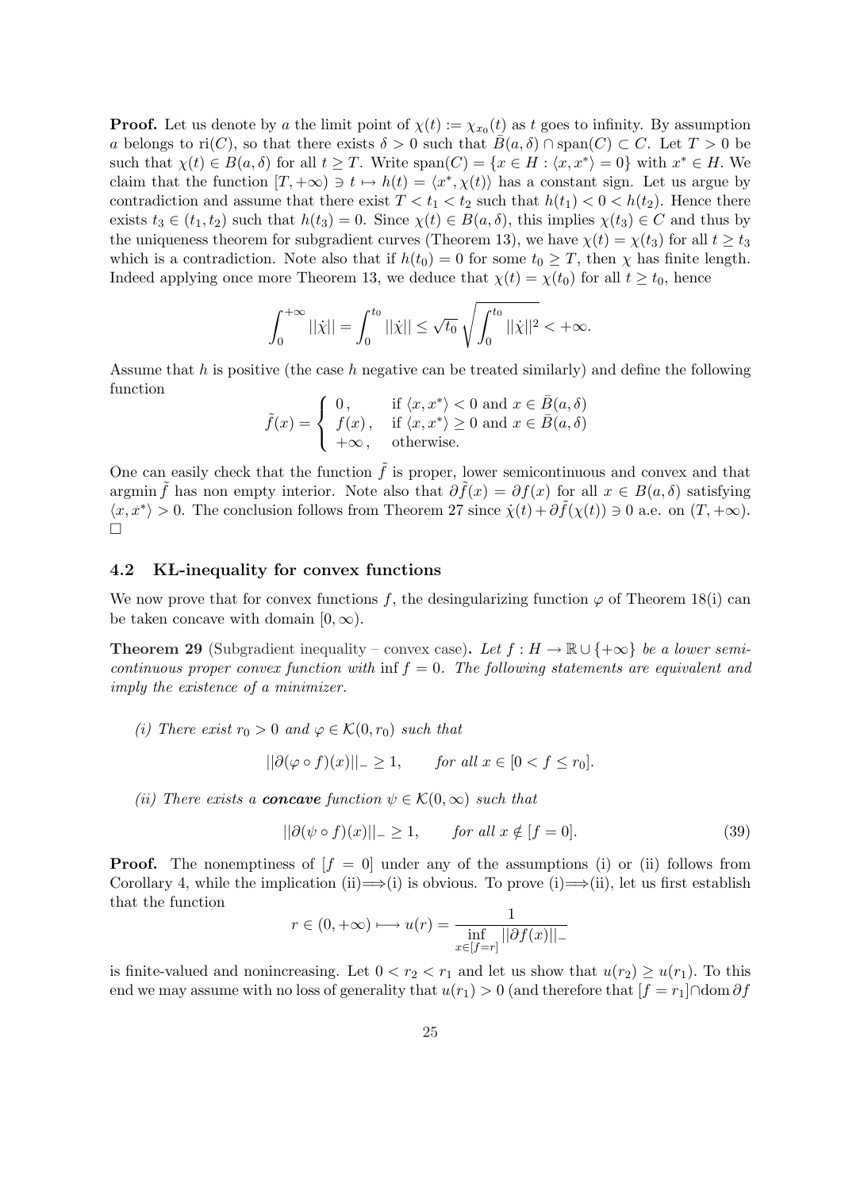**Proof.** Let us denote by $a$ the limit point of $\chi(t) := \chi_{x_0}(t)$ as $t$ goes to infinity. By assumption $a$ belongs to $\mathrm{ri}(C)$, so that there exists $\delta > 0$ such that $\bar{B}(a, \delta) \cap \mathrm{span}(C) \subset C$. Let $T > 0$ be such that $\chi(t) \in B(a, \delta)$ for all $t \geq T$. Write $\mathrm{span}(C) = \{x \in H : \langle x, x^* \rangle = 0\}$ with $x^* \in H$. We claim that the function $[T, +\infty) \ni t \mapsto h(t) = \langle x^*, \chi(t) \rangle$ has a constant sign. Let us argue by contradiction and assume that there exist $T < t_1 < t_2$ such that $h(t_1) < 0 < h(t_2)$. Hence there exists $t_3 \in (t_1, t_2)$ such that $h(t_3) = 0$. Since $\chi(t) \in B(a, \delta)$, this implies $\chi(t_3) \in C$ and thus by the uniqueness theorem for subgradient curves (Theorem 13), we have $\chi(t) = \chi(t_3)$ for all $t \geq t_3$ which is a contradiction. Note also that if $h(t_0) = 0$ for some $t_0 \geq T$, then $\chi$ has finite length. Indeed applying once more Theorem 13, we deduce that $\chi(t) = \chi(t_0)$ for all $t \geq t_0$, hence

$$\int_0^{+\infty} ||\dot{\chi}|| = \int_0^{t_0} ||\dot{\chi}|| \leq \sqrt{t_0} \sqrt{\int_0^{t_0} ||\dot{\chi}||^2} < +\infty.$$

Assume that $h$ is positive (the case $h$ negative can be treated similarly) and define the following function

$$\tilde{f}(x) = \begin{cases} 0, & \text{if } \langle x, x^* \rangle < 0 \text{ and } x \in \bar{B}(a, \delta) \\ f(x), & \text{if } \langle x, x^* \rangle \geq 0 \text{ and } x \in \bar{B}(a, \delta) \\ +\infty, & \text{otherwise.} \end{cases}$$

One can easily check that the function $\tilde{f}$ is proper, lower semicontinuous and convex and that $\operatorname{argmin} \tilde{f}$ has non empty interior. Note also that $\partial \tilde{f}(x) = \partial f(x)$ for all $x \in B(a, \delta)$ satisfying $\langle x, x^* \rangle > 0$. The conclusion follows from Theorem 27 since $\dot{\chi}(t) + \partial \tilde{f}(\chi(t)) \ni 0$ a.e. on $(T, +\infty)$. $\square$

### 4.2 KŁ-inequality for convex functions

We now prove that for convex functions $f$, the desingularizing function $\varphi$ of Theorem 18(i) can be taken concave with domain $[0, \infty)$.

**Theorem 29** (Subgradient inequality – convex case)**.** *Let $f : H \to \mathbb{R} \cup \{+\infty\}$ be a lower semicontinuous proper convex function with $\inf f = 0$. The following statements are equivalent and imply the existence of a minimizer.*

*(i) There exist $r_0 > 0$ and $\varphi \in \mathcal{K}(0, r_0)$ such that*

$$||\partial(\varphi \circ f)(x)||_- \geq 1, \qquad \text{for all } x \in [0 < f \leq r_0].$$

*(ii) There exists a **concave** function $\psi \in \mathcal{K}(0, \infty)$ such that*

$$||\partial(\psi \circ f)(x)||_- \geq 1, \qquad \text{for all } x \notin [f = 0]. \tag{39}$$

**Proof.** The nonemptiness of $[f = 0]$ under any of the assumptions (i) or (ii) follows from Corollary 4, while the implication (ii)$\Longrightarrow$(i) is obvious. To prove (i)$\Longrightarrow$(ii), let us first establish that the function

$$r \in (0, +\infty) \longmapsto u(r) = \frac{1}{\inf\limits_{x \in [f = r]} ||\partial f(x)||_-}$$

is finite-valued and nonincreasing. Let $0 < r_2 < r_1$ and let us show that $u(r_2) \geq u(r_1)$. To this end we may assume with no loss of generality that $u(r_1) > 0$ (and therefore that $[f = r_1] \cap \mathrm{dom}\, \partial f$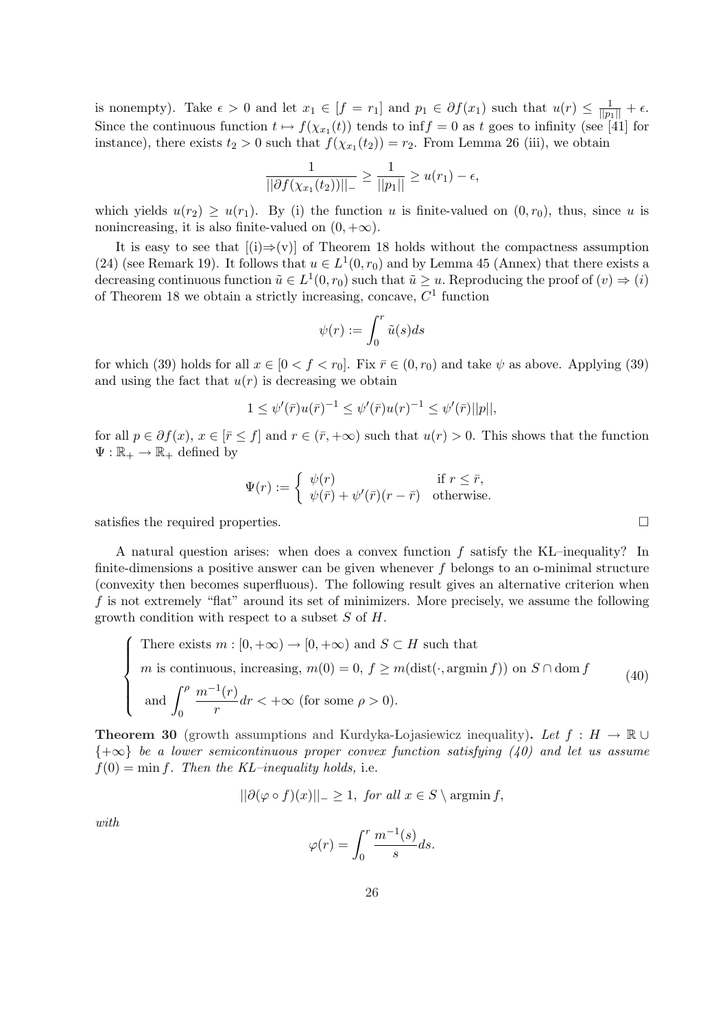is nonempty). Take $\epsilon > 0$ and let $x_1 \in [f = r_1]$ and $p_1 \in \partial f(x_1)$ such that $u(r) \leq \frac{1}{||p_1||} + \epsilon$. Since the continuous function $t \mapsto f(\chi_{x_1}(t))$ tends to $\inf f = 0$ as $t$ goes to infinity (see [41] for instance), there exists $t_2 > 0$ such that $f(\chi_{x_1}(t_2)) = r_2$. From Lemma 26 (iii), we obtain

$$\frac{1}{||\partial f(\chi_{x_1}(t_2))||_-} \geq \frac{1}{||p_1||} \geq u(r_1) - \epsilon,$$

which yields $u(r_2) \geq u(r_1)$. By (i) the function $u$ is finite-valued on $(0, r_0)$, thus, since $u$ is nonincreasing, it is also finite-valued on $(0, +\infty)$.

It is easy to see that [(i)⇒(v)] of Theorem 18 holds without the compactness assumption (24) (see Remark 19). It follows that $u \in L^1(0, r_0)$ and by Lemma 45 (Annex) that there exists a decreasing continuous function $\tilde{u} \in L^1(0, r_0)$ such that $\tilde{u} \geq u$. Reproducing the proof of $(v) \Rightarrow (i)$ of Theorem 18 we obtain a strictly increasing, concave, $C^1$ function

$$\psi(r) := \int_0^r \tilde{u}(s) ds$$

for which (39) holds for all $x \in [0 < f < r_0]$. Fix $\bar{r} \in (0, r_0)$ and take $\psi$ as above. Applying (39) and using the fact that $u(r)$ is decreasing we obtain

$$1 \leq \psi'(\bar{r}) u(\bar{r})^{-1} \leq \psi'(\bar{r}) u(r)^{-1} \leq \psi'(\bar{r}) ||p||,$$

for all $p \in \partial f(x)$, $x \in [\bar{r} \leq f]$ and $r \in (\bar{r}, +\infty)$ such that $u(r) > 0$. This shows that the function $\Psi : \mathbb{R}_+ \to \mathbb{R}_+$ defined by

$$\Psi(r) := \begin{cases} \psi(r) & \text{if } r \leq \bar{r}, \\ \psi(\bar{r}) + \psi'(\bar{r})(r - \bar{r}) & \text{otherwise.} \end{cases}$$

satisfies the required properties. □

A natural question arises: when does a convex function $f$ satisfy the KL–inequality? In finite-dimensions a positive answer can be given whenever $f$ belongs to an o-minimal structure (convexity then becomes superfluous). The following result gives an alternative criterion when $f$ is not extremely "flat" around its set of minimizers. More precisely, we assume the following growth condition with respect to a subset $S$ of $H$.

$$\begin{cases} \text{There exists } m : [0, +\infty) \to [0, +\infty) \text{ and } S \subset H \text{ such that} \\ m \text{ is continuous, increasing, } m(0) = 0,\ f \geq m(\text{dist}(\cdot, \operatorname{argmin} f)) \text{ on } S \cap \operatorname{dom} f \\ \text{and } \displaystyle\int_0^\rho \frac{m^{-1}(r)}{r} dr < +\infty \text{ (for some } \rho > 0). \end{cases} \tag{40}$$

**Theorem 30** (growth assumptions and Kurdyka-Łojasiewicz inequality)**.** *Let $f : H \to \mathbb{R} \cup \{+\infty\}$ be a lower semicontinuous proper convex function satisfying (40) and let us assume $f(0) = \min f$. Then the KL–inequality holds,* i.e.

$$||\partial(\varphi \circ f)(x)||_- \geq 1, \text{ for all } x \in S \setminus \operatorname{argmin} f,$$

*with*

$$\varphi(r) = \int_0^r \frac{m^{-1}(s)}{s} ds.$$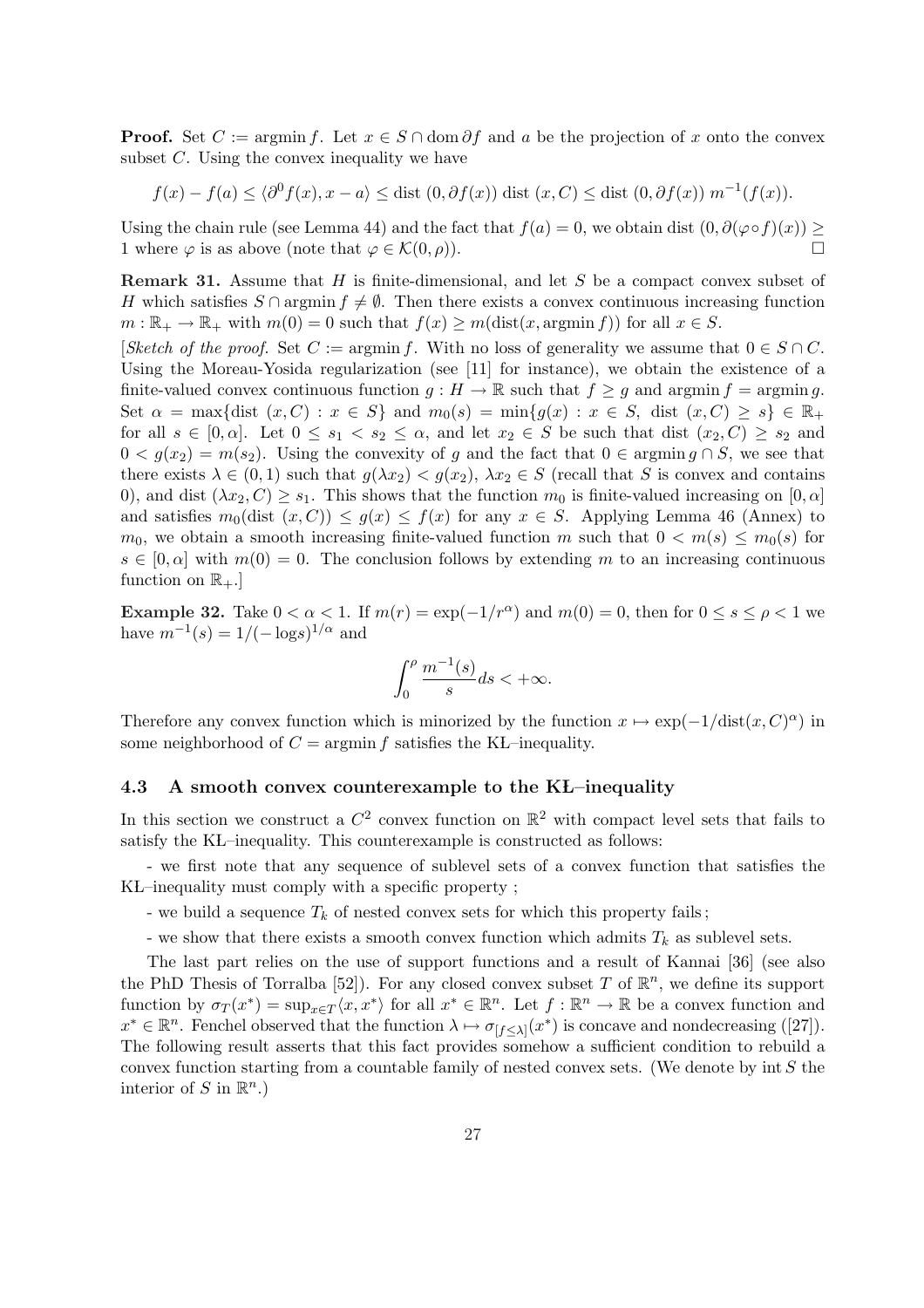**Proof.** Set $C := \operatorname{argmin} f$. Let $x \in S \cap \operatorname{dom} \partial f$ and $a$ be the projection of $x$ onto the convex subset $C$. Using the convex inequality we have

$$f(x) - f(a) \leq \langle \partial^0 f(x), x - a \rangle \leq \operatorname{dist}(0, \partial f(x)) \operatorname{dist}(x, C) \leq \operatorname{dist}(0, \partial f(x))\, m^{-1}(f(x)).$$

Using the chain rule (see Lemma 44) and the fact that $f(a) = 0$, we obtain $\operatorname{dist}(0, \partial(\varphi \circ f)(x)) \geq 1$ where $\varphi$ is as above (note that $\varphi \in \mathcal{K}(0, \rho)$). $\square$

**Remark 31.** Assume that $H$ is finite-dimensional, and let $S$ be a compact convex subset of $H$ which satisfies $S \cap \operatorname{argmin} f \neq \emptyset$. Then there exists a convex continuous increasing function $m : \mathbb{R}_+ \to \mathbb{R}_+$ with $m(0) = 0$ such that $f(x) \geq m(\operatorname{dist}(x, \operatorname{argmin} f))$ for all $x \in S$.

[*Sketch of the proof.* Set $C := \operatorname{argmin} f$. With no loss of generality we assume that $0 \in S \cap C$. Using the Moreau-Yosida regularization (see [11] for instance), we obtain the existence of a finite-valued convex continuous function $g : H \to \mathbb{R}$ such that $f \geq g$ and $\operatorname{argmin} f = \operatorname{argmin} g$. Set $\alpha = \max\{\operatorname{dist}(x, C) : x \in S\}$ and $m_0(s) = \min\{g(x) : x \in S,\ \operatorname{dist}(x, C) \geq s\} \in \mathbb{R}_+$ for all $s \in [0, \alpha]$. Let $0 \leq s_1 < s_2 \leq \alpha$, and let $x_2 \in S$ be such that $\operatorname{dist}(x_2, C) \geq s_2$ and $0 < g(x_2) = m(s_2)$. Using the convexity of $g$ and the fact that $0 \in \operatorname{argmin} g \cap S$, we see that there exists $\lambda \in (0, 1)$ such that $g(\lambda x_2) < g(x_2)$, $\lambda x_2 \in S$ (recall that $S$ is convex and contains 0), and $\operatorname{dist}(\lambda x_2, C) \geq s_1$. This shows that the function $m_0$ is finite-valued increasing on $[0, \alpha]$ and satisfies $m_0(\operatorname{dist}(x, C)) \leq g(x) \leq f(x)$ for any $x \in S$. Applying Lemma 46 (Annex) to $m_0$, we obtain a smooth increasing finite-valued function $m$ such that $0 < m(s) \leq m_0(s)$ for $s \in [0, \alpha]$ with $m(0) = 0$. The conclusion follows by extending $m$ to an increasing continuous function on $\mathbb{R}_+$.]

**Example 32.** Take $0 < \alpha < 1$. If $m(r) = \exp(-1/r^\alpha)$ and $m(0) = 0$, then for $0 \leq s \leq \rho < 1$ we have $m^{-1}(s) = 1/(-\log s)^{1/\alpha}$ and

$$\int_0^\rho \frac{m^{-1}(s)}{s} ds < +\infty.$$

Therefore any convex function which is minorized by the function $x \mapsto \exp(-1/\operatorname{dist}(x, C)^\alpha)$ in some neighborhood of $C = \operatorname{argmin} f$ satisfies the KŁ–inequality.

### 4.3 A smooth convex counterexample to the KŁ–inequality

In this section we construct a $C^2$ convex function on $\mathbb{R}^2$ with compact level sets that fails to satisfy the KŁ–inequality. This counterexample is constructed as follows:

- we first note that any sequence of sublevel sets of a convex function that satisfies the KŁ–inequality must comply with a specific property ;

- we build a sequence $T_k$ of nested convex sets for which this property fails ;

- we show that there exists a smooth convex function which admits $T_k$ as sublevel sets.

The last part relies on the use of support functions and a result of Kannai [36] (see also the PhD Thesis of Torralba [52]). For any closed convex subset $T$ of $\mathbb{R}^n$, we define its support function by $\sigma_T(x^*) = \sup_{x \in T} \langle x, x^* \rangle$ for all $x^* \in \mathbb{R}^n$. Let $f : \mathbb{R}^n \to \mathbb{R}$ be a convex function and $x^* \in \mathbb{R}^n$. Fenchel observed that the function $\lambda \mapsto \sigma_{[f \leq \lambda]}(x^*)$ is concave and nondecreasing ([27]). The following result asserts that this fact provides somehow a sufficient condition to rebuild a convex function starting from a countable family of nested convex sets. (We denote by $\operatorname{int} S$ the interior of $S$ in $\mathbb{R}^n$.)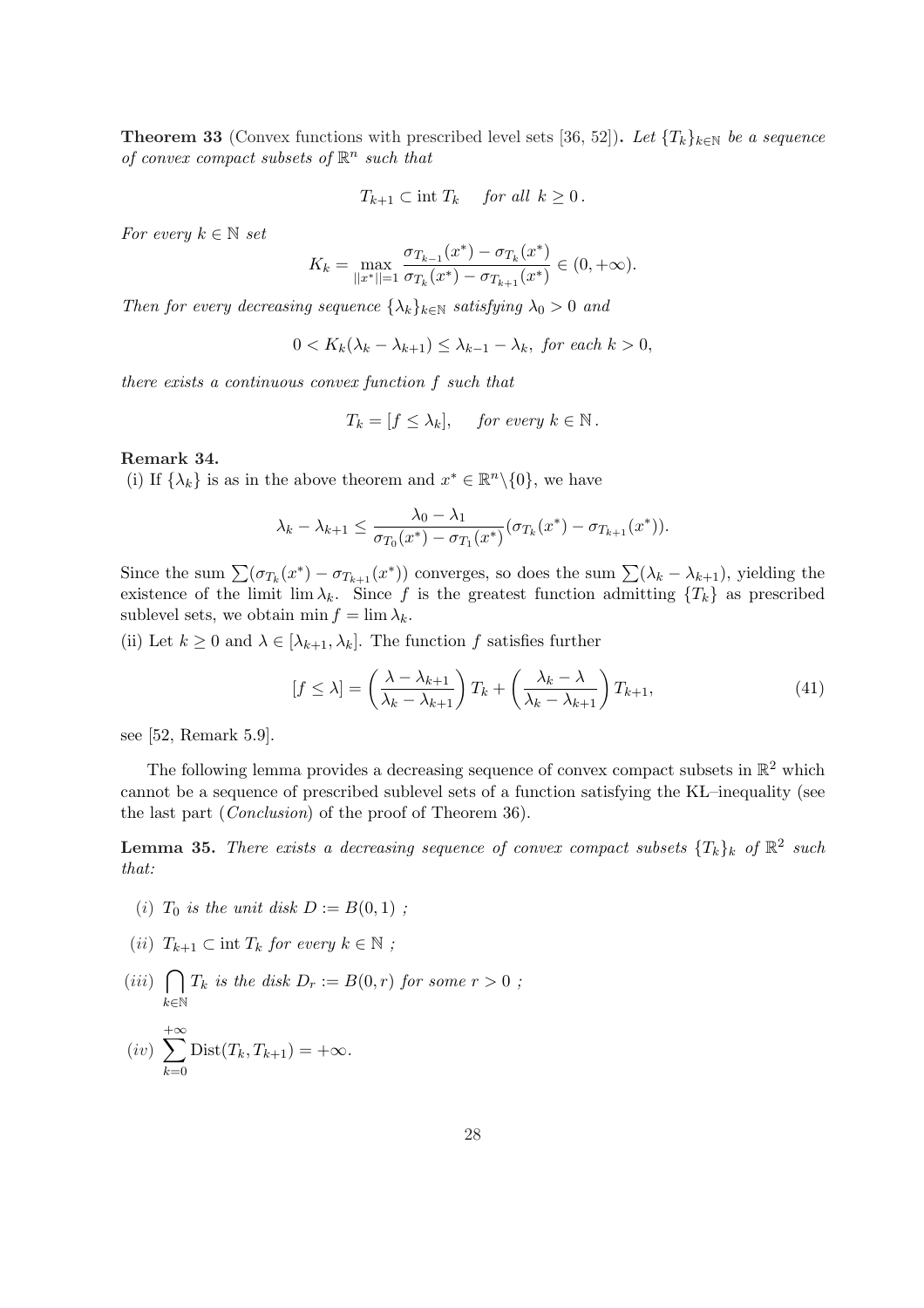**Theorem 33** (Convex functions with prescribed level sets [36, 52])**.** *Let $\{T_k\}_{k\in\mathbb{N}}$ be a sequence of convex compact subsets of $\mathbb{R}^n$ such that*

$$T_{k+1} \subset \operatorname{int} T_k \quad \text{for all } k \geq 0\,.$$

*For every $k \in \mathbb{N}$ set*

$$K_k = \max_{\|x^*\|=1} \frac{\sigma_{T_{k-1}}(x^*) - \sigma_{T_k}(x^*)}{\sigma_{T_k}(x^*) - \sigma_{T_{k+1}}(x^*)} \in (0, +\infty).$$

*Then for every decreasing sequence $\{\lambda_k\}_{k\in\mathbb{N}}$ satisfying $\lambda_0 > 0$ and*

$$0 < K_k(\lambda_k - \lambda_{k+1}) \leq \lambda_{k-1} - \lambda_k, \text{ for each } k > 0,$$

*there exists a continuous convex function $f$ such that*

$$T_k = [f \leq \lambda_k], \quad \text{for every } k \in \mathbb{N}\,.$$

**Remark 34.**

(i) If $\{\lambda_k\}$ is as in the above theorem and $x^* \in \mathbb{R}^n \backslash \{0\}$, we have

$$\lambda_k - \lambda_{k+1} \leq \frac{\lambda_0 - \lambda_1}{\sigma_{T_0}(x^*) - \sigma_{T_1}(x^*)} (\sigma_{T_k}(x^*) - \sigma_{T_{k+1}}(x^*)).$$

Since the sum $\sum (\sigma_{T_k}(x^*) - \sigma_{T_{k+1}}(x^*))$ converges, so does the sum $\sum(\lambda_k - \lambda_{k+1})$, yielding the existence of the limit $\lim \lambda_k$. Since $f$ is the greatest function admitting $\{T_k\}$ as prescribed sublevel sets, we obtain $\min f = \lim \lambda_k$.

(ii) Let $k \geq 0$ and $\lambda \in [\lambda_{k+1}, \lambda_k]$. The function $f$ satisfies further

$$[f \leq \lambda] = \left(\frac{\lambda - \lambda_{k+1}}{\lambda_k - \lambda_{k+1}}\right) T_k + \left(\frac{\lambda_k - \lambda}{\lambda_k - \lambda_{k+1}}\right) T_{k+1}, \tag{41}$$

see [52, Remark 5.9].

The following lemma provides a decreasing sequence of convex compact subsets in $\mathbb{R}^2$ which cannot be a sequence of prescribed sublevel sets of a function satisfying the KŁ–inequality (see the last part (*Conclusion*) of the proof of Theorem 36).

**Lemma 35.** *There exists a decreasing sequence of convex compact subsets $\{T_k\}_k$ of $\mathbb{R}^2$ such that:*

(*i*) *$T_0$ is the unit disk $D := B(0,1)$ ;*

(*ii*) *$T_{k+1} \subset \operatorname{int} T_k$ for every $k \in \mathbb{N}$ ;*

(*iii*) *$\displaystyle\bigcap_{k\in\mathbb{N}} T_k$ is the disk $D_r := B(0,r)$ for some $r > 0$ ;*

(*iv*) *$\displaystyle\sum_{k=0}^{+\infty} \operatorname{Dist}(T_k, T_{k+1}) = +\infty.$*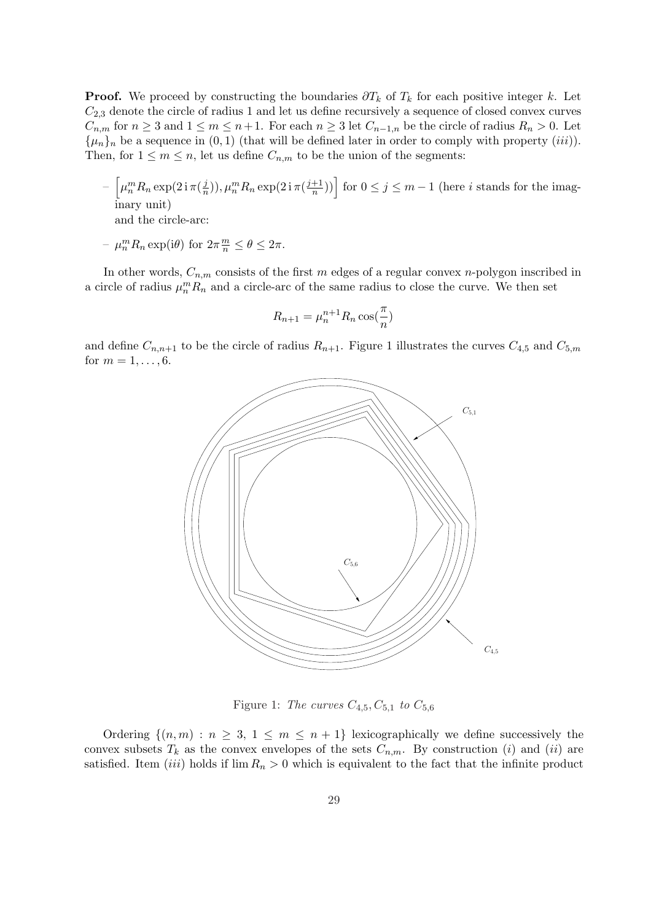**Proof.** We proceed by constructing the boundaries $\partial T_k$ of $T_k$ for each positive integer $k$. Let $C_{2,3}$ denote the circle of radius 1 and let us define recursively a sequence of closed convex curves $C_{n,m}$ for $n \geq 3$ and $1 \leq m \leq n+1$. For each $n \geq 3$ let $C_{n-1,n}$ be the circle of radius $R_n > 0$. Let $\{\mu_n\}_n$ be a sequence in $(0,1)$ (that will be defined later in order to comply with property $(iii)$). Then, for $1 \leq m \leq n$, let us define $C_{n,m}$ to be the union of the segments:

- $\left[\mu_n^m R_n \exp(2\,\mathrm{i}\,\pi(\frac{j}{n})), \mu_n^m R_n \exp(2\,\mathrm{i}\,\pi(\frac{j+1}{n}))\right]$ for $0 \leq j \leq m-1$ (here $i$ stands for the imaginary unit)
  and the circle-arc:
- $\mu_n^m R_n \exp(\mathrm{i}\theta)$ for $2\pi \frac{m}{n} \leq \theta \leq 2\pi$.

In other words, $C_{n,m}$ consists of the first $m$ edges of a regular convex $n$-polygon inscribed in a circle of radius $\mu_n^m R_n$ and a circle-arc of the same radius to close the curve. We then set

$$R_{n+1} = \mu_n^{n+1} R_n \cos(\frac{\pi}{n})$$

and define $C_{n,n+1}$ to be the circle of radius $R_{n+1}$. Figure 1 illustrates the curves $C_{4,5}$ and $C_{5,m}$ for $m = 1, \ldots, 6$.

Figure 1: *The curves* $C_{4,5}, C_{5,1}$ *to* $C_{5,6}$

Ordering $\{(n,m) : n \geq 3,\ 1 \leq m \leq n+1\}$ lexicographically we define successively the convex subsets $T_k$ as the convex envelopes of the sets $C_{n,m}$. By construction $(i)$ and $(ii)$ are satisfied. Item $(iii)$ holds if $\lim R_n > 0$ which is equivalent to the fact that the infinite product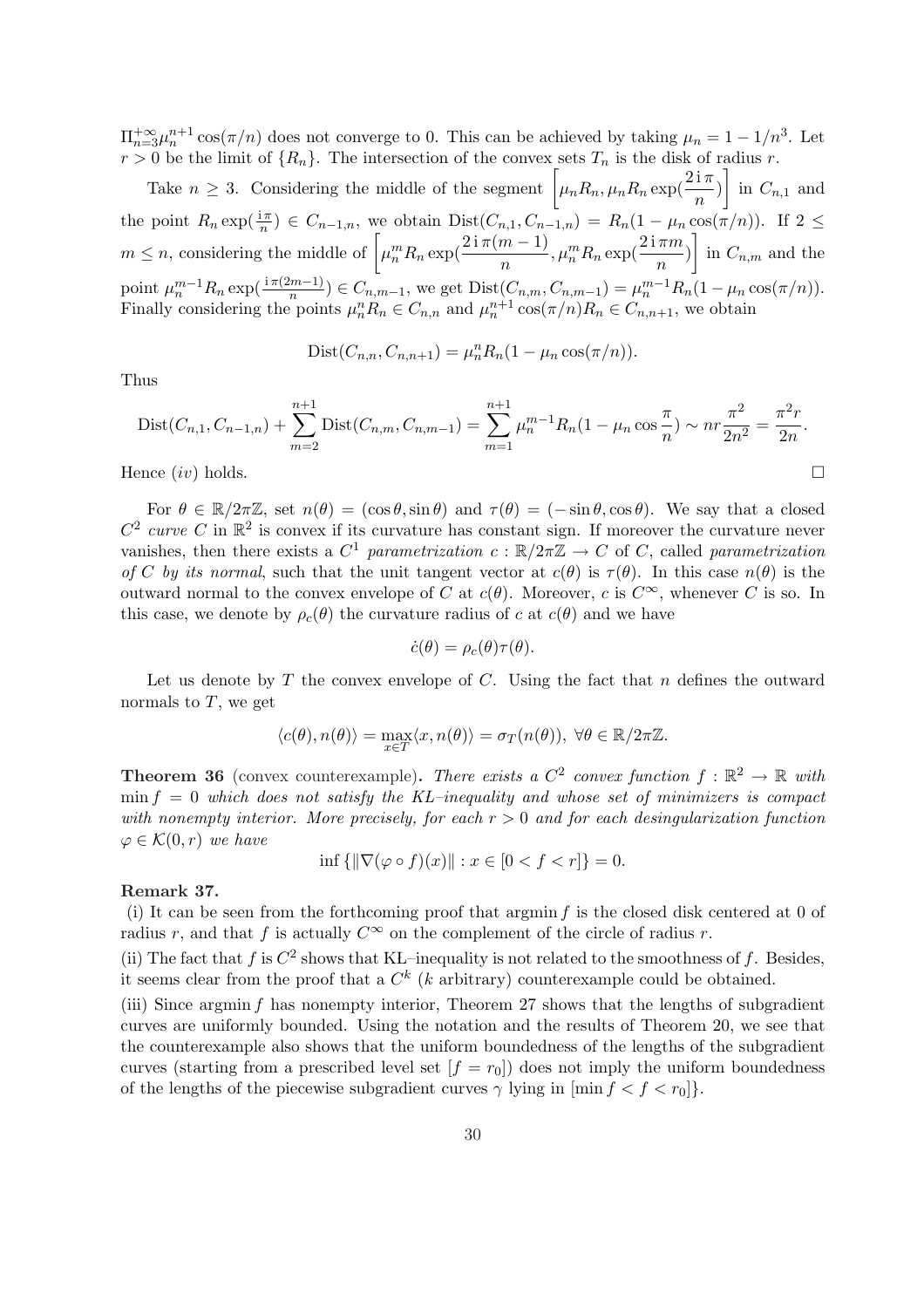$\Pi_{n=3}^{+\infty}\mu_n^{n+1}\cos(\pi/n)$ does not converge to 0. This can be achieved by taking $\mu_n = 1 - 1/n^3$. Let $r > 0$ be the limit of $\{R_n\}$. The intersection of the convex sets $T_n$ is the disk of radius $r$.

Take $n \geq 3$. Considering the middle of the segment $\left[\mu_n R_n, \mu_n R_n \exp(\frac{2\,\mathrm{i}\,\pi}{n})\right]$ in $C_{n,1}$ and the point $R_n \exp(\frac{\mathrm{i}\pi}{n}) \in C_{n-1,n}$, we obtain $\mathrm{Dist}(C_{n,1}, C_{n-1,n}) = R_n(1 - \mu_n \cos(\pi/n))$. If $2 \leq m \leq n$, considering the middle of $\left[\mu_n^m R_n \exp(\frac{2\,\mathrm{i}\,\pi(m-1)}{n}), \mu_n^m R_n \exp(\frac{2\,\mathrm{i}\,\pi m}{n})\right]$ in $C_{n,m}$ and the point $\mu_n^{m-1} R_n \exp(\frac{\mathrm{i}\,\pi(2m-1)}{n}) \in C_{n,m-1}$, we get $\mathrm{Dist}(C_{n,m}, C_{n,m-1}) = \mu_n^{m-1} R_n(1 - \mu_n \cos(\pi/n))$. Finally considering the points $\mu_n^n R_n \in C_{n,n}$ and $\mu_n^{n+1}\cos(\pi/n) R_n \in C_{n,n+1}$, we obtain

$$\mathrm{Dist}(C_{n,n}, C_{n,n+1}) = \mu_n^n R_n(1 - \mu_n \cos(\pi/n)).$$

Thus

$$\mathrm{Dist}(C_{n,1}, C_{n-1,n}) + \sum_{m=2}^{n+1} \mathrm{Dist}(C_{n,m}, C_{n,m-1}) = \sum_{m=1}^{n+1} \mu_n^{m-1} R_n (1 - \mu_n \cos\frac{\pi}{n}) \sim nr\frac{\pi^2}{2n^2} = \frac{\pi^2 r}{2n}.$$

Hence $(iv)$ holds. $\square$

For $\theta \in \mathbb{R}/2\pi\mathbb{Z}$, set $n(\theta) = (\cos\theta, \sin\theta)$ and $\tau(\theta) = (-\sin\theta, \cos\theta)$. We say that a closed $C^2$ *curve* $C$ in $\mathbb{R}^2$ is convex if its curvature has constant sign. If moreover the curvature never vanishes, then there exists a $C^1$ *parametrization* $c : \mathbb{R}/2\pi\mathbb{Z} \to C$ of $C$, called *parametrization of* $C$ *by its normal*, such that the unit tangent vector at $c(\theta)$ is $\tau(\theta)$. In this case $n(\theta)$ is the outward normal to the convex envelope of $C$ at $c(\theta)$. Moreover, $c$ is $C^\infty$, whenever $C$ is so. In this case, we denote by $\rho_c(\theta)$ the curvature radius of $c$ at $c(\theta)$ and we have

$$\dot{c}(\theta) = \rho_c(\theta)\tau(\theta).$$

Let us denote by $T$ the convex envelope of $C$. Using the fact that $n$ defines the outward normals to $T$, we get

$$\langle c(\theta), n(\theta)\rangle = \max_{x \in T}\langle x, n(\theta)\rangle = \sigma_T(n(\theta)),\ \forall \theta \in \mathbb{R}/2\pi\mathbb{Z}.$$

**Theorem 36** (convex counterexample)**.** *There exists a $C^2$ convex function $f : \mathbb{R}^2 \to \mathbb{R}$ with $\min f = 0$ which does not satisfy the KL–inequality and whose set of minimizers is compact with nonempty interior. More precisely, for each $r > 0$ and for each desingularization function $\varphi \in \mathcal{K}(0, r)$ we have*

$$\inf\{\|\nabla(\varphi \circ f)(x)\| : x \in [0 < f < r]\} = 0.$$

**Remark 37.**

(i) It can be seen from the forthcoming proof that $\operatorname{argmin} f$ is the closed disk centered at 0 of radius $r$, and that $f$ is actually $C^\infty$ on the complement of the circle of radius $r$.

(ii) The fact that $f$ is $C^2$ shows that KL–inequality is not related to the smoothness of $f$. Besides, it seems clear from the proof that a $C^k$ ($k$ arbitrary) counterexample could be obtained.

(iii) Since $\operatorname{argmin} f$ has nonempty interior, Theorem 27 shows that the lengths of subgradient curves are uniformly bounded. Using the notation and the results of Theorem 20, we see that the counterexample also shows that the uniform boundedness of the lengths of the subgradient curves (starting from a prescribed level set $[f = r_0]$) does not imply the uniform boundedness of the lengths of the piecewise subgradient curves $\gamma$ lying in $[\min f < f < r_0]$}.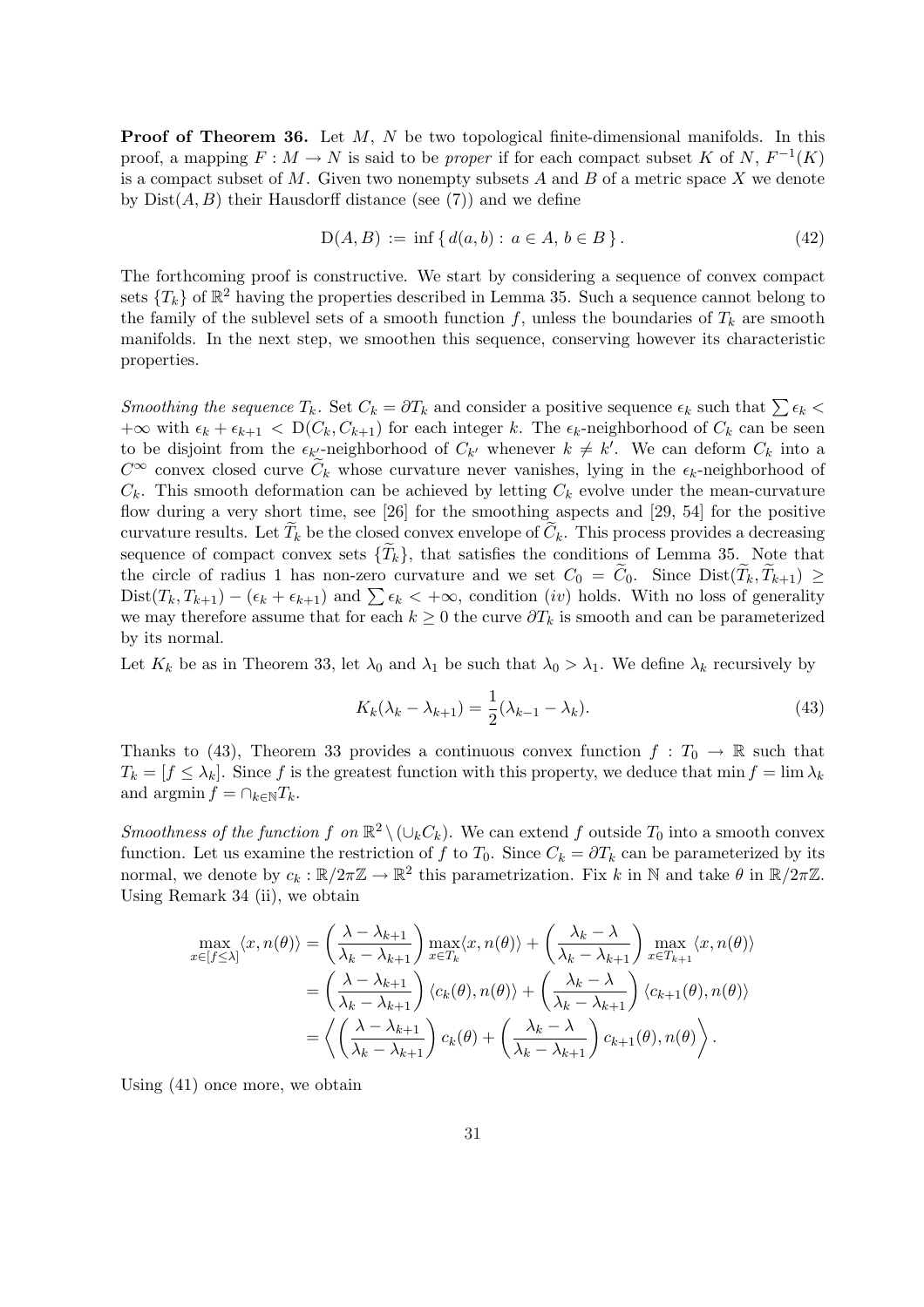**Proof of Theorem 36.** Let $M$, $N$ be two topological finite-dimensional manifolds. In this proof, a mapping $F : M \to N$ is said to be *proper* if for each compact subset $K$ of $N$, $F^{-1}(K)$ is a compact subset of $M$. Given two nonempty subsets $A$ and $B$ of a metric space $X$ we denote by $\mathrm{Dist}(A, B)$ their Hausdorff distance (see (7)) and we define

$$\mathrm{D}(A, B) := \inf \{ d(a, b) : a \in A, b \in B \}. \tag{42}$$

The forthcoming proof is constructive. We start by considering a sequence of convex compact sets $\{T_k\}$ of $\mathbb{R}^2$ having the properties described in Lemma 35. Such a sequence cannot belong to the family of the sublevel sets of a smooth function $f$, unless the boundaries of $T_k$ are smooth manifolds. In the next step, we smoothen this sequence, conserving however its characteristic properties.

*Smoothing the sequence* $T_k$. Set $C_k = \partial T_k$ and consider a positive sequence $\epsilon_k$ such that $\sum \epsilon_k < +\infty$ with $\epsilon_k + \epsilon_{k+1} < \mathrm{D}(C_k, C_{k+1})$ for each integer $k$. The $\epsilon_k$-neighborhood of $C_k$ can be seen to be disjoint from the $\epsilon_{k'}$-neighborhood of $C_{k'}$ whenever $k \neq k'$. We can deform $C_k$ into a $C^\infty$ convex closed curve $\widetilde{C}_k$ whose curvature never vanishes, lying in the $\epsilon_k$-neighborhood of $C_k$. This smooth deformation can be achieved by letting $C_k$ evolve under the mean-curvature flow during a very short time, see [26] for the smoothing aspects and [29, 54] for the positive curvature results. Let $\widetilde{T}_k$ be the closed convex envelope of $\widetilde{C}_k$. This process provides a decreasing sequence of compact convex sets $\{\widetilde{T}_k\}$, that satisfies the conditions of Lemma 35. Note that the circle of radius 1 has non-zero curvature and we set $C_0 = \widetilde{C}_0$. Since $\mathrm{Dist}(\widetilde{T}_k, \widetilde{T}_{k+1}) \geq \mathrm{Dist}(T_k, T_{k+1}) - (\epsilon_k + \epsilon_{k+1})$ and $\sum \epsilon_k < +\infty$, condition $(iv)$ holds. With no loss of generality we may therefore assume that for each $k \geq 0$ the curve $\partial T_k$ is smooth and can be parameterized by its normal.

Let $K_k$ be as in Theorem 33, let $\lambda_0$ and $\lambda_1$ be such that $\lambda_0 > \lambda_1$. We define $\lambda_k$ recursively by

$$K_k(\lambda_k - \lambda_{k+1}) = \frac{1}{2}(\lambda_{k-1} - \lambda_k). \tag{43}$$

Thanks to (43), Theorem 33 provides a continuous convex function $f : T_0 \to \mathbb{R}$ such that $T_k = [f \leq \lambda_k]$. Since $f$ is the greatest function with this property, we deduce that $\min f = \lim \lambda_k$ and $\operatorname{argmin} f = \cap_{k \in \mathbb{N}} T_k$.

*Smoothness of the function $f$ on* $\mathbb{R}^2 \setminus (\cup_k C_k)$. We can extend $f$ outside $T_0$ into a smooth convex function. Let us examine the restriction of $f$ to $T_0$. Since $C_k = \partial T_k$ can be parameterized by its normal, we denote by $c_k : \mathbb{R}/2\pi\mathbb{Z} \to \mathbb{R}^2$ this parametrization. Fix $k$ in $\mathbb{N}$ and take $\theta$ in $\mathbb{R}/2\pi\mathbb{Z}$. Using Remark 34 (ii), we obtain

$$\begin{aligned}
\max_{x \in [f \leq \lambda]} \langle x, n(\theta) \rangle &= \left( \frac{\lambda - \lambda_{k+1}}{\lambda_k - \lambda_{k+1}} \right) \max_{x \in T_k} \langle x, n(\theta) \rangle + \left( \frac{\lambda_k - \lambda}{\lambda_k - \lambda_{k+1}} \right) \max_{x \in T_{k+1}} \langle x, n(\theta) \rangle \\
&= \left( \frac{\lambda - \lambda_{k+1}}{\lambda_k - \lambda_{k+1}} \right) \langle c_k(\theta), n(\theta) \rangle + \left( \frac{\lambda_k - \lambda}{\lambda_k - \lambda_{k+1}} \right) \langle c_{k+1}(\theta), n(\theta) \rangle \\
&= \left\langle \left( \frac{\lambda - \lambda_{k+1}}{\lambda_k - \lambda_{k+1}} \right) c_k(\theta) + \left( \frac{\lambda_k - \lambda}{\lambda_k - \lambda_{k+1}} \right) c_{k+1}(\theta), n(\theta) \right\rangle.
\end{aligned}$$

Using (41) once more, we obtain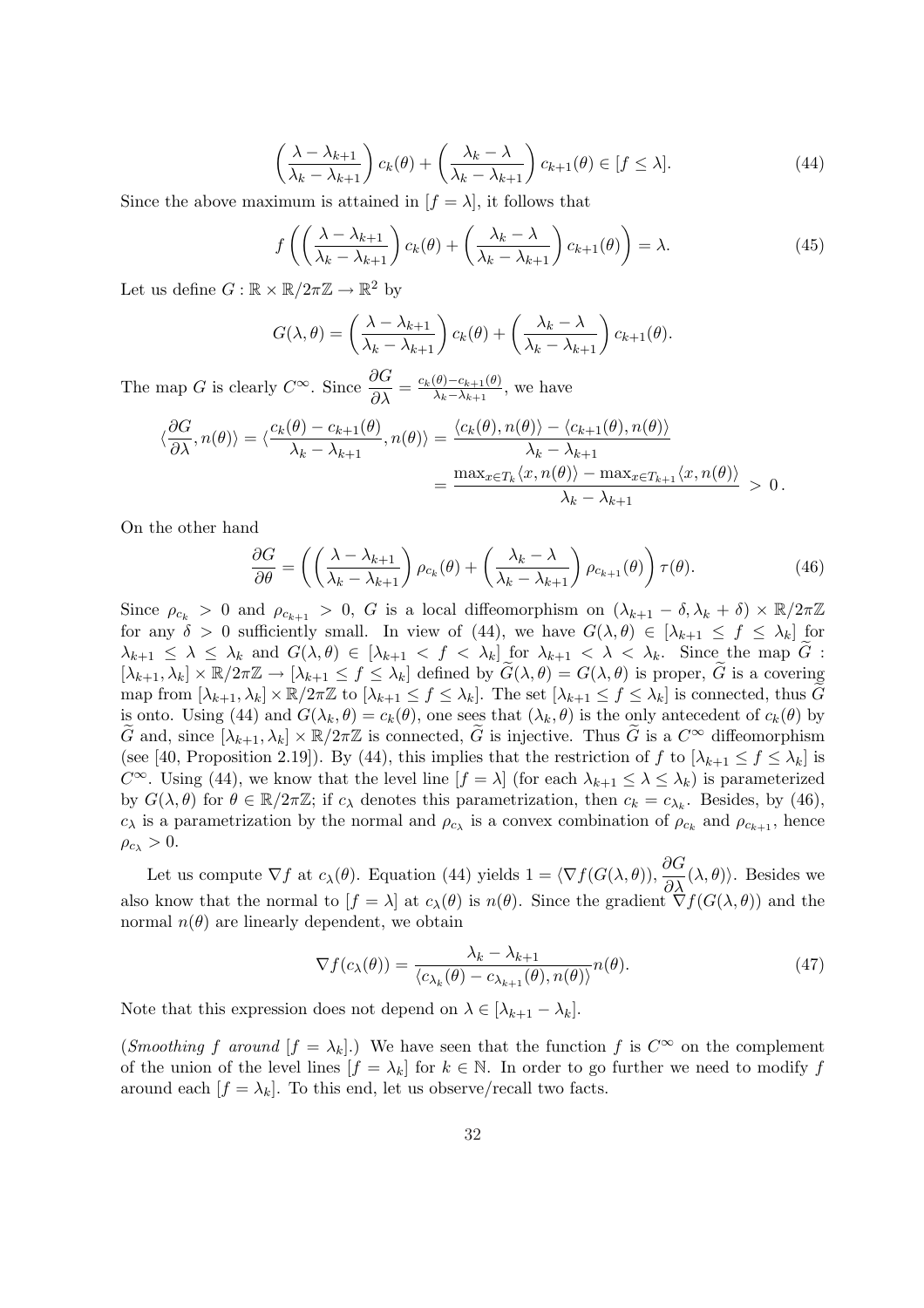$$\left(\frac{\lambda - \lambda_{k+1}}{\lambda_k - \lambda_{k+1}}\right) c_k(\theta) + \left(\frac{\lambda_k - \lambda}{\lambda_k - \lambda_{k+1}}\right) c_{k+1}(\theta) \in [f \leq \lambda]. \tag{44}$$

Since the above maximum is attained in $[f = \lambda]$, it follows that

$$f\left(\left(\frac{\lambda - \lambda_{k+1}}{\lambda_k - \lambda_{k+1}}\right) c_k(\theta) + \left(\frac{\lambda_k - \lambda}{\lambda_k - \lambda_{k+1}}\right) c_{k+1}(\theta)\right) = \lambda. \tag{45}$$

Let us define $G : \mathbb{R} \times \mathbb{R}/2\pi\mathbb{Z} \to \mathbb{R}^2$ by

$$G(\lambda, \theta) = \left(\frac{\lambda - \lambda_{k+1}}{\lambda_k - \lambda_{k+1}}\right) c_k(\theta) + \left(\frac{\lambda_k - \lambda}{\lambda_k - \lambda_{k+1}}\right) c_{k+1}(\theta).$$

The map $G$ is clearly $C^\infty$. Since $\dfrac{\partial G}{\partial \lambda} = \frac{c_k(\theta) - c_{k+1}(\theta)}{\lambda_k - \lambda_{k+1}}$, we have

$$\begin{aligned}
\langle \frac{\partial G}{\partial \lambda}, n(\theta) \rangle = \langle \frac{c_k(\theta) - c_{k+1}(\theta)}{\lambda_k - \lambda_{k+1}}, n(\theta) \rangle &= \frac{\langle c_k(\theta), n(\theta) \rangle - \langle c_{k+1}(\theta), n(\theta) \rangle}{\lambda_k - \lambda_{k+1}} \\
&= \frac{\max_{x \in T_k} \langle x, n(\theta) \rangle - \max_{x \in T_{k+1}} \langle x, n(\theta) \rangle}{\lambda_k - \lambda_{k+1}} > 0 \,.
\end{aligned}$$

On the other hand

$$\frac{\partial G}{\partial \theta} = \left(\left(\frac{\lambda - \lambda_{k+1}}{\lambda_k - \lambda_{k+1}}\right) \rho_{c_k}(\theta) + \left(\frac{\lambda_k - \lambda}{\lambda_k - \lambda_{k+1}}\right) \rho_{c_{k+1}}(\theta)\right) \tau(\theta). \tag{46}$$

Since $\rho_{c_k} > 0$ and $\rho_{c_{k+1}} > 0$, $G$ is a local diffeomorphism on $(\lambda_{k+1} - \delta, \lambda_k + \delta) \times \mathbb{R}/2\pi\mathbb{Z}$ for any $\delta > 0$ sufficiently small. In view of (44), we have $G(\lambda, \theta) \in [\lambda_{k+1} \leq f \leq \lambda_k]$ for $\lambda_{k+1} \leq \lambda \leq \lambda_k$ and $G(\lambda, \theta) \in [\lambda_{k+1} < f < \lambda_k]$ for $\lambda_{k+1} < \lambda < \lambda_k$. Since the map $\widetilde{G} : [\lambda_{k+1}, \lambda_k] \times \mathbb{R}/2\pi\mathbb{Z} \to [\lambda_{k+1} \leq f \leq \lambda_k]$ defined by $\widetilde{G}(\lambda, \theta) = G(\lambda, \theta)$ is proper, $\widetilde{G}$ is a covering map from $[\lambda_{k+1}, \lambda_k] \times \mathbb{R}/2\pi\mathbb{Z}$ to $[\lambda_{k+1} \leq f \leq \lambda_k]$. The set $[\lambda_{k+1} \leq f \leq \lambda_k]$ is connected, thus $\widetilde{G}$ is onto. Using (44) and $G(\lambda_k, \theta) = c_k(\theta)$, one sees that $(\lambda_k, \theta)$ is the only antecedent of $c_k(\theta)$ by $\widetilde{G}$ and, since $[\lambda_{k+1}, \lambda_k] \times \mathbb{R}/2\pi\mathbb{Z}$ is connected, $\widetilde{G}$ is injective. Thus $\widetilde{G}$ is a $C^\infty$ diffeomorphism (see [40, Proposition 2.19]). By (44), this implies that the restriction of $f$ to $[\lambda_{k+1} \leq f \leq \lambda_k]$ is $C^\infty$. Using (44), we know that the level line $[f = \lambda]$ (for each $\lambda_{k+1} \leq \lambda \leq \lambda_k$) is parameterized by $G(\lambda, \theta)$ for $\theta \in \mathbb{R}/2\pi\mathbb{Z}$; if $c_\lambda$ denotes this parametrization, then $c_k = c_{\lambda_k}$. Besides, by (46), $c_\lambda$ is a parametrization by the normal and $\rho_{c_\lambda}$ is a convex combination of $\rho_{c_k}$ and $\rho_{c_{k+1}}$, hence $\rho_{c_\lambda} > 0$.

Let us compute $\nabla f$ at $c_\lambda(\theta)$. Equation (44) yields $1 = \langle \nabla f(G(\lambda, \theta)), \dfrac{\partial G}{\partial \lambda}(\lambda, \theta) \rangle$. Besides we also know that the normal to $[f = \lambda]$ at $c_\lambda(\theta)$ is $n(\theta)$. Since the gradient $\nabla f(G(\lambda, \theta))$ and the normal $n(\theta)$ are linearly dependent, we obtain

$$\nabla f(c_\lambda(\theta)) = \frac{\lambda_k - \lambda_{k+1}}{\langle c_{\lambda_k}(\theta) - c_{\lambda_{k+1}}(\theta), n(\theta) \rangle} n(\theta). \tag{47}$$

Note that this expression does not depend on $\lambda \in [\lambda_{k+1} - \lambda_k]$.

(*Smoothing $f$ around $[f = \lambda_k]$.*) We have seen that the function $f$ is $C^\infty$ on the complement of the union of the level lines $[f = \lambda_k]$ for $k \in \mathbb{N}$. In order to go further we need to modify $f$ around each $[f = \lambda_k]$. To this end, let us observe/recall two facts.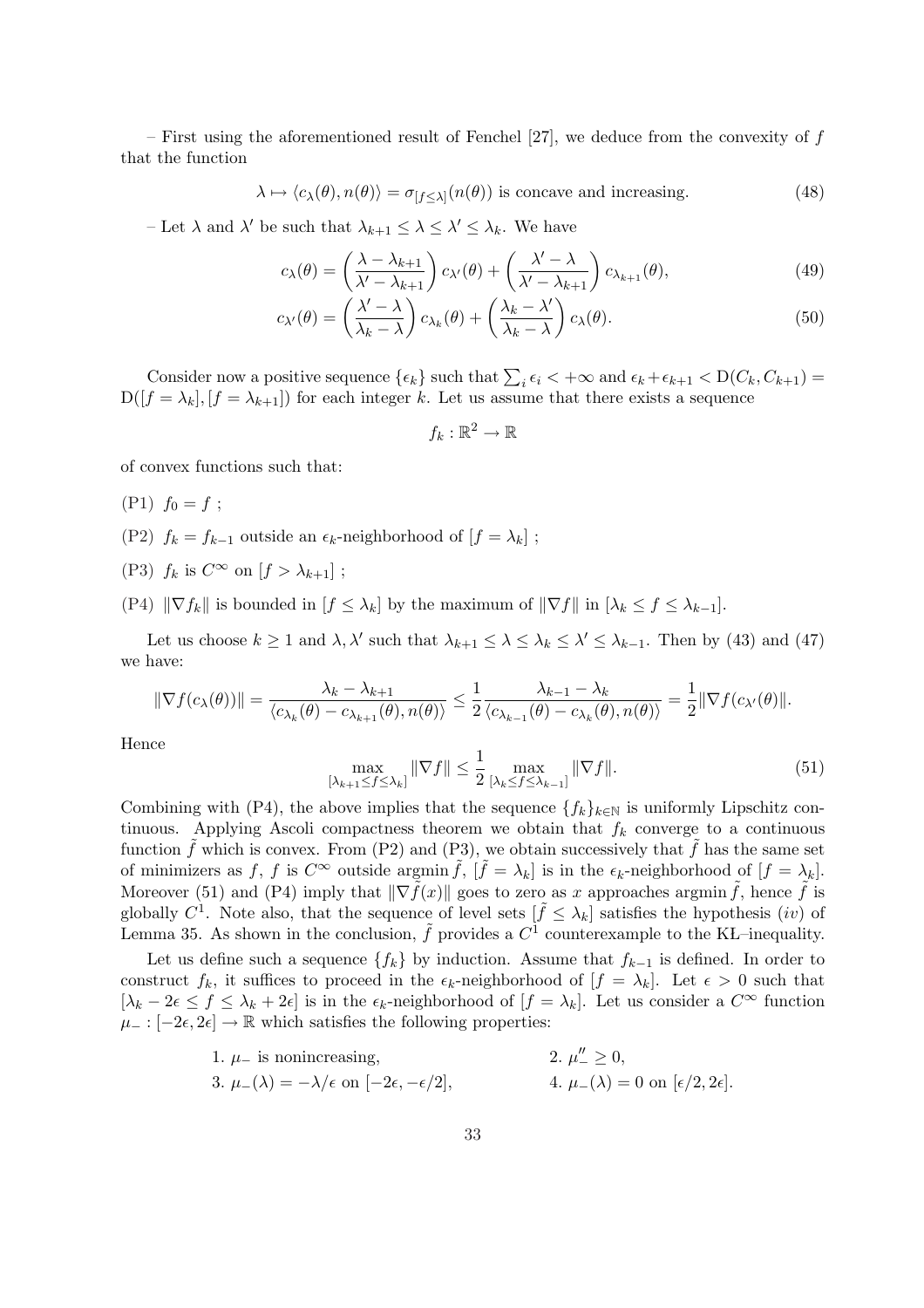– First using the aforementioned result of Fenchel [27], we deduce from the convexity of $f$ that the function

$$\lambda \mapsto \langle c_\lambda(\theta), n(\theta)\rangle = \sigma_{[f\le\lambda]}(n(\theta)) \text{ is concave and increasing.} \tag{48}$$

– Let $\lambda$ and $\lambda'$ be such that $\lambda_{k+1} \le \lambda \le \lambda' \le \lambda_k$. We have

$$c_\lambda(\theta) = \left(\frac{\lambda - \lambda_{k+1}}{\lambda' - \lambda_{k+1}}\right) c_{\lambda'}(\theta) + \left(\frac{\lambda' - \lambda}{\lambda' - \lambda_{k+1}}\right) c_{\lambda_{k+1}}(\theta), \tag{49}$$

$$c_{\lambda'}(\theta) = \left(\frac{\lambda' - \lambda}{\lambda_k - \lambda}\right) c_{\lambda_k}(\theta) + \left(\frac{\lambda_k - \lambda'}{\lambda_k - \lambda}\right) c_\lambda(\theta). \tag{50}$$

Consider now a positive sequence $\{\epsilon_k\}$ such that $\sum_i \epsilon_i < +\infty$ and $\epsilon_k + \epsilon_{k+1} < \mathrm{D}(C_k, C_{k+1}) = \mathrm{D}([f = \lambda_k], [f = \lambda_{k+1}])$ for each integer $k$. Let us assume that there exists a sequence

$$f_k : \mathbb{R}^2 \to \mathbb{R}$$

of convex functions such that:

(P1) $f_0 = f$ ;

(P2) $f_k = f_{k-1}$ outside an $\epsilon_k$-neighborhood of $[f = \lambda_k]$ ;

(P3) $f_k$ is $C^\infty$ on $[f > \lambda_{k+1}]$ ;

(P4) $\|\nabla f_k\|$ is bounded in $[f \le \lambda_k]$ by the maximum of $\|\nabla f\|$ in $[\lambda_k \le f \le \lambda_{k-1}]$.

Let us choose $k \ge 1$ and $\lambda, \lambda'$ such that $\lambda_{k+1} \le \lambda \le \lambda_k \le \lambda' \le \lambda_{k-1}$. Then by (43) and (47) we have:

$$\|\nabla f(c_\lambda(\theta))\| = \frac{\lambda_k - \lambda_{k+1}}{\langle c_{\lambda_k}(\theta) - c_{\lambda_{k+1}}(\theta), n(\theta)\rangle} \le \frac{1}{2}\frac{\lambda_{k-1} - \lambda_k}{\langle c_{\lambda_{k-1}}(\theta) - c_{\lambda_k}(\theta), n(\theta)\rangle} = \frac{1}{2}\|\nabla f(c_{\lambda'}(\theta)\|.$$

Hence

$$\max_{[\lambda_{k+1} \le f \le \lambda_k]} \|\nabla f\| \le \frac{1}{2} \max_{[\lambda_k \le f \le \lambda_{k-1}]} \|\nabla f\|. \tag{51}$$

Combining with (P4), the above implies that the sequence $\{f_k\}_{k\in\mathbb{N}}$ is uniformly Lipschitz continuous. Applying Ascoli compactness theorem we obtain that $f_k$ converge to a continuous function $\tilde{f}$ which is convex. From (P2) and (P3), we obtain successively that $\tilde{f}$ has the same set of minimizers as $f$, $f$ is $C^\infty$ outside $\operatorname{argmin} \tilde{f}$, $[\tilde{f} = \lambda_k]$ is in the $\epsilon_k$-neighborhood of $[f = \lambda_k]$. Moreover (51) and (P4) imply that $\|\nabla \tilde{f}(x)\|$ goes to zero as $x$ approaches $\operatorname{argmin} \tilde{f}$, hence $\tilde{f}$ is globally $C^1$. Note also, that the sequence of level sets $[\tilde{f} \le \lambda_k]$ satisfies the hypothesis $(iv)$ of Lemma 35. As shown in the conclusion, $\tilde{f}$ provides a $C^1$ counterexample to the KL–inequality.

Let us define such a sequence $\{f_k\}$ by induction. Assume that $f_{k-1}$ is defined. In order to construct $f_k$, it suffices to proceed in the $\epsilon_k$-neighborhood of $[f = \lambda_k]$. Let $\epsilon > 0$ such that $[\lambda_k - 2\epsilon \le f \le \lambda_k + 2\epsilon]$ is in the $\epsilon_k$-neighborhood of $[f = \lambda_k]$. Let us consider a $C^\infty$ function $\mu_- : [-2\epsilon, 2\epsilon] \to \mathbb{R}$ which satisfies the following properties:

1. $\mu_-$ is nonincreasing,
2. $\mu_-'' \ge 0$,
3. $\mu_-(\lambda) = -\lambda/\epsilon$ on $[-2\epsilon, -\epsilon/2]$,
4. $\mu_-(\lambda) = 0$ on $[\epsilon/2, 2\epsilon]$.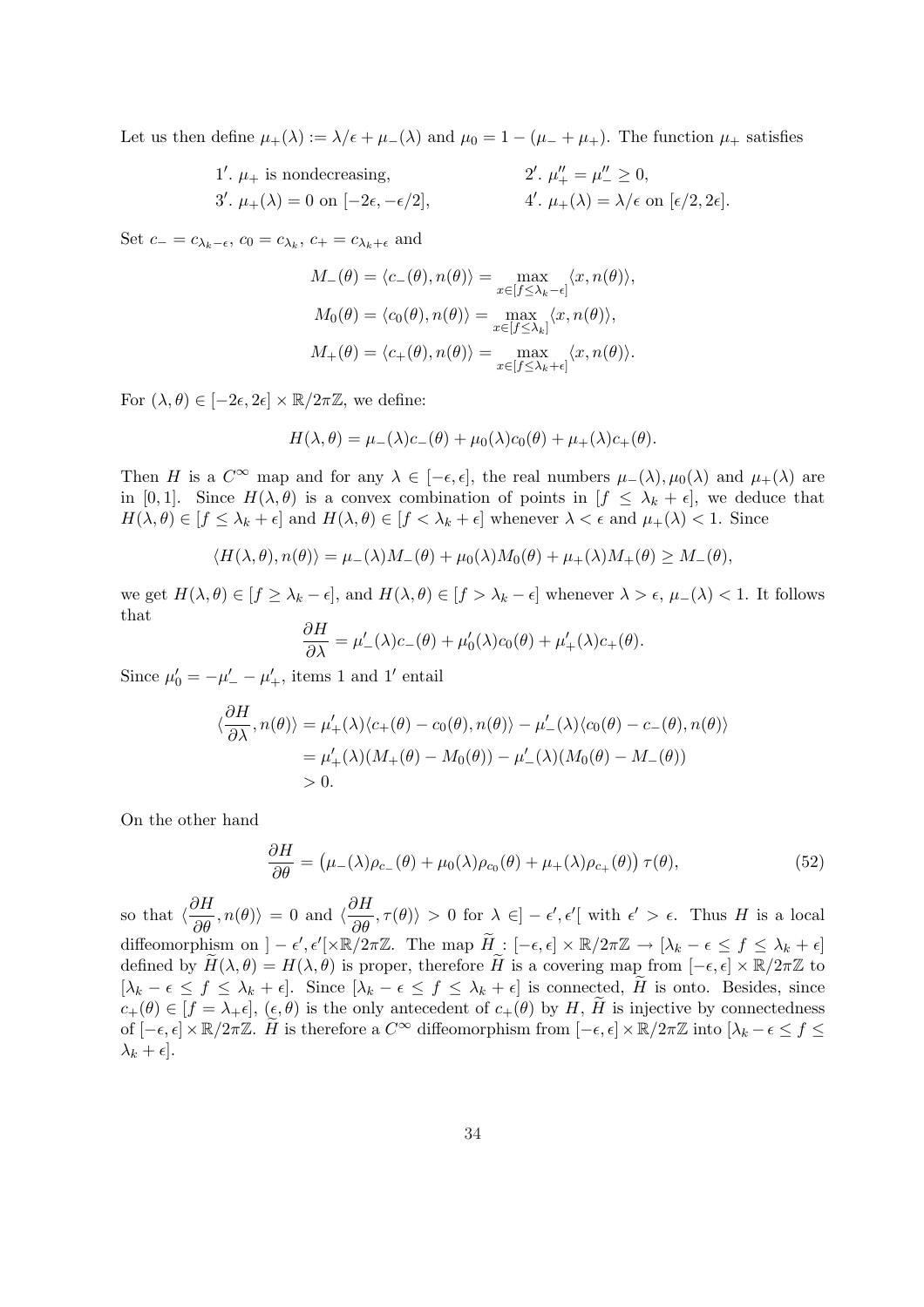Let us then define $\mu_+(\lambda) := \lambda/\epsilon + \mu_-(\lambda)$ and $\mu_0 = 1 - (\mu_- + \mu_+)$. The function $\mu_+$ satisfies

$1'$. $\mu_+$ is nondecreasing, $\qquad$ $2'$. $\mu_+'' = \mu_-'' \geq 0$,

$3'$. $\mu_+(\lambda) = 0$ on $[-2\epsilon, -\epsilon/2]$, $\qquad$ $4'$. $\mu_+(\lambda) = \lambda/\epsilon$ on $[\epsilon/2, 2\epsilon]$.

Set $c_- = c_{\lambda_k - \epsilon}$, $c_0 = c_{\lambda_k}$, $c_+ = c_{\lambda_k + \epsilon}$ and

$$M_-(\theta) = \langle c_-(\theta), n(\theta)\rangle = \max_{x \in [f \leq \lambda_k - \epsilon]} \langle x, n(\theta)\rangle,$$

$$M_0(\theta) = \langle c_0(\theta), n(\theta)\rangle = \max_{x \in [f \leq \lambda_k]} \langle x, n(\theta)\rangle,$$

$$M_+(\theta) = \langle c_+(\theta), n(\theta)\rangle = \max_{x \in [f \leq \lambda_k + \epsilon]} \langle x, n(\theta)\rangle.$$

For $(\lambda, \theta) \in [-2\epsilon, 2\epsilon] \times \mathbb{R}/2\pi\mathbb{Z}$, we define:

$$H(\lambda, \theta) = \mu_-(\lambda) c_-(\theta) + \mu_0(\lambda) c_0(\theta) + \mu_+(\lambda) c_+(\theta).$$

Then $H$ is a $C^\infty$ map and for any $\lambda \in [-\epsilon, \epsilon]$, the real numbers $\mu_-(\lambda), \mu_0(\lambda)$ and $\mu_+(\lambda)$ are in $[0,1]$. Since $H(\lambda, \theta)$ is a convex combination of points in $[f \leq \lambda_k + \epsilon]$, we deduce that $H(\lambda, \theta) \in [f \leq \lambda_k + \epsilon]$ and $H(\lambda, \theta) \in [f < \lambda_k + \epsilon]$ whenever $\lambda < \epsilon$ and $\mu_+(\lambda) < 1$. Since

$$\langle H(\lambda, \theta), n(\theta)\rangle = \mu_-(\lambda) M_-(\theta) + \mu_0(\lambda) M_0(\theta) + \mu_+(\lambda) M_+(\theta) \geq M_-(\theta),$$

we get $H(\lambda, \theta) \in [f \geq \lambda_k - \epsilon]$, and $H(\lambda, \theta) \in [f > \lambda_k - \epsilon]$ whenever $\lambda > \epsilon$, $\mu_-(\lambda) < 1$. It follows that

$$\frac{\partial H}{\partial \lambda} = \mu_-'(\lambda) c_-(\theta) + \mu_0'(\lambda) c_0(\theta) + \mu_+'(\lambda) c_+(\theta).$$

Since $\mu_0' = -\mu_-' - \mu_+'$, items 1 and $1'$ entail

$$\begin{aligned}
\langle \frac{\partial H}{\partial \lambda}, n(\theta)\rangle &= \mu_+'(\lambda)\langle c_+(\theta) - c_0(\theta), n(\theta)\rangle - \mu_-'(\lambda)\langle c_0(\theta) - c_-(\theta), n(\theta)\rangle \\
&= \mu_+'(\lambda)(M_+(\theta) - M_0(\theta)) - \mu_-'(\lambda)(M_0(\theta) - M_-(\theta)) \\
&> 0.
\end{aligned}$$

On the other hand

$$\frac{\partial H}{\partial \theta} = \left(\mu_-(\lambda)\rho_{c_-}(\theta) + \mu_0(\lambda)\rho_{c_0}(\theta) + \mu_+(\lambda)\rho_{c_+}(\theta)\right)\tau(\theta), \tag{52}$$

so that $\langle \dfrac{\partial H}{\partial \theta}, n(\theta)\rangle = 0$ and $\langle \dfrac{\partial H}{\partial \theta}, \tau(\theta)\rangle > 0$ for $\lambda \in ]-\epsilon', \epsilon'[$ with $\epsilon' > \epsilon$. Thus $H$ is a local diffeomorphism on $]-\epsilon', \epsilon'[ \times \mathbb{R}/2\pi\mathbb{Z}$. The map $\widetilde{H} : [-\epsilon, \epsilon] \times \mathbb{R}/2\pi\mathbb{Z} \to [\lambda_k - \epsilon \leq f \leq \lambda_k + \epsilon]$ defined by $\widetilde{H}(\lambda, \theta) = H(\lambda, \theta)$ is proper, therefore $\widetilde{H}$ is a covering map from $[-\epsilon, \epsilon] \times \mathbb{R}/2\pi\mathbb{Z}$ to $[\lambda_k - \epsilon \leq f \leq \lambda_k + \epsilon]$. Since $[\lambda_k - \epsilon \leq f \leq \lambda_k + \epsilon]$ is connected, $\widetilde{H}$ is onto. Besides, since $c_+(\theta) \in [f = \lambda_+ \epsilon]$, $(\epsilon, \theta)$ is the only antecedent of $c_+(\theta)$ by $H$, $\widetilde{H}$ is injective by connectedness of $[-\epsilon, \epsilon] \times \mathbb{R}/2\pi\mathbb{Z}$. $\widetilde{H}$ is therefore a $C^\infty$ diffeomorphism from $[-\epsilon, \epsilon] \times \mathbb{R}/2\pi\mathbb{Z}$ into $[\lambda_k - \epsilon \leq f \leq \lambda_k + \epsilon]$.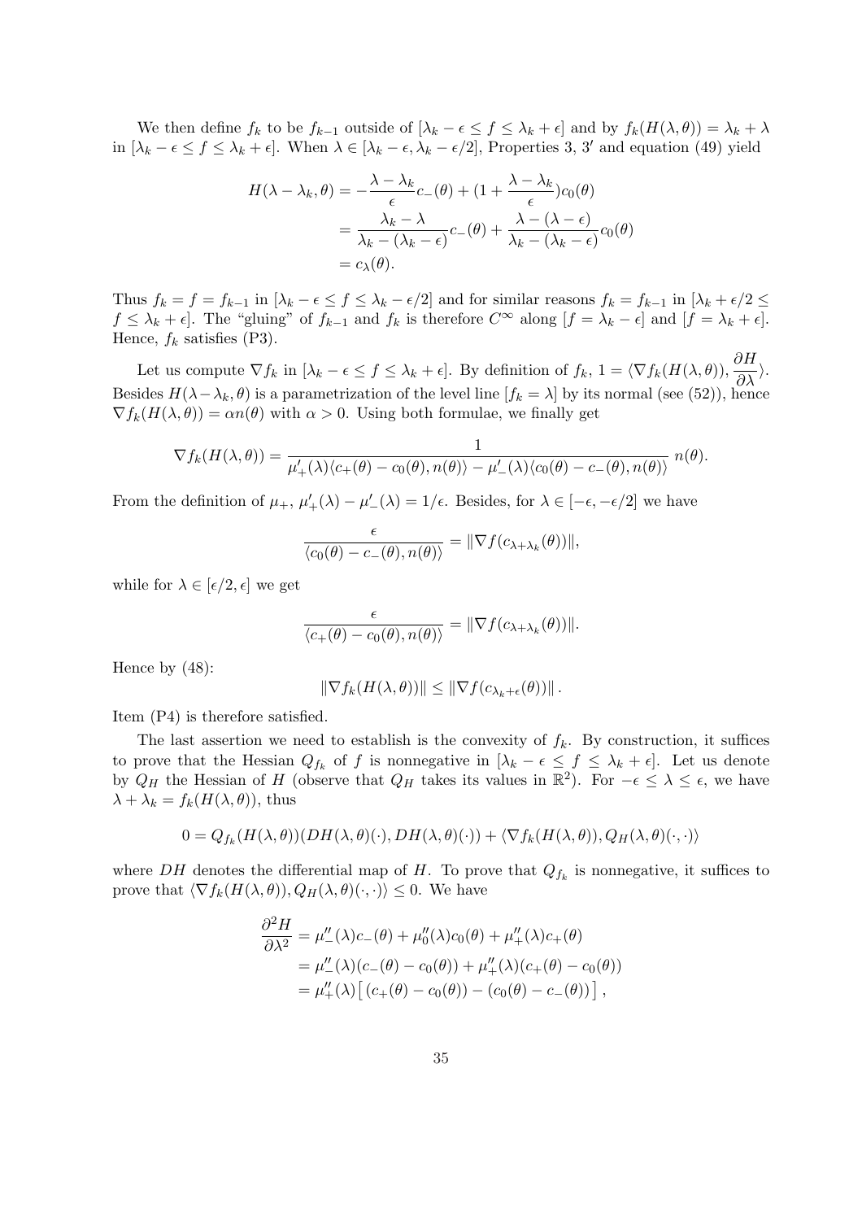We then define $f_k$ to be $f_{k-1}$ outside of $[\lambda_k - \epsilon \leq f \leq \lambda_k + \epsilon]$ and by $f_k(H(\lambda, \theta)) = \lambda_k + \lambda$ in $[\lambda_k - \epsilon \leq f \leq \lambda_k + \epsilon]$. When $\lambda \in [\lambda_k - \epsilon, \lambda_k - \epsilon/2]$, Properties 3, 3′ and equation (49) yield

$$
\begin{aligned}
H(\lambda - \lambda_k, \theta) &= -\frac{\lambda - \lambda_k}{\epsilon} c_-(\theta) + (1 + \frac{\lambda - \lambda_k}{\epsilon}) c_0(\theta) \\
&= \frac{\lambda_k - \lambda}{\lambda_k - (\lambda_k - \epsilon)} c_-(\theta) + \frac{\lambda - (\lambda - \epsilon)}{\lambda_k - (\lambda_k - \epsilon)} c_0(\theta) \\
&= c_\lambda(\theta).
\end{aligned}
$$

Thus $f_k = f = f_{k-1}$ in $[\lambda_k - \epsilon \leq f \leq \lambda_k - \epsilon/2]$ and for similar reasons $f_k = f_{k-1}$ in $[\lambda_k + \epsilon/2 \leq f \leq \lambda_k + \epsilon]$. The "gluing" of $f_{k-1}$ and $f_k$ is therefore $C^\infty$ along $[f = \lambda_k - \epsilon]$ and $[f = \lambda_k + \epsilon]$. Hence, $f_k$ satisfies (P3).

Let us compute $\nabla f_k$ in $[\lambda_k - \epsilon \leq f \leq \lambda_k + \epsilon]$. By definition of $f_k$, $1 = \langle \nabla f_k(H(\lambda, \theta)), \dfrac{\partial H}{\partial \lambda} \rangle$. Besides $H(\lambda - \lambda_k, \theta)$ is a parametrization of the level line $[f_k = \lambda]$ by its normal (see (52)), hence $\nabla f_k(H(\lambda, \theta)) = \alpha n(\theta)$ with $\alpha > 0$. Using both formulae, we finally get

$$
\nabla f_k(H(\lambda, \theta)) = \frac{1}{\mu'_+(\lambda)\langle c_+(\theta) - c_0(\theta), n(\theta)\rangle - \mu'_-(\lambda)\langle c_0(\theta) - c_-(\theta), n(\theta)\rangle} \, n(\theta).
$$

From the definition of $\mu_+$, $\mu'_+(\lambda) - \mu'_-(\lambda) = 1/\epsilon$. Besides, for $\lambda \in [-\epsilon, -\epsilon/2]$ we have

$$
\frac{\epsilon}{\langle c_0(\theta) - c_-(\theta), n(\theta)\rangle} = \|\nabla f(c_{\lambda + \lambda_k}(\theta))\|,
$$

while for $\lambda \in [\epsilon/2, \epsilon]$ we get

$$
\frac{\epsilon}{\langle c_+(\theta) - c_0(\theta), n(\theta)\rangle} = \|\nabla f(c_{\lambda + \lambda_k}(\theta))\|.
$$

Hence by (48):

$$
\|\nabla f_k(H(\lambda, \theta))\| \leq \|\nabla f(c_{\lambda_k + \epsilon}(\theta))\|.
$$

Item (P4) is therefore satisfied.

The last assertion we need to establish is the convexity of $f_k$. By construction, it suffices to prove that the Hessian $Q_{f_k}$ of $f$ is nonnegative in $[\lambda_k - \epsilon \leq f \leq \lambda_k + \epsilon]$. Let us denote by $Q_H$ the Hessian of $H$ (observe that $Q_H$ takes its values in $\mathbb{R}^2$). For $-\epsilon \leq \lambda \leq \epsilon$, we have $\lambda + \lambda_k = f_k(H(\lambda, \theta))$, thus

$$
0 = Q_{f_k}(H(\lambda, \theta))(DH(\lambda, \theta)(\cdot), DH(\lambda, \theta)(\cdot)) + \langle \nabla f_k(H(\lambda, \theta)), Q_H(\lambda, \theta)(\cdot, \cdot)\rangle
$$

where $DH$ denotes the differential map of $H$. To prove that $Q_{f_k}$ is nonnegative, it suffices to prove that $\langle \nabla f_k(H(\lambda, \theta)), Q_H(\lambda, \theta)(\cdot, \cdot)\rangle \leq 0$. We have

$$
\begin{aligned}
\frac{\partial^2 H}{\partial \lambda^2} &= \mu''_-(\lambda) c_-(\theta) + \mu''_0(\lambda) c_0(\theta) + \mu''_+(\lambda) c_+(\theta) \\
&= \mu''_-(\lambda)(c_-(\theta) - c_0(\theta)) + \mu''_+(\lambda)(c_+(\theta) - c_0(\theta)) \\
&= \mu''_+(\lambda)\left[\,(c_+(\theta) - c_0(\theta)) - (c_0(\theta) - c_-(\theta))\,\right],
\end{aligned}
$$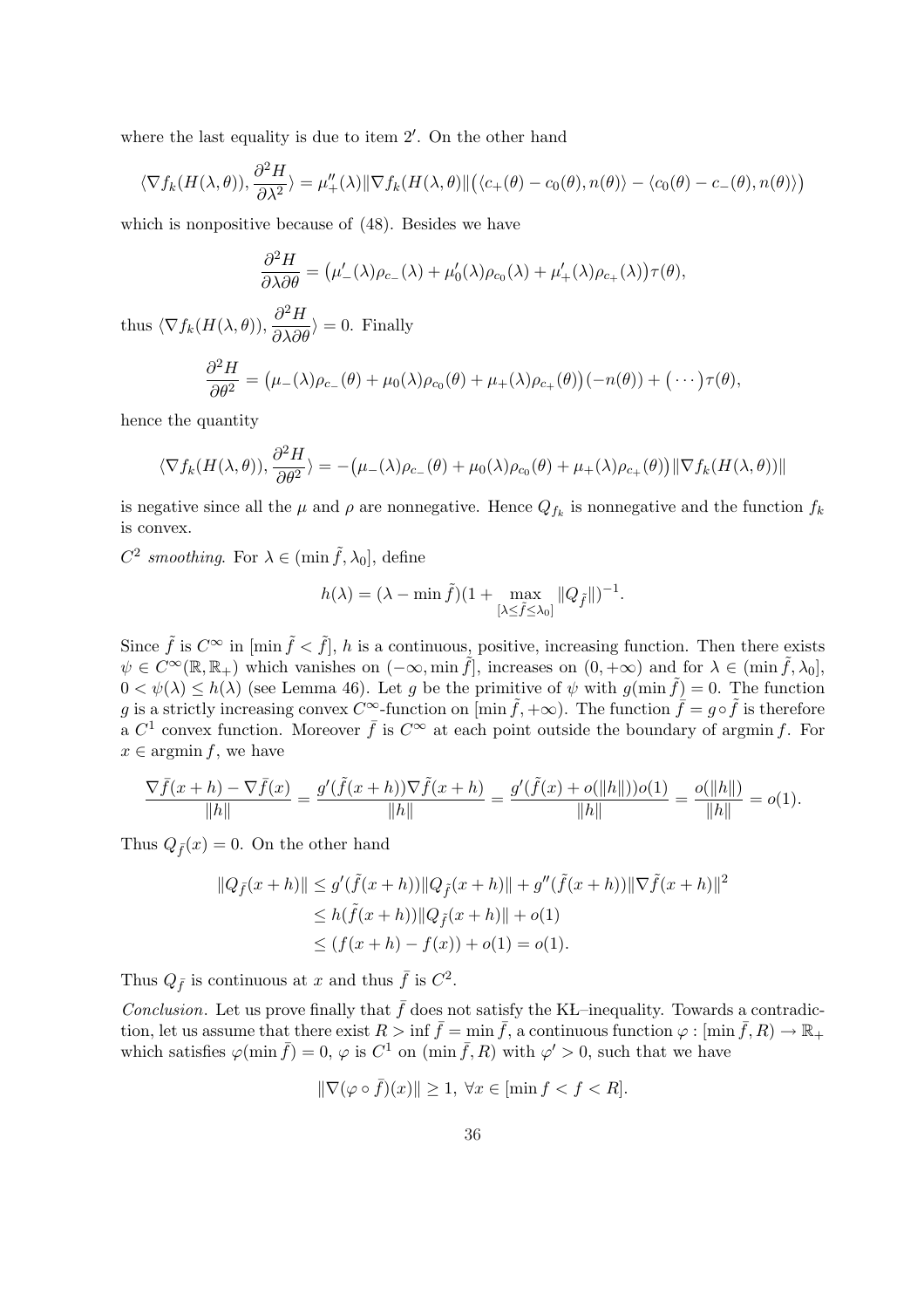where the last equality is due to item $2'$. On the other hand

$$\langle \nabla f_k(H(\lambda,\theta)), \frac{\partial^2 H}{\partial \lambda^2} \rangle = \mu_+''(\lambda)\|\nabla f_k(H(\lambda,\theta)\| \big( \langle c_+(\theta) - c_0(\theta), n(\theta) \rangle - \langle c_0(\theta) - c_-(\theta), n(\theta) \rangle \big)$$

which is nonpositive because of (48). Besides we have

$$\frac{\partial^2 H}{\partial \lambda \partial \theta} = \big( \mu_-'(\lambda)\rho_{c_-}(\lambda) + \mu_0'(\lambda)\rho_{c_0}(\lambda) + \mu_+'(\lambda)\rho_{c_+}(\lambda) \big)\tau(\theta),$$

thus $\langle \nabla f_k(H(\lambda,\theta)), \dfrac{\partial^2 H}{\partial \lambda \partial \theta} \rangle = 0$. Finally

$$\frac{\partial^2 H}{\partial \theta^2} = \big( \mu_-(\lambda)\rho_{c_-}(\theta) + \mu_0(\lambda)\rho_{c_0}(\theta) + \mu_+(\lambda)\rho_{c_+}(\theta) \big)(-n(\theta)) + \big( \cdots \big)\tau(\theta),$$

hence the quantity

$$\langle \nabla f_k(H(\lambda,\theta)), \frac{\partial^2 H}{\partial \theta^2} \rangle = -\big( \mu_-(\lambda)\rho_{c_-}(\theta) + \mu_0(\lambda)\rho_{c_0}(\theta) + \mu_+(\lambda)\rho_{c_+}(\theta) \big)\|\nabla f_k(H(\lambda,\theta))\|$$

is negative since all the $\mu$ and $\rho$ are nonnegative. Hence $Q_{f_k}$ is nonnegative and the function $f_k$ is convex.

*$C^2$ smoothing.* For $\lambda \in (\min \tilde{f}, \lambda_0]$, define

$$h(\lambda) = (\lambda - \min \tilde{f})(1 + \max_{[\lambda \leq \tilde{f} \leq \lambda_0]} \|Q_{\tilde{f}}\|)^{-1}.$$

Since $\tilde{f}$ is $C^\infty$ in $[\min \tilde{f} < \tilde{f}]$, $h$ is a continuous, positive, increasing function. Then there exists $\psi \in C^\infty(\mathbb{R}, \mathbb{R}_+)$ which vanishes on $(-\infty, \min \tilde{f}]$, increases on $(0, +\infty)$ and for $\lambda \in (\min \tilde{f}, \lambda_0]$, $0 < \psi(\lambda) \leq h(\lambda)$ (see Lemma 46). Let $g$ be the primitive of $\psi$ with $g(\min \tilde{f}) = 0$. The function $g$ is a strictly increasing convex $C^\infty$-function on $[\min \tilde{f}, +\infty)$. The function $\bar{f} = g \circ \tilde{f}$ is therefore a $C^1$ convex function. Moreover $\bar{f}$ is $C^\infty$ at each point outside the boundary of $\operatorname{argmin} f$. For $x \in \operatorname{argmin} f$, we have

$$\frac{\nabla \bar{f}(x+h) - \nabla \bar{f}(x)}{\|h\|} = \frac{g'(\tilde{f}(x+h))\nabla \tilde{f}(x+h)}{\|h\|} = \frac{g'(\tilde{f}(x) + o(\|h\|))o(1)}{\|h\|} = \frac{o(\|h\|)}{\|h\|} = o(1).$$

Thus $Q_{\bar{f}}(x) = 0$. On the other hand

$$\begin{aligned}
\|Q_{\bar{f}}(x+h)\| &\leq g'(\tilde{f}(x+h))\|Q_{\tilde{f}}(x+h)\| + g''(\tilde{f}(x+h))\|\nabla \tilde{f}(x+h)\|^2 \\
&\leq h(\tilde{f}(x+h))\|Q_{\tilde{f}}(x+h)\| + o(1) \\
&\leq (f(x+h) - f(x)) + o(1) = o(1).
\end{aligned}$$

Thus $Q_{\bar{f}}$ is continuous at $x$ and thus $\bar{f}$ is $C^2$.

*Conclusion.* Let us prove finally that $\bar{f}$ does not satisfy the KL–inequality. Towards a contradiction, let us assume that there exist $R > \inf \bar{f} = \min \bar{f}$, a continuous function $\varphi : [\min \bar{f}, R) \to \mathbb{R}_+$ which satisfies $\varphi(\min \bar{f}) = 0$, $\varphi$ is $C^1$ on $(\min \bar{f}, R)$ with $\varphi' > 0$, such that we have

$$\|\nabla(\varphi \circ \bar{f})(x)\| \geq 1, \ \forall x \in [\min f < f < R].$$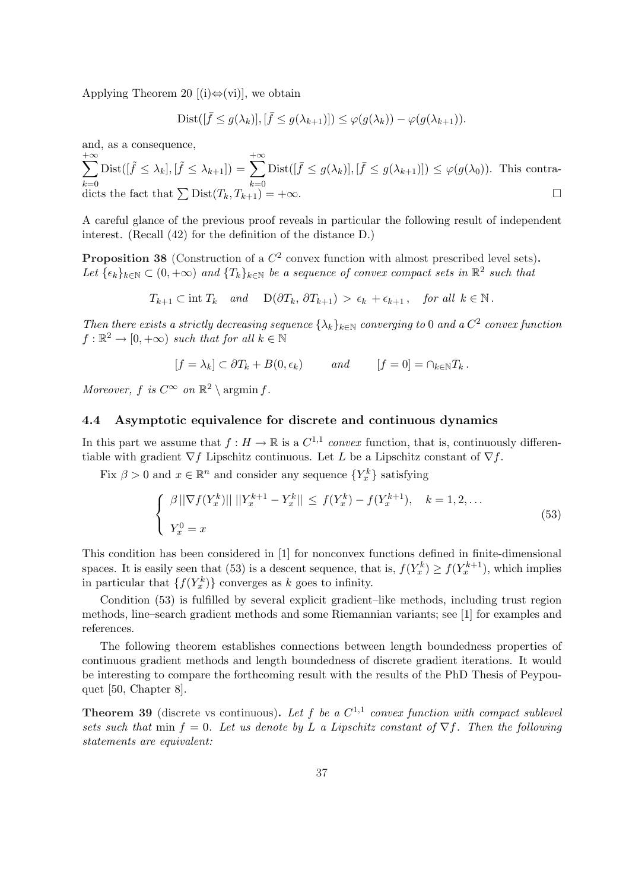Applying Theorem 20 [(i)⇔(vi)], we obtain

$$\mathrm{Dist}([\bar{f} \leq g(\lambda_k)], [\bar{f} \leq g(\lambda_{k+1})]) \leq \varphi(g(\lambda_k)) - \varphi(g(\lambda_{k+1})).$$

and, as a consequence,
$\sum_{k=0}^{+\infty} \mathrm{Dist}([\tilde{f} \leq \lambda_k], [\tilde{f} \leq \lambda_{k+1}]) = \sum_{k=0}^{+\infty} \mathrm{Dist}([\bar{f} \leq g(\lambda_k)], [\bar{f} \leq g(\lambda_{k+1})]) \leq \varphi(g(\lambda_0))$. This contradicts the fact that $\sum \mathrm{Dist}(T_k, T_{k+1}) = +\infty$. □

A careful glance of the previous proof reveals in particular the following result of independent interest. (Recall (42) for the definition of the distance D.)

**Proposition 38** (Construction of a $C^2$ convex function with almost prescribed level sets)**.** *Let $\{\epsilon_k\}_{k\in\mathbb{N}} \subset (0, +\infty)$ and $\{T_k\}_{k\in\mathbb{N}}$ be a sequence of convex compact sets in $\mathbb{R}^2$ such that*

$$T_{k+1} \subset \mathrm{int}\, T_k \quad and \quad \mathrm{D}(\partial T_k, \partial T_{k+1}) > \epsilon_k + \epsilon_{k+1}, \quad for\ all\ k \in \mathbb{N}.$$

*Then there exists a strictly decreasing sequence $\{\lambda_k\}_{k\in\mathbb{N}}$ converging to 0 and a $C^2$ convex function $f : \mathbb{R}^2 \to [0, +\infty)$ such that for all $k \in \mathbb{N}$*

$$[f = \lambda_k] \subset \partial T_k + B(0, \epsilon_k) \qquad and \qquad [f = 0] = \cap_{k\in\mathbb{N}} T_k\,.$$

*Moreover, $f$ is $C^\infty$ on $\mathbb{R}^2 \setminus \operatorname{argmin} f$.*

### 4.4 Asymptotic equivalence for discrete and continuous dynamics

In this part we assume that $f : H \to \mathbb{R}$ is a $C^{1,1}$ *convex* function, that is, continuously differentiable with gradient $\nabla f$ Lipschitz continuous. Let $L$ be a Lipschitz constant of $\nabla f$.

Fix $\beta > 0$ and $x \in \mathbb{R}^n$ and consider any sequence $\{Y_x^k\}$ satisfying

$$\begin{cases} \beta\, ||\nabla f(Y_x^k)||\, ||Y_x^{k+1} - Y_x^k|| \leq f(Y_x^k) - f(Y_x^{k+1}), \quad k = 1, 2, \ldots \\ Y_x^0 = x \end{cases} \tag{53}$$

This condition has been considered in [1] for nonconvex functions defined in finite-dimensional spaces. It is easily seen that (53) is a descent sequence, that is, $f(Y_x^k) \geq f(Y_x^{k+1})$, which implies in particular that $\{f(Y_x^k)\}$ converges as $k$ goes to infinity.

Condition (53) is fulfilled by several explicit gradient–like methods, including trust region methods, line–search gradient methods and some Riemannian variants; see [1] for examples and references.

The following theorem establishes connections between length boundedness properties of continuous gradient methods and length boundedness of discrete gradient iterations. It would be interesting to compare the forthcoming result with the results of the PhD Thesis of Peypouquet [50, Chapter 8].

**Theorem 39** (discrete vs continuous)**.** *Let $f$ be a $C^{1,1}$ convex function with compact sublevel sets such that* $\min f = 0$*. Let us denote by $L$ a Lipschitz constant of $\nabla f$. Then the following statements are equivalent:*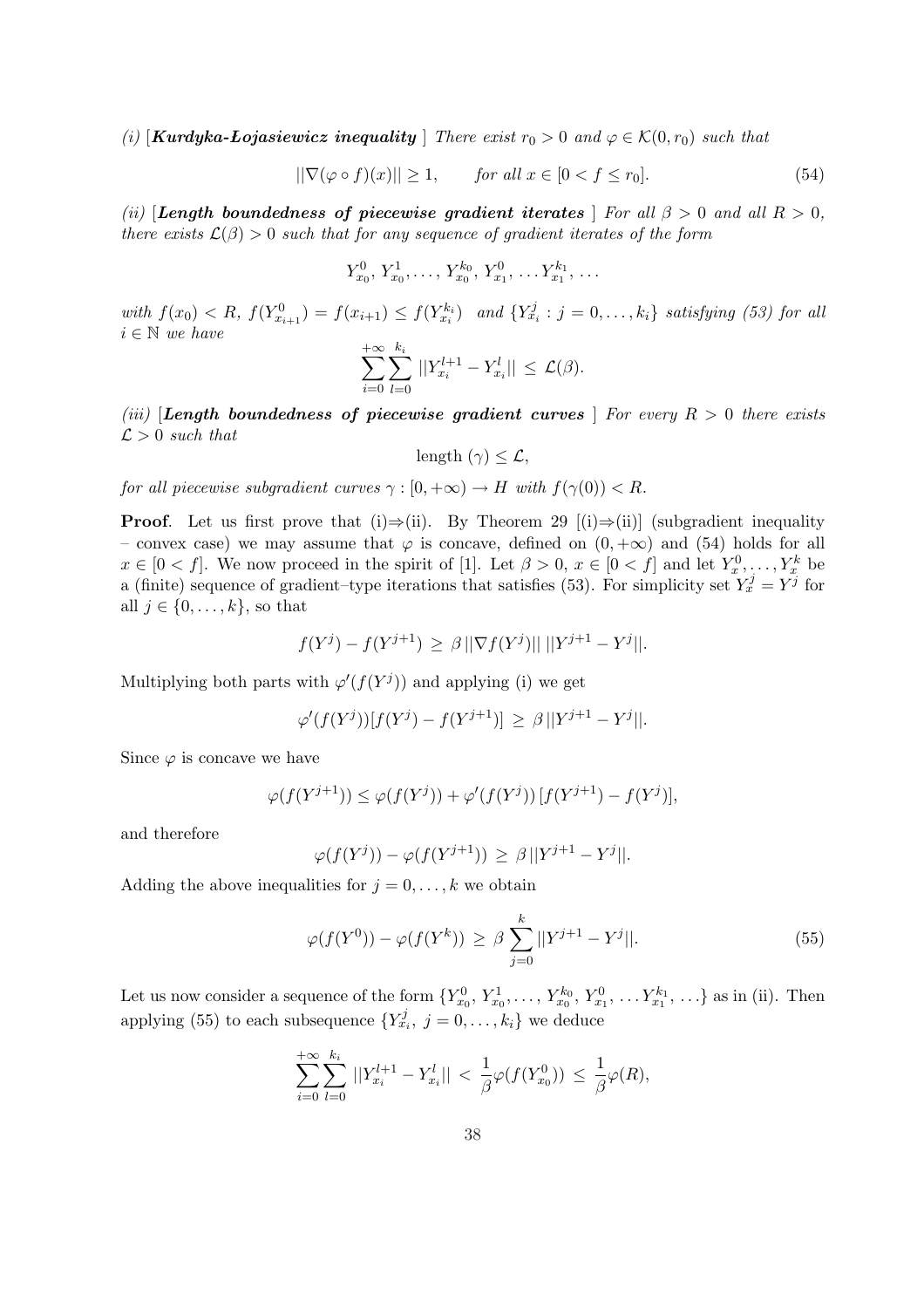*(i)* [***Kurdyka-Łojasiewicz inequality*** ] *There exist $r_0 > 0$ and $\varphi \in \mathcal{K}(0, r_0)$ such that*

$$||\nabla(\varphi \circ f)(x)|| \geq 1, \qquad \text{for all } x \in [0 < f \leq r_0]. \tag{54}$$

*(ii)* [***Length boundedness of piecewise gradient iterates*** ] *For all $\beta > 0$ and all $R > 0$, there exists $\mathcal{L}(\beta) > 0$ such that for any sequence of gradient iterates of the form*

$$Y^0_{x_0}, Y^1_{x_0}, \ldots, Y^{k_0}_{x_0}, Y^0_{x_1}, \ldots Y^{k_1}_{x_1}, \ldots$$

*with $f(x_0) < R$, $f(Y^0_{x_{i+1}}) = f(x_{i+1}) \leq f(Y^{k_i}_{x_i})$ and $\{Y^j_{x_i} : j = 0, \ldots, k_i\}$ satisfying (53) for all $i \in \mathbb{N}$ we have*

$$\sum_{i=0}^{+\infty} \sum_{l=0}^{k_i} ||Y^{l+1}_{x_i} - Y^l_{x_i}|| \leq \mathcal{L}(\beta).$$

*(iii)* [***Length boundedness of piecewise gradient curves*** ] *For every $R > 0$ there exists $\mathcal{L} > 0$ such that*

$$\text{length } (\gamma) \leq \mathcal{L},$$

*for all piecewise subgradient curves $\gamma : [0, +\infty) \to H$ with $f(\gamma(0)) < R$.*

**Proof**. Let us first prove that (i)⇒(ii). By Theorem 29 [(i)⇒(ii)] (subgradient inequality – convex case) we may assume that $\varphi$ is concave, defined on $(0, +\infty)$ and (54) holds for all $x \in [0 < f]$. We now proceed in the spirit of [1]. Let $\beta > 0$, $x \in [0 < f]$ and let $Y^0_x, \ldots, Y^k_x$ be a (finite) sequence of gradient–type iterations that satisfies (53). For simplicity set $Y^j_x = Y^j$ for all $j \in \{0, \ldots, k\}$, so that

$$f(Y^j) - f(Y^{j+1}) \geq \beta \, ||\nabla f(Y^j)|| \, ||Y^{j+1} - Y^j||.$$

Multiplying both parts with $\varphi'(f(Y^j))$ and applying (i) we get

$$\varphi'(f(Y^j))[f(Y^j) - f(Y^{j+1})] \geq \beta \, ||Y^{j+1} - Y^j||.$$

Since $\varphi$ is concave we have

$$\varphi(f(Y^{j+1})) \leq \varphi(f(Y^j)) + \varphi'(f(Y^j)) \, [f(Y^{j+1}) - f(Y^j)],$$

and therefore

$$\varphi(f(Y^j)) - \varphi(f(Y^{j+1})) \geq \beta \, ||Y^{j+1} - Y^j||.$$

Adding the above inequalities for $j = 0, \ldots, k$ we obtain

$$\varphi(f(Y^0)) - \varphi(f(Y^k)) \geq \beta \sum_{j=0}^{k} ||Y^{j+1} - Y^j||. \tag{55}$$

Let us now consider a sequence of the form $\{Y^0_{x_0}, Y^1_{x_0}, \ldots, Y^{k_0}_{x_0}, Y^0_{x_1}, \ldots Y^{k_1}_{x_1}, \ldots\}$ as in (ii). Then applying (55) to each subsequence $\{Y^j_{x_i}, \, j = 0, \ldots, k_i\}$ we deduce

$$\sum_{i=0}^{+\infty} \sum_{l=0}^{k_i} ||Y^{l+1}_{x_i} - Y^l_{x_i}|| < \frac{1}{\beta} \varphi(f(Y^0_{x_0})) \leq \frac{1}{\beta} \varphi(R),$$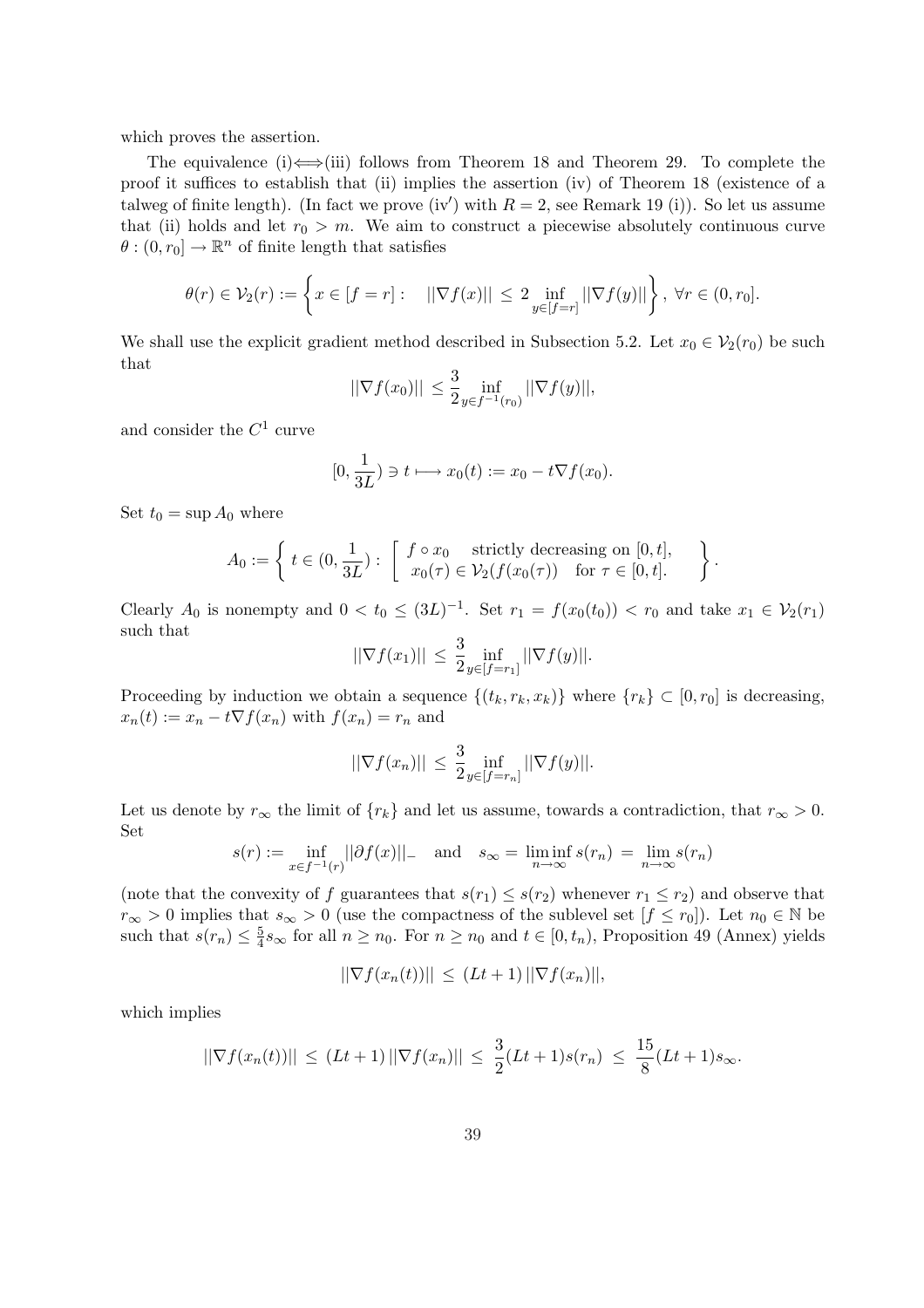which proves the assertion.

The equivalence (i)$\Longleftrightarrow$(iii) follows from Theorem 18 and Theorem 29. To complete the proof it suffices to establish that (ii) implies the assertion (iv) of Theorem 18 (existence of a talweg of finite length). (In fact we prove (iv$'$) with $R = 2$, see Remark 19 (i)). So let us assume that (ii) holds and let $r_0 > m$. We aim to construct a piecewise absolutely continuous curve $\theta : (0, r_0] \to \mathbb{R}^n$ of finite length that satisfies

$$\theta(r) \in \mathcal{V}_2(r) := \left\{ x \in [f = r] : \quad ||\nabla f(x)|| \leq 2 \inf_{y \in [f=r]} ||\nabla f(y)|| \right\}, \ \forall r \in (0, r_0].$$

We shall use the explicit gradient method described in Subsection 5.2. Let $x_0 \in \mathcal{V}_2(r_0)$ be such that

$$||\nabla f(x_0)|| \leq \frac{3}{2} \inf_{y \in f^{-1}(r_0)} ||\nabla f(y)||,$$

and consider the $C^1$ curve

$$[0, \frac{1}{3L}) \ni t \longmapsto x_0(t) := x_0 - t\nabla f(x_0).$$

Set $t_0 = \sup A_0$ where

$$A_0 := \left\{ t \in (0, \frac{1}{3L}) : \left[ \begin{array}{ll} f \circ x_0 & \text{strictly decreasing on } [0, t], \\ x_0(\tau) \in \mathcal{V}_2(f(x_0(\tau)) & \text{for } \tau \in [0, t]. \end{array} \right. \right\}.$$

Clearly $A_0$ is nonempty and $0 < t_0 \leq (3L)^{-1}$. Set $r_1 = f(x_0(t_0)) < r_0$ and take $x_1 \in \mathcal{V}_2(r_1)$ such that

$$||\nabla f(x_1)|| \leq \frac{3}{2} \inf_{y \in [f=r_1]} ||\nabla f(y)||.$$

Proceeding by induction we obtain a sequence $\{(t_k, r_k, x_k)\}$ where $\{r_k\} \subset [0, r_0]$ is decreasing, $x_n(t) := x_n - t\nabla f(x_n)$ with $f(x_n) = r_n$ and

$$||\nabla f(x_n)|| \leq \frac{3}{2} \inf_{y \in [f=r_n]} ||\nabla f(y)||.$$

Let us denote by $r_\infty$ the limit of $\{r_k\}$ and let us assume, towards a contradiction, that $r_\infty > 0$. Set

$$s(r) := \inf_{x \in f^{-1}(r)} ||\partial f(x)||_- \quad \text{and} \quad s_\infty = \liminf_{n \to \infty} s(r_n) = \lim_{n \to \infty} s(r_n)$$

(note that the convexity of $f$ guarantees that $s(r_1) \leq s(r_2)$ whenever $r_1 \leq r_2$) and observe that $r_\infty > 0$ implies that $s_\infty > 0$ (use the compactness of the sublevel set $[f \leq r_0]$). Let $n_0 \in \mathbb{N}$ be such that $s(r_n) \leq \frac{5}{4} s_\infty$ for all $n \geq n_0$. For $n \geq n_0$ and $t \in [0, t_n)$, Proposition 49 (Annex) yields

$$||\nabla f(x_n(t))|| \leq (Lt + 1) \, ||\nabla f(x_n)||,$$

which implies

$$||\nabla f(x_n(t))|| \leq (Lt + 1) \, ||\nabla f(x_n)|| \leq \frac{3}{2}(Lt + 1)s(r_n) \leq \frac{15}{8}(Lt + 1)s_\infty.$$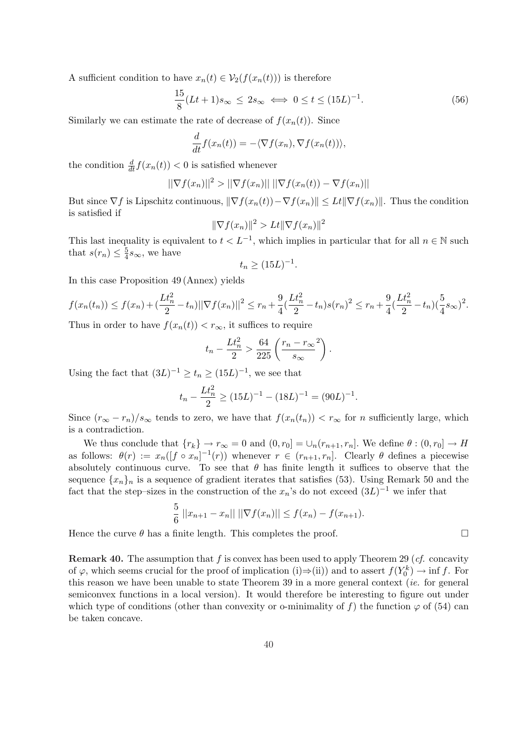A sufficient condition to have $x_n(t) \in \mathcal{V}_2(f(x_n(t)))$ is therefore

$$\frac{15}{8}(Lt+1)s_\infty \leq 2s_\infty \iff 0 \leq t \leq (15L)^{-1}. \tag{56}$$

Similarly we can estimate the rate of decrease of $f(x_n(t))$. Since

$$\frac{d}{dt}f(x_n(t)) = -\langle \nabla f(x_n), \nabla f(x_n(t))\rangle,$$

the condition $\frac{d}{dt}f(x_n(t)) < 0$ is satisfied whenever

$$||\nabla f(x_n)||^2 > ||\nabla f(x_n)|| \; ||\nabla f(x_n(t)) - \nabla f(x_n)||$$

But since $\nabla f$ is Lipschitz continuous, $\|\nabla f(x_n(t)) - \nabla f(x_n)\| \leq Lt\|\nabla f(x_n)\|$. Thus the condition is satisfied if

$$\|\nabla f(x_n)\|^2 > Lt\|\nabla f(x_n)\|^2$$

This last inequality is equivalent to $t < L^{-1}$, which implies in particular that for all $n \in \mathbb{N}$ such that $s(r_n) \leq \frac{5}{4}s_\infty$, we have

$$t_n \geq (15L)^{-1}.$$

In this case Proposition 49 (Annex) yields

$$f(x_n(t_n)) \leq f(x_n) + (\frac{Lt_n^2}{2} - t_n)||\nabla f(x_n)||^2 \leq r_n + \frac{9}{4}(\frac{Lt_n^2}{2} - t_n)s(r_n)^2 \leq r_n + \frac{9}{4}(\frac{Lt_n^2}{2} - t_n)(\frac{5}{4}s_\infty)^2.$$

Thus in order to have $f(x_n(t)) < r_\infty$, it suffices to require

$$t_n - \frac{Lt_n^2}{2} > \frac{64}{225}\left(\frac{r_n - r_\infty{}^2}{s_\infty}\right).$$

Using the fact that $(3L)^{-1} \geq t_n \geq (15L)^{-1}$, we see that

$$t_n - \frac{Lt_n^2}{2} \geq (15L)^{-1} - (18L)^{-1} = (90L)^{-1}.$$

Since $(r_\infty - r_n)/s_\infty$ tends to zero, we have that $f(x_n(t_n)) < r_\infty$ for $n$ sufficiently large, which is a contradiction.

We thus conclude that $\{r_k\} \to r_\infty = 0$ and $(0, r_0] = \cup_n (r_{n+1}, r_n]$. We define $\theta : (0, r_0] \to H$ as follows: $\theta(r) := x_n([f \circ x_n]^{-1}(r))$ whenever $r \in (r_{n+1}, r_n]$. Clearly $\theta$ defines a piecewise absolutely continuous curve. To see that $\theta$ has finite length it suffices to observe that the sequence $\{x_n\}_n$ is a sequence of gradient iterates that satisfies (53). Using Remark 50 and the fact that the step–sizes in the construction of the $x_n$'s do not exceed $(3L)^{-1}$ we infer that

$$\frac{5}{6}\; ||x_{n+1} - x_n||\; ||\nabla f(x_n)|| \leq f(x_n) - f(x_{n+1}).$$

Hence the curve $\theta$ has a finite length. This completes the proof. $\square$

**Remark 40.** The assumption that $f$ is convex has been used to apply Theorem 29 (*cf.* concavity of $\varphi$, which seems crucial for the proof of implication (i)$\Rightarrow$(ii)) and to assert $f(Y_0^k) \to \inf f$. For this reason we have been unable to state Theorem 39 in a more general context (*ie.* for general semiconvex functions in a local version). It would therefore be interesting to figure out under which type of conditions (other than convexity or o-minimality of $f$) the function $\varphi$ of (54) can be taken concave.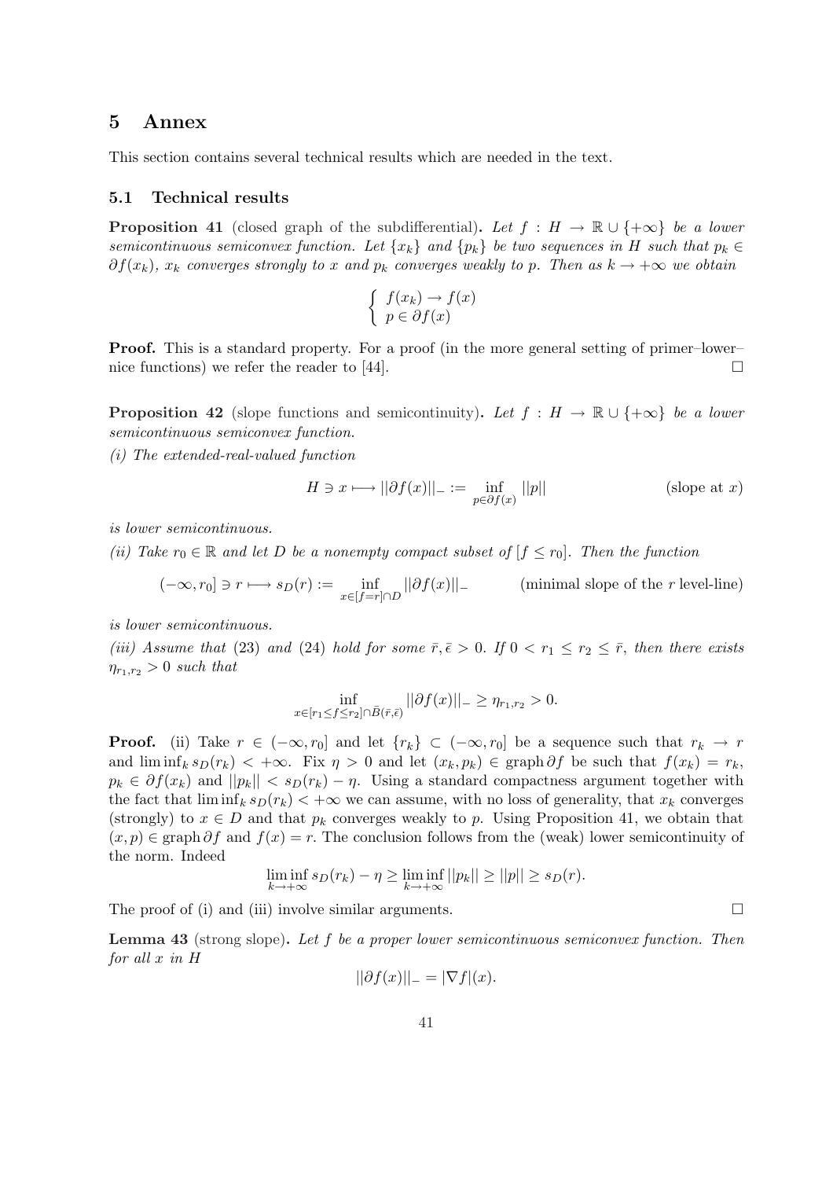# 5 Annex

This section contains several technical results which are needed in the text.

## 5.1 Technical results

**Proposition 41** (closed graph of the subdifferential)**.** *Let $f : H \to \mathbb{R} \cup \{+\infty\}$ be a lower semicontinuous semiconvex function. Let $\{x_k\}$ and $\{p_k\}$ be two sequences in $H$ such that $p_k \in \partial f(x_k)$, $x_k$ converges strongly to $x$ and $p_k$ converges weakly to $p$. Then as $k \to +\infty$ we obtain*

$$\begin{cases} f(x_k) \to f(x) \\ p \in \partial f(x) \end{cases}$$

**Proof.** This is a standard property. For a proof (in the more general setting of primer–lower–nice functions) we refer the reader to [44]. □

**Proposition 42** (slope functions and semicontinuity)**.** *Let $f : H \to \mathbb{R} \cup \{+\infty\}$ be a lower semicontinuous semiconvex function.*

*(i) The extended-real-valued function*

$$H \ni x \longmapsto ||\partial f(x)||_- := \inf_{p \in \partial f(x)} ||p|| \qquad \text{(slope at } x\text{)}$$

*is lower semicontinuous.*

*(ii) Take $r_0 \in \mathbb{R}$ and let $D$ be a nonempty compact subset of $[f \leq r_0]$. Then the function*

$$(-\infty, r_0] \ni r \longmapsto s_D(r) := \inf_{x \in [f=r] \cap D} ||\partial f(x)||_- \qquad \text{(minimal slope of the } r \text{ level-line)}$$

*is lower semicontinuous.*

*(iii) Assume that (23) and (24) hold for some $\bar{r}, \bar{\epsilon} > 0$. If $0 < r_1 \leq r_2 \leq \bar{r}$, then there exists $\eta_{r_1,r_2} > 0$ such that*

$$\inf_{x \in [r_1 \leq f \leq r_2] \cap \bar{B}(\bar{r}, \bar{\epsilon})} ||\partial f(x)||_- \geq \eta_{r_1,r_2} > 0.$$

**Proof.** (ii) Take $r \in (-\infty, r_0]$ and let $\{r_k\} \subset (-\infty, r_0]$ be a sequence such that $r_k \to r$ and $\liminf_k s_D(r_k) < +\infty$. Fix $\eta > 0$ and let $(x_k, p_k) \in \operatorname{graph} \partial f$ be such that $f(x_k) = r_k$, $p_k \in \partial f(x_k)$ and $||p_k|| < s_D(r_k) - \eta$. Using a standard compactness argument together with the fact that $\liminf_k s_D(r_k) < +\infty$ we can assume, with no loss of generality, that $x_k$ converges (strongly) to $x \in D$ and that $p_k$ converges weakly to $p$. Using Proposition 41, we obtain that $(x, p) \in \operatorname{graph} \partial f$ and $f(x) = r$. The conclusion follows from the (weak) lower semicontinuity of the norm. Indeed

$$\liminf_{k \to +\infty} s_D(r_k) - \eta \geq \liminf_{k \to +\infty} ||p_k|| \geq ||p|| \geq s_D(r).$$

The proof of (i) and (iii) involve similar arguments. □

**Lemma 43** (strong slope)**.** *Let $f$ be a proper lower semicontinuous semiconvex function. Then for all $x$ in $H$*

$$||\partial f(x)||_- = |\nabla f|(x).$$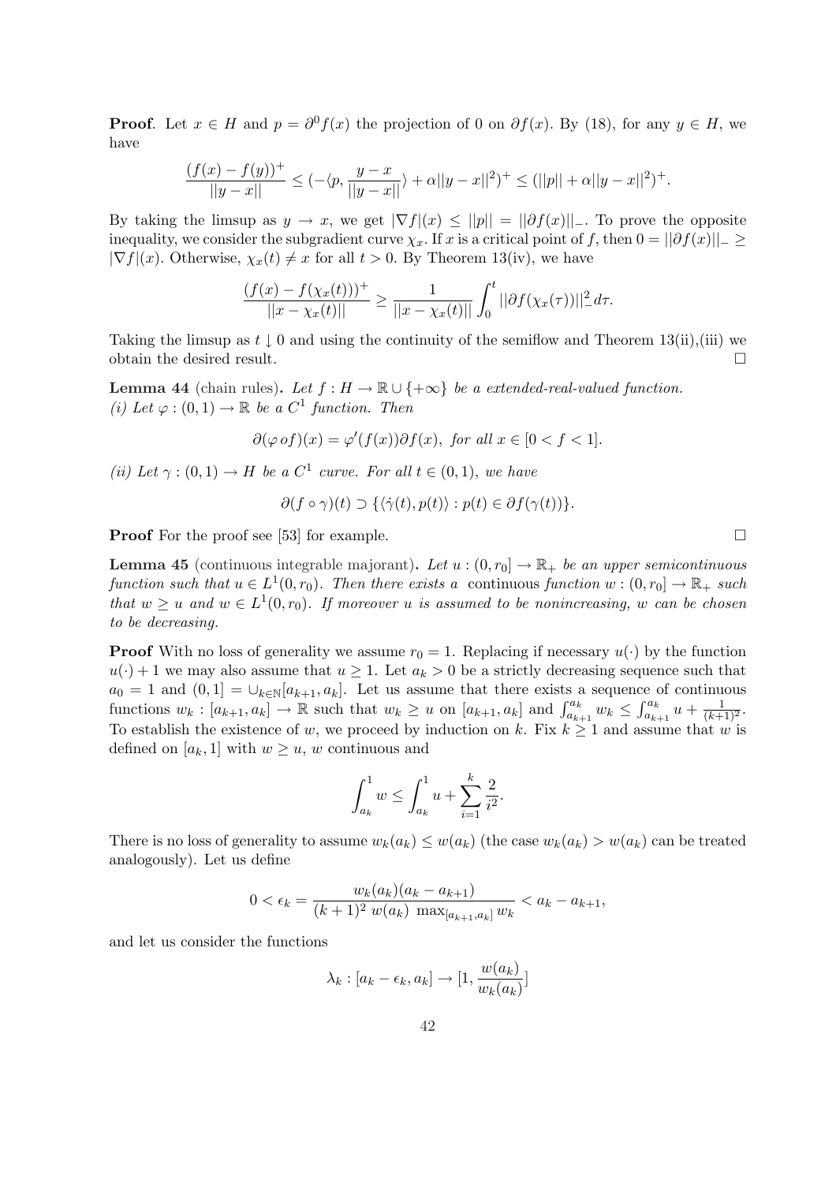**Proof**. Let $x \in H$ and $p = \partial^0 f(x)$ the projection of 0 on $\partial f(x)$. By (18), for any $y \in H$, we have

$$\frac{(f(x) - f(y))^+}{||y - x||} \leq (-\langle p, \frac{y - x}{||y - x||}\rangle + \alpha ||y - x||^2)^+ \leq (||p|| + \alpha ||y - x||^2)^+.$$

By taking the limsup as $y \to x$, we get $|\nabla f|(x) \leq ||p|| = ||\partial f(x)||_-$. To prove the opposite inequality, we consider the subgradient curve $\chi_x$. If $x$ is a critical point of $f$, then $0 = ||\partial f(x)||_- \geq |\nabla f|(x)$. Otherwise, $\chi_x(t) \neq x$ for all $t > 0$. By Theorem 13(iv), we have

$$\frac{(f(x) - f(\chi_x(t)))^+}{||x - \chi_x(t)||} \geq \frac{1}{||x - \chi_x(t)||} \int_0^t ||\partial f(\chi_x(\tau))||_-^2 d\tau.$$

Taking the limsup as $t \downarrow 0$ and using the continuity of the semiflow and Theorem 13(ii),(iii) we obtain the desired result. $\square$

**Lemma 44** (chain rules). *Let $f : H \to \mathbb{R} \cup \{+\infty\}$ be a extended-real-valued function.*
*(i) Let $\varphi : (0, 1) \to \mathbb{R}$ be a $C^1$ function. Then*

$$\partial(\varphi\, o f)(x) = \varphi'(f(x))\partial f(x), \ \textit{for all}\ x \in [0 < f < 1].$$

*(ii) Let $\gamma : (0, 1) \to H$ be a $C^1$ curve. For all $t \in (0, 1)$, we have*

$$\partial(f \circ \gamma)(t) \supset \{\langle \dot\gamma(t), p(t)\rangle : p(t) \in \partial f(\gamma(t))\}.$$

**Proof** For the proof see [53] for example. $\square$

**Lemma 45** (continuous integrable majorant). *Let $u : (0, r_0] \to \mathbb{R}_+$ be an upper semicontinuous function such that $u \in L^1(0, r_0)$. Then there exists a* continuous *function $w : (0, r_0] \to \mathbb{R}_+$ such that $w \geq u$ and $w \in L^1(0, r_0)$. If moreover $u$ is assumed to be nonincreasing, $w$ can be chosen to be decreasing.*

**Proof** With no loss of generality we assume $r_0 = 1$. Replacing if necessary $u(\cdot)$ by the function $u(\cdot) + 1$ we may also assume that $u \geq 1$. Let $a_k > 0$ be a strictly decreasing sequence such that $a_0 = 1$ and $(0, 1] = \cup_{k\in\mathbb{N}}[a_{k+1}, a_k]$. Let us assume that there exists a sequence of continuous functions $w_k : [a_{k+1}, a_k] \to \mathbb{R}$ such that $w_k \geq u$ on $[a_{k+1}, a_k]$ and $\int_{a_{k+1}}^{a_k} w_k \leq \int_{a_{k+1}}^{a_k} u + \frac{1}{(k+1)^2}$. To establish the existence of $w$, we proceed by induction on $k$. Fix $k \geq 1$ and assume that $w$ is defined on $[a_k, 1]$ with $w \geq u$, $w$ continuous and

$$\int_{a_k}^1 w \leq \int_{a_k}^1 u + \sum_{i=1}^k \frac{2}{i^2}.$$

There is no loss of generality to assume $w_k(a_k) \leq w(a_k)$ (the case $w_k(a_k) > w(a_k)$ can be treated analogously). Let us define

$$0 < \epsilon_k = \frac{w_k(a_k)(a_k - a_{k+1})}{(k+1)^2\ w(a_k)\ \max_{[a_{k+1}, a_k]} w_k} < a_k - a_{k+1},$$

and let us consider the functions

$$\lambda_k : [a_k - \epsilon_k, a_k] \to [1, \frac{w(a_k)}{w_k(a_k)}]$$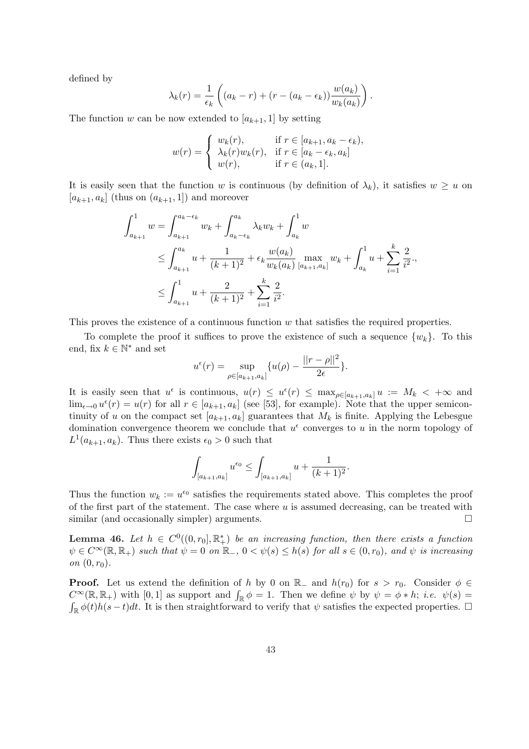defined by

$$\lambda_k(r) = \frac{1}{\epsilon_k}\left((a_k - r) + (r - (a_k - \epsilon_k))\frac{w(a_k)}{w_k(a_k)}\right).$$

The function $w$ can be now extended to $[a_{k+1}, 1]$ by setting

$$w(r) = \begin{cases} w_k(r), & \text{if } r \in [a_{k+1}, a_k - \epsilon_k), \\ \lambda_k(r) w_k(r), & \text{if } r \in [a_k - \epsilon_k, a_k] \\ w(r), & \text{if } r \in (a_k, 1]. \end{cases}$$

It is easily seen that the function $w$ is continuous (by definition of $\lambda_k$), it satisfies $w \geq u$ on $[a_{k+1}, a_k]$ (thus on $(a_{k+1}, 1]$) and moreover

$$\begin{aligned}
\int_{a_{k+1}}^1 w &= \int_{a_{k+1}}^{a_k - \epsilon_k} w_k + \int_{a_k - \epsilon_k}^{a_k} \lambda_k w_k + \int_{a_k}^1 w \\
&\leq \int_{a_{k+1}}^{a_k} u + \frac{1}{(k+1)^2} + \epsilon_k \frac{w(a_k)}{w_k(a_k)} \max_{[a_{k+1}, a_k]} w_k + \int_{a_k}^1 u + \sum_{i=1}^k \frac{2}{i^2}., \\
&\leq \int_{a_{k+1}}^1 u + \frac{2}{(k+1)^2} + \sum_{i=1}^k \frac{2}{i^2}.
\end{aligned}$$

This proves the existence of a continuous function $w$ that satisfies the required properties.

To complete the proof it suffices to prove the existence of such a sequence $\{w_k\}$. To this end, fix $k \in \mathbb{N}^*$ and set

$$u^\epsilon(r) = \sup_{\rho \in [a_{k+1}, a_k]} \{u(\rho) - \frac{||r - \rho||^2}{2\epsilon}\}.$$

It is easily seen that $u^\epsilon$ is continuous, $u(r) \leq u^\epsilon(r) \leq \max_{\rho \in [a_{k+1}, a_k]} u := M_k < +\infty$ and $\lim_{\epsilon \to 0} u^\epsilon(r) = u(r)$ for all $r \in [a_{k+1}, a_k]$ (see [53], for example). Note that the upper semicontinuity of $u$ on the compact set $[a_{k+1}, a_k]$ guarantees that $M_k$ is finite. Applying the Lebesgue domination convergence theorem we conclude that $u^\epsilon$ converges to $u$ in the norm topology of $L^1(a_{k+1}, a_k)$. Thus there exists $\epsilon_0 > 0$ such that

$$\int_{[a_{k+1}, a_k]} u^{\epsilon_0} \leq \int_{[a_{k+1}, a_k]} u + \frac{1}{(k+1)^2}.$$

Thus the function $w_k := u^{\epsilon_0}$ satisfies the requirements stated above. This completes the proof of the first part of the statement. The case where $u$ is assumed decreasing, can be treated with similar (and occasionally simpler) arguments. □

**Lemma 46.** *Let $h \in C^0((0, r_0], \mathbb{R}_+^*)$ be an increasing function, then there exists a function $\psi \in C^\infty(\mathbb{R}, \mathbb{R}_+)$ such that $\psi = 0$ on $\mathbb{R}_-$, $0 < \psi(s) \leq h(s)$ for all $s \in (0, r_0)$, and $\psi$ is increasing on $(0, r_0)$.*

**Proof.** Let us extend the definition of $h$ by 0 on $\mathbb{R}_-$ and $h(r_0)$ for $s > r_0$. Consider $\phi \in C^\infty(\mathbb{R}, \mathbb{R}_+)$ with $[0, 1]$ as support and $\int_{\mathbb{R}} \phi = 1$. Then we define $\psi$ by $\psi = \phi * h$; *i.e.* $\psi(s) = \int_{\mathbb{R}} \phi(t) h(s - t) dt$. It is then straightforward to verify that $\psi$ satisfies the expected properties. □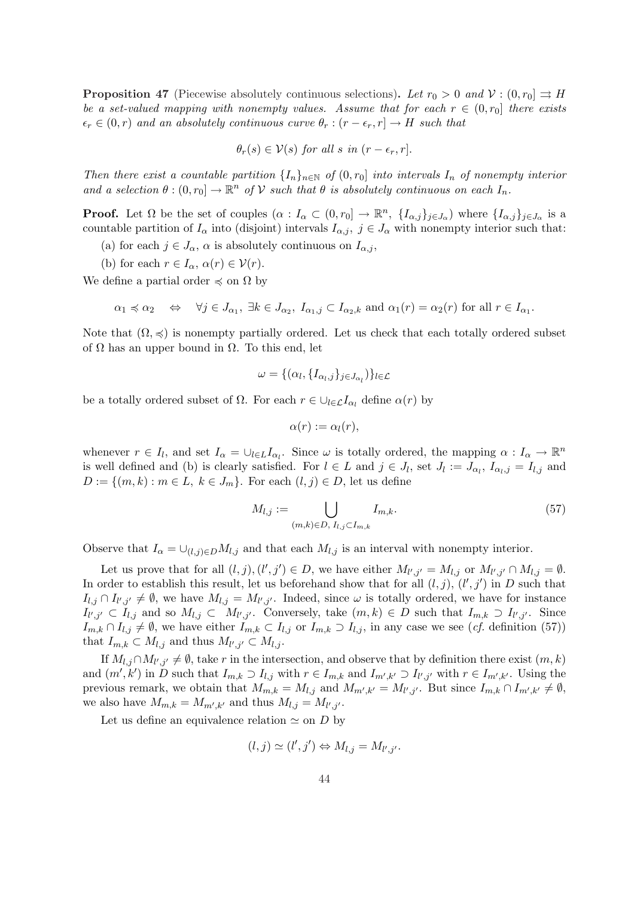**Proposition 47** (Piecewise absolutely continuous selections)**.** *Let $r_0 > 0$ and $\mathcal{V} : (0, r_0] \rightrightarrows H$ be a set-valued mapping with nonempty values. Assume that for each $r \in (0, r_0]$ there exists $\epsilon_r \in (0, r)$ and an absolutely continuous curve $\theta_r : (r - \epsilon_r, r] \to H$ such that*

$$\theta_r(s) \in \mathcal{V}(s) \text{ for all } s \text{ in } (r - \epsilon_r, r].$$

*Then there exist a countable partition $\{I_n\}_{n\in\mathbb{N}}$ of $(0, r_0]$ into intervals $I_n$ of nonempty interior and a selection $\theta : (0, r_0] \to \mathbb{R}^n$ of $\mathcal{V}$ such that $\theta$ is absolutely continuous on each $I_n$.*

**Proof.** Let $\Omega$ be the set of couples $(\alpha : I_\alpha \subset (0, r_0] \to \mathbb{R}^n,\ \{I_{\alpha,j}\}_{j\in J_\alpha})$ where $\{I_{\alpha,j}\}_{j\in J_\alpha}$ is a countable partition of $I_\alpha$ into (disjoint) intervals $I_{\alpha,j}$, $j \in J_\alpha$ with nonempty interior such that:

(a) for each $j \in J_\alpha$, $\alpha$ is absolutely continuous on $I_{\alpha,j}$,

(b) for each $r \in I_\alpha$, $\alpha(r) \in \mathcal{V}(r)$.

We define a partial order $\preccurlyeq$ on $\Omega$ by

$$\alpha_1 \preccurlyeq \alpha_2 \quad \Leftrightarrow \quad \forall j \in J_{\alpha_1},\ \exists k \in J_{\alpha_2},\ I_{\alpha_1,j} \subset I_{\alpha_2,k} \text{ and } \alpha_1(r) = \alpha_2(r) \text{ for all } r \in I_{\alpha_1}.$$

Note that $(\Omega, \preccurlyeq)$ is nonempty partially ordered. Let us check that each totally ordered subset of $\Omega$ has an upper bound in $\Omega$. To this end, let

$$\omega = \{(\alpha_l, \{I_{\alpha_l,j}\}_{j\in J_{\alpha_l}})\}_{l\in\mathcal{L}}$$

be a totally ordered subset of $\Omega$. For each $r \in \cup_{l\in\mathcal{L}} I_{\alpha_l}$ define $\alpha(r)$ by

$$\alpha(r) := \alpha_l(r),$$

whenever $r \in I_l$, and set $I_\alpha = \cup_{l\in L} I_{\alpha_l}$. Since $\omega$ is totally ordered, the mapping $\alpha : I_\alpha \to \mathbb{R}^n$ is well defined and (b) is clearly satisfied. For $l \in L$ and $j \in J_l$, set $J_l := J_{\alpha_l}$, $I_{\alpha_l,j} = I_{l,j}$ and $D := \{(m, k) : m \in L,\ k \in J_m\}$. For each $(l, j) \in D$, let us define

$$M_{l,j} := \bigcup_{(m,k)\in D,\ I_{l,j}\subset I_{m,k}} I_{m,k}. \tag{57}$$

Observe that $I_\alpha = \cup_{(l,j)\in D} M_{l,j}$ and that each $M_{l,j}$ is an interval with nonempty interior.

Let us prove that for all $(l, j), (l', j') \in D$, we have either $M_{l',j'} = M_{l,j}$ or $M_{l',j'} \cap M_{l,j} = \emptyset$. In order to establish this result, let us beforehand show that for all $(l, j)$, $(l', j')$ in $D$ such that $I_{l,j} \cap I_{l',j'} \neq \emptyset$, we have $M_{l,j} = M_{l',j'}$. Indeed, since $\omega$ is totally ordered, we have for instance $I_{l',j'} \subset I_{l,j}$ and so $M_{l,j} \subset M_{l',j'}$. Conversely, take $(m, k) \in D$ such that $I_{m,k} \supset I_{l',j'}$. Since $I_{m,k} \cap I_{l,j} \neq \emptyset$, we have either $I_{m,k} \subset I_{l,j}$ or $I_{m,k} \supset I_{l,j}$, in any case we see (*cf.* definition (57)) that $I_{m,k} \subset M_{l,j}$ and thus $M_{l',j'} \subset M_{l,j}$.

If $M_{l,j} \cap M_{l',j'} \neq \emptyset$, take $r$ in the intersection, and observe that by definition there exist $(m, k)$ and $(m', k')$ in $D$ such that $I_{m,k} \supset I_{l,j}$ with $r \in I_{m,k}$ and $I_{m',k'} \supset I_{l',j'}$ with $r \in I_{m',k'}$. Using the previous remark, we obtain that $M_{m,k} = M_{l,j}$ and $M_{m',k'} = M_{l',j'}$. But since $I_{m,k} \cap I_{m',k'} \neq \emptyset$, we also have $M_{m,k} = M_{m',k'}$ and thus $M_{l,j} = M_{l',j'}$.

Let us define an equivalence relation $\simeq$ on $D$ by

$$(l, j) \simeq (l', j') \Leftrightarrow M_{l,j} = M_{l',j'}.$$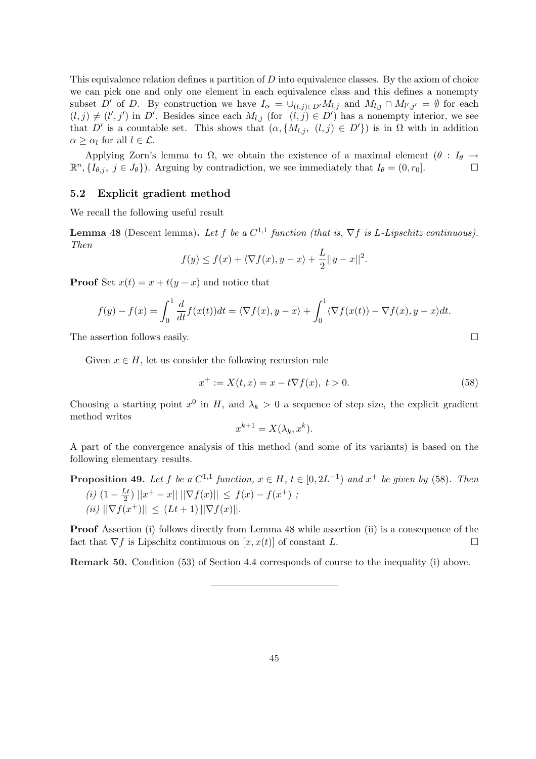This equivalence relation defines a partition of $D$ into equivalence classes. By the axiom of choice we can pick one and only one element in each equivalence class and this defines a nonempty subset $D'$ of $D$. By construction we have $I_\alpha = \cup_{(l,j)\in D'} M_{l,j}$ and $M_{l,j} \cap M_{l',j'} = \emptyset$ for each $(l,j) \neq (l',j')$ in $D'$. Besides since each $M_{l,j}$ (for $(l,j) \in D'$) has a nonempty interior, we see that $D'$ is a countable set. This shows that $(\alpha, \{M_{l,j},\ (l,j) \in D'\})$ is in $\Omega$ with in addition $\alpha \geq \alpha_l$ for all $l \in \mathcal{L}$.

Applying Zorn's lemma to $\Omega$, we obtain the existence of a maximal element $(\theta : I_\theta \to \mathbb{R}^n, \{I_{\theta,j},\ j \in J_\theta\})$. Arguing by contradiction, we see immediately that $I_\theta = (0, r_0]$. $\square$

### 5.2 Explicit gradient method

We recall the following useful result

**Lemma 48** (Descent lemma)**.** *Let $f$ be a $C^{1,1}$ function (that is, $\nabla f$ is $L$-Lipschitz continuous). Then*

$$f(y) \leq f(x) + \langle \nabla f(x), y - x\rangle + \frac{L}{2}||y - x||^2.$$

**Proof** Set $x(t) = x + t(y - x)$ and notice that

$$f(y) - f(x) = \int_0^1 \frac{d}{dt} f(x(t))dt = \langle \nabla f(x), y - x\rangle + \int_0^1 \langle \nabla f(x(t)) - \nabla f(x), y - x\rangle dt.$$

The assertion follows easily. $\square$

Given $x \in H$, let us consider the following recursion rule

$$x^+ := X(t,x) = x - t\nabla f(x),\ t > 0. \tag{58}$$

Choosing a starting point $x^0$ in $H$, and $\lambda_k > 0$ a sequence of step size, the explicit gradient method writes

$$x^{k+1} = X(\lambda_k, x^k).$$

A part of the convergence analysis of this method (and some of its variants) is based on the following elementary results.

**Proposition 49.** *Let $f$ be a $C^{1,1}$ function, $x \in H$, $t \in [0, 2L^{-1})$ and $x^+$ be given by* (58)*. Then*

*(i)* $(1 - \frac{Lt}{2})\, ||x^+ - x||\, ||\nabla f(x)|| \leq f(x) - f(x^+)$ *;*

*(ii)* $||\nabla f(x^+)|| \leq (Lt + 1)\, ||\nabla f(x)||$.

**Proof** Assertion (i) follows directly from Lemma 48 while assertion (ii) is a consequence of the fact that $\nabla f$ is Lipschitz continuous on $[x, x(t)]$ of constant $L$. $\square$

**Remark 50.** Condition (53) of Section 4.4 corresponds of course to the inequality (i) above.

---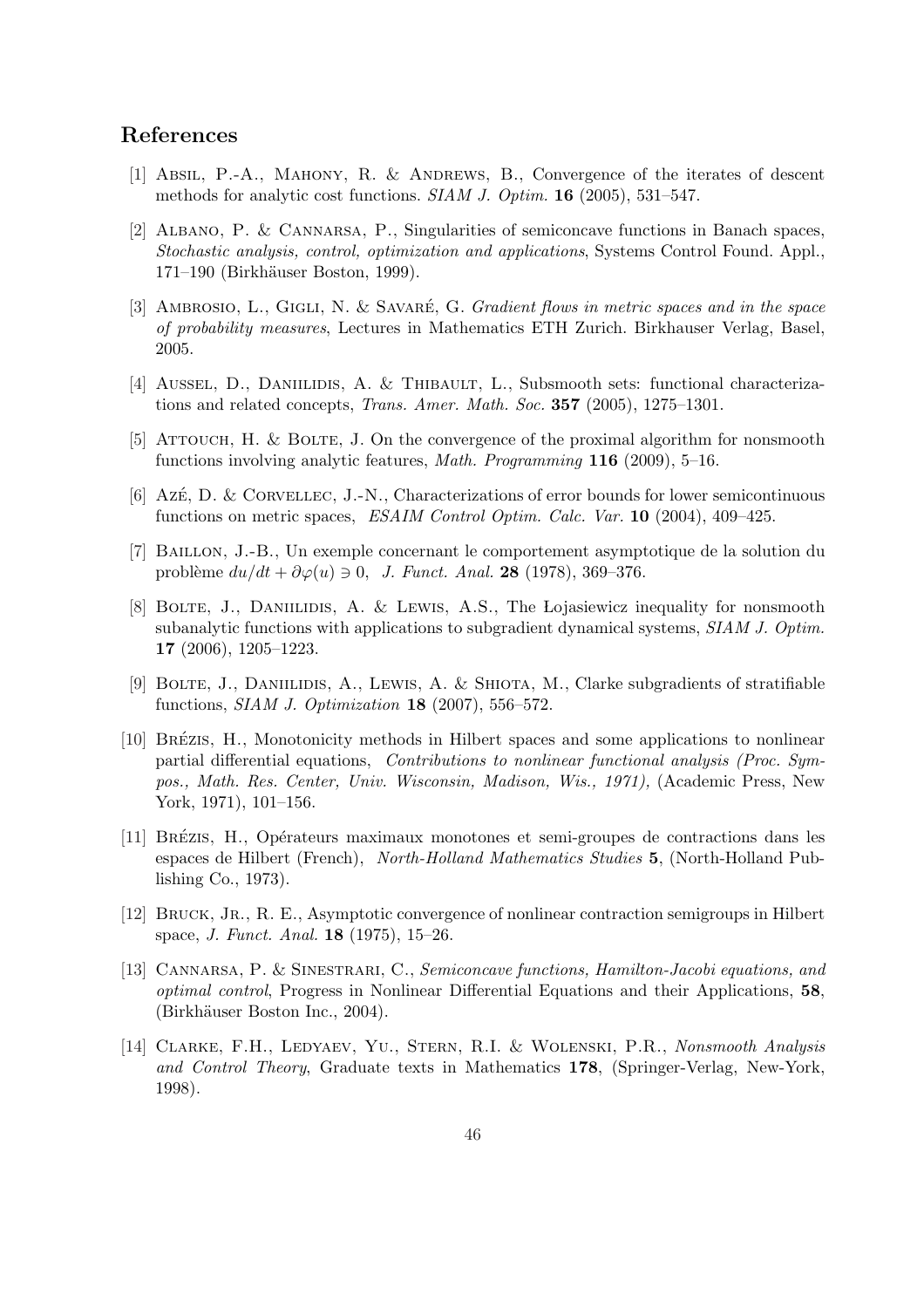## References

[1] Absil, P.-A., Mahony, R. & Andrews, B., Convergence of the iterates of descent methods for analytic cost functions. *SIAM J. Optim.* **16** (2005), 531–547.

[2] Albano, P. & Cannarsa, P., Singularities of semiconcave functions in Banach spaces, *Stochastic analysis, control, optimization and applications*, Systems Control Found. Appl., 171–190 (Birkhäuser Boston, 1999).

[3] Ambrosio, L., Gigli, N. & Savaré, G. *Gradient flows in metric spaces and in the space of probability measures*, Lectures in Mathematics ETH Zurich. Birkhauser Verlag, Basel, 2005.

[4] Aussel, D., Daniilidis, A. & Thibault, L., Subsmooth sets: functional characterizations and related concepts, *Trans. Amer. Math. Soc.* **357** (2005), 1275–1301.

[5] Attouch, H. & Bolte, J. On the convergence of the proximal algorithm for nonsmooth functions involving analytic features, *Math. Programming* **116** (2009), 5–16.

[6] Azé, D. & Corvellec, J.-N., Characterizations of error bounds for lower semicontinuous functions on metric spaces, *ESAIM Control Optim. Calc. Var.* **10** (2004), 409–425.

[7] Baillon, J.-B., Un exemple concernant le comportement asymptotique de la solution du problème $du/dt + \partial\varphi(u) \ni 0$, *J. Funct. Anal.* **28** (1978), 369–376.

[8] Bolte, J., Daniilidis, A. & Lewis, A.S., The Łojasiewicz inequality for nonsmooth subanalytic functions with applications to subgradient dynamical systems, *SIAM J. Optim.* **17** (2006), 1205–1223.

[9] Bolte, J., Daniilidis, A., Lewis, A. & Shiota, M., Clarke subgradients of stratifiable functions, *SIAM J. Optimization* **18** (2007), 556–572.

[10] Brézis, H., Monotonicity methods in Hilbert spaces and some applications to nonlinear partial differential equations, *Contributions to nonlinear functional analysis (Proc. Sympos., Math. Res. Center, Univ. Wisconsin, Madison, Wis., 1971),* (Academic Press, New York, 1971), 101–156.

[11] Brézis, H., Opérateurs maximaux monotones et semi-groupes de contractions dans les espaces de Hilbert (French), *North-Holland Mathematics Studies* **5**, (North-Holland Publishing Co., 1973).

[12] Bruck, Jr., R. E., Asymptotic convergence of nonlinear contraction semigroups in Hilbert space, *J. Funct. Anal.* **18** (1975), 15–26.

[13] Cannarsa, P. & Sinestrari, C., *Semiconcave functions, Hamilton-Jacobi equations, and optimal control*, Progress in Nonlinear Differential Equations and their Applications, **58**, (Birkhäuser Boston Inc., 2004).

[14] Clarke, F.H., Ledyaev, Yu., Stern, R.I. & Wolenski, P.R., *Nonsmooth Analysis and Control Theory*, Graduate texts in Mathematics **178**, (Springer-Verlag, New-York, 1998).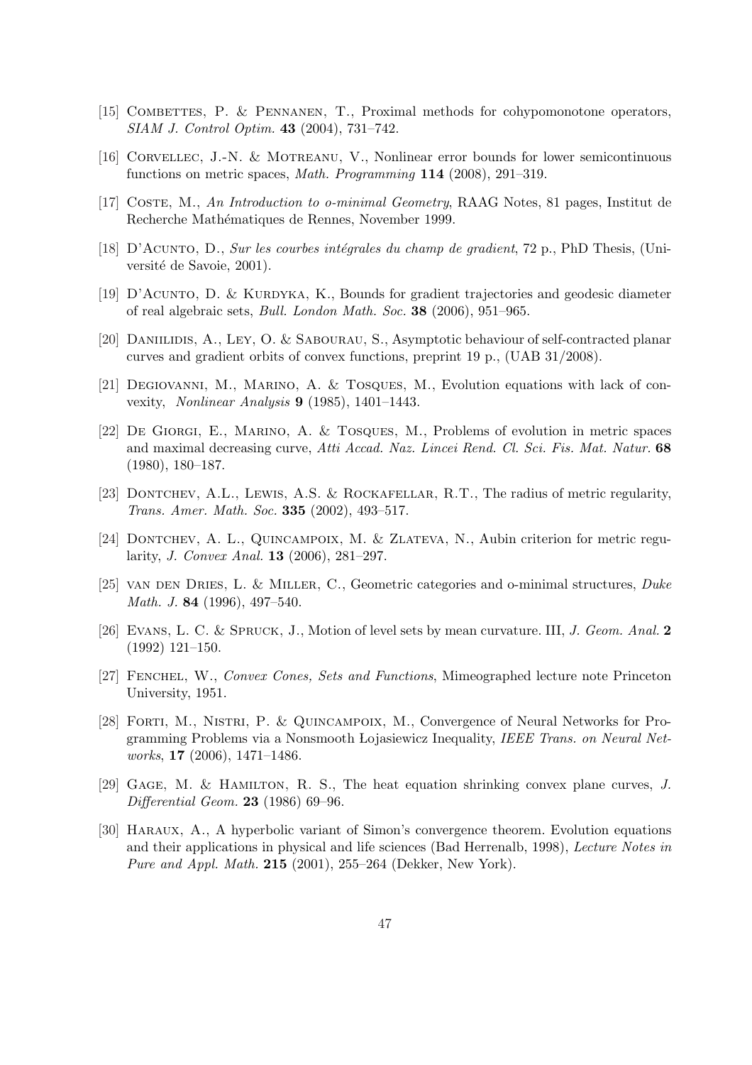[15] Combettes, P. & Pennanen, T., Proximal methods for cohypomonotone operators, *SIAM J. Control Optim.* **43** (2004), 731–742.

[16] Corvellec, J.-N. & Motreanu, V., Nonlinear error bounds for lower semicontinuous functions on metric spaces, *Math. Programming* **114** (2008), 291–319.

[17] Coste, M., *An Introduction to o-minimal Geometry*, RAAG Notes, 81 pages, Institut de Recherche Mathématiques de Rennes, November 1999.

[18] D'Acunto, D., *Sur les courbes intégrales du champ de gradient*, 72 p., PhD Thesis, (Université de Savoie, 2001).

[19] D'Acunto, D. & Kurdyka, K., Bounds for gradient trajectories and geodesic diameter of real algebraic sets, *Bull. London Math. Soc.* **38** (2006), 951–965.

[20] Daniilidis, A., Ley, O. & Sabourau, S., Asymptotic behaviour of self-contracted planar curves and gradient orbits of convex functions, preprint 19 p., (UAB 31/2008).

[21] Degiovanni, M., Marino, A. & Tosques, M., Evolution equations with lack of convexity, *Nonlinear Analysis* **9** (1985), 1401–1443.

[22] De Giorgi, E., Marino, A. & Tosques, M., Problems of evolution in metric spaces and maximal decreasing curve, *Atti Accad. Naz. Lincei Rend. Cl. Sci. Fis. Mat. Natur.* **68** (1980), 180–187.

[23] Dontchev, A.L., Lewis, A.S. & Rockafellar, R.T., The radius of metric regularity, *Trans. Amer. Math. Soc.* **335** (2002), 493–517.

[24] Dontchev, A. L., Quincampoix, M. & Zlateva, N., Aubin criterion for metric regularity, *J. Convex Anal.* **13** (2006), 281–297.

[25] van den Dries, L. & Miller, C., Geometric categories and o-minimal structures, *Duke Math. J.* **84** (1996), 497–540.

[26] Evans, L. C. & Spruck, J., Motion of level sets by mean curvature. III, *J. Geom. Anal.* **2** (1992) 121–150.

[27] Fenchel, W., *Convex Cones, Sets and Functions*, Mimeographed lecture note Princeton University, 1951.

[28] Forti, M., Nistri, P. & Quincampoix, M., Convergence of Neural Networks for Programming Problems via a Nonsmooth Łojasiewicz Inequality, *IEEE Trans. on Neural Networks*, **17** (2006), 1471–1486.

[29] Gage, M. & Hamilton, R. S., The heat equation shrinking convex plane curves, *J. Differential Geom.* **23** (1986) 69–96.

[30] Haraux, A., A hyperbolic variant of Simon's convergence theorem. Evolution equations and their applications in physical and life sciences (Bad Herrenalb, 1998), *Lecture Notes in Pure and Appl. Math.* **215** (2001), 255–264 (Dekker, New York).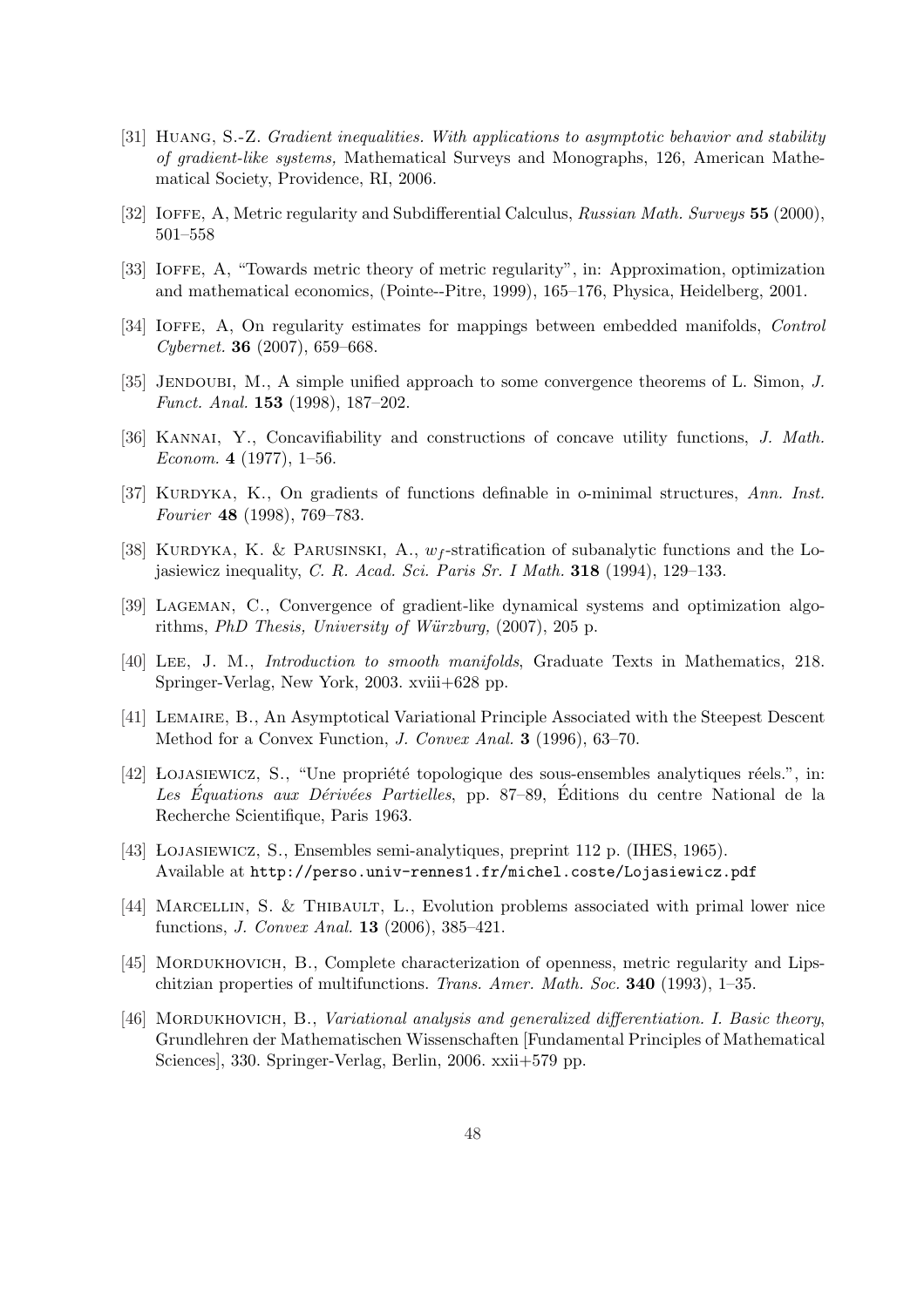[31] Huang, S.-Z. *Gradient inequalities. With applications to asymptotic behavior and stability of gradient-like systems,* Mathematical Surveys and Monographs, 126, American Mathematical Society, Providence, RI, 2006.

[32] Ioffe, A, Metric regularity and Subdifferential Calculus, *Russian Math. Surveys* **55** (2000), 501–558

[33] Ioffe, A, "Towards metric theory of metric regularity", in: Approximation, optimization and mathematical economics, (Pointe--Pitre, 1999), 165–176, Physica, Heidelberg, 2001.

[34] Ioffe, A, On regularity estimates for mappings between embedded manifolds, *Control Cybernet.* **36** (2007), 659–668.

[35] Jendoubi, M., A simple unified approach to some convergence theorems of L. Simon, *J. Funct. Anal.* **153** (1998), 187–202.

[36] Kannai, Y., Concavifiability and constructions of concave utility functions, *J. Math. Econom.* **4** (1977), 1–56.

[37] Kurdyka, K., On gradients of functions definable in o-minimal structures, *Ann. Inst. Fourier* **48** (1998), 769–783.

[38] Kurdyka, K. & Parusinski, A., $w_f$-stratification of subanalytic functions and the Lojasiewicz inequality, *C. R. Acad. Sci. Paris Sr. I Math.* **318** (1994), 129–133.

[39] Lageman, C., Convergence of gradient-like dynamical systems and optimization algorithms, *PhD Thesis, University of Würzburg,* (2007), 205 p.

[40] Lee, J. M., *Introduction to smooth manifolds*, Graduate Texts in Mathematics, 218. Springer-Verlag, New York, 2003. xviii+628 pp.

[41] Lemaire, B., An Asymptotical Variational Principle Associated with the Steepest Descent Method for a Convex Function, *J. Convex Anal.* **3** (1996), 63–70.

[42] Lojasiewicz, S., "Une propriété topologique des sous-ensembles analytiques réels.", in: *Les Équations aux Dérivées Partielles*, pp. 87–89, Éditions du centre National de la Recherche Scientifique, Paris 1963.

[43] Lojasiewicz, S., Ensembles semi-analytiques, preprint 112 p. (IHES, 1965). Available at http://perso.univ-rennes1.fr/michel.coste/Lojasiewicz.pdf

[44] Marcellin, S. & Thibault, L., Evolution problems associated with primal lower nice functions, *J. Convex Anal.* **13** (2006), 385–421.

[45] Mordukhovich, B., Complete characterization of openness, metric regularity and Lipschitzian properties of multifunctions. *Trans. Amer. Math. Soc.* **340** (1993), 1–35.

[46] Mordukhovich, B., *Variational analysis and generalized differentiation. I. Basic theory*, Grundlehren der Mathematischen Wissenschaften [Fundamental Principles of Mathematical Sciences], 330. Springer-Verlag, Berlin, 2006. xxii+579 pp.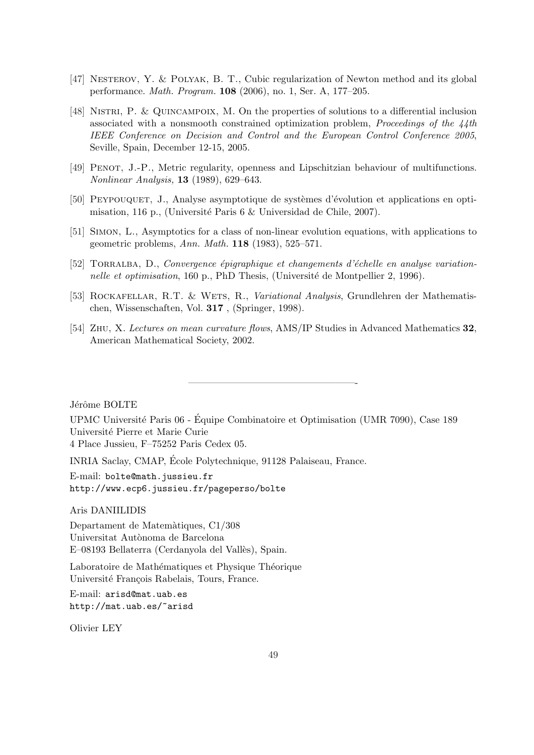[47] Nesterov, Y. & Polyak, B. T., Cubic regularization of Newton method and its global performance. *Math. Program.* **108** (2006), no. 1, Ser. A, 177–205.

[48] Nistri, P. & Quincampoix, M. On the properties of solutions to a differential inclusion associated with a nonsmooth constrained optimization problem, *Proceedings of the 44th IEEE Conference on Decision and Control and the European Control Conference 2005*, Seville, Spain, December 12-15, 2005.

[49] Penot, J.-P., Metric regularity, openness and Lipschitzian behaviour of multifunctions. *Nonlinear Analysis,* **13** (1989), 629–643.

[50] Peypouquet, J., Analyse asymptotique de systèmes d'évolution et applications en optimisation, 116 p., (Université Paris 6 & Universidad de Chile, 2007).

[51] Simon, L., Asymptotics for a class of non-linear evolution equations, with applications to geometric problems, *Ann. Math.* **118** (1983), 525–571.

[52] Torralba, D., *Convergence épigraphique et changements d'échelle en analyse variationnelle et optimisation*, 160 p., PhD Thesis, (Université de Montpellier 2, 1996).

[53] Rockafellar, R.T. & Wets, R., *Variational Analysis*, Grundlehren der Mathematischen, Wissenschaften, Vol. **317** , (Springer, 1998).

[54] Zhu, X. *Lectures on mean curvature flows*, AMS/IP Studies in Advanced Mathematics **32**, American Mathematical Society, 2002.

---

Jérôme BOLTE

UPMC Université Paris 06 - Équipe Combinatoire et Optimisation (UMR 7090), Case 189
Université Pierre et Marie Curie
4 Place Jussieu, F–75252 Paris Cedex 05.

INRIA Saclay, CMAP, École Polytechnique, 91128 Palaiseau, France.

E-mail: bolte@math.jussieu.fr
http://www.ecp6.jussieu.fr/pageperso/bolte

Aris DANIILIDIS

Departament de Matemàtiques, C1/308
Universitat Autònoma de Barcelona
E–08193 Bellaterra (Cerdanyola del Vallès), Spain.

Laboratoire de Mathématiques et Physique Théorique
Université François Rabelais, Tours, France.

E-mail: arisd@mat.uab.es
http://mat.uab.es/~arisd

Olivier LEY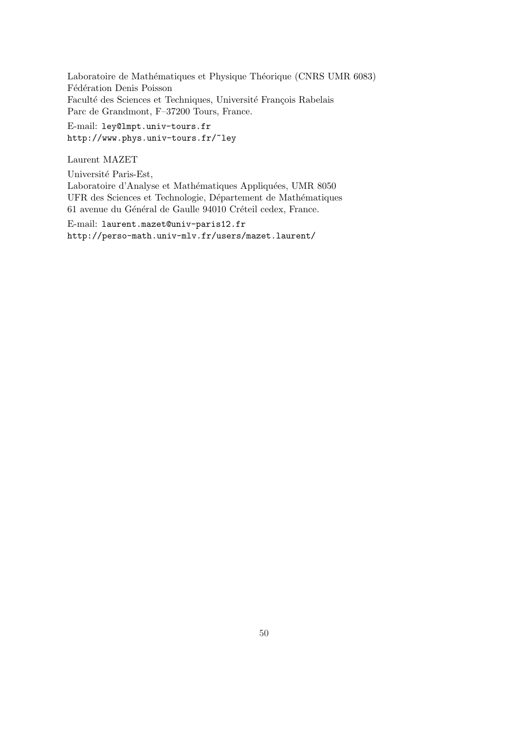Laboratoire de Mathématiques et Physique Théorique (CNRS UMR 6083)
Fédération Denis Poisson
Faculté des Sciences et Techniques, Université François Rabelais
Parc de Grandmont, F–37200 Tours, France.

E-mail: ley@lmpt.univ-tours.fr
http://www.phys.univ-tours.fr/~ley

Laurent MAZET

Université Paris-Est,
Laboratoire d'Analyse et Mathématiques Appliquées, UMR 8050
UFR des Sciences et Technologie, Département de Mathématiques
61 avenue du Général de Gaulle 94010 Créteil cedex, France.

E-mail: laurent.mazet@univ-paris12.fr
http://perso-math.univ-mlv.fr/users/mazet.laurent/